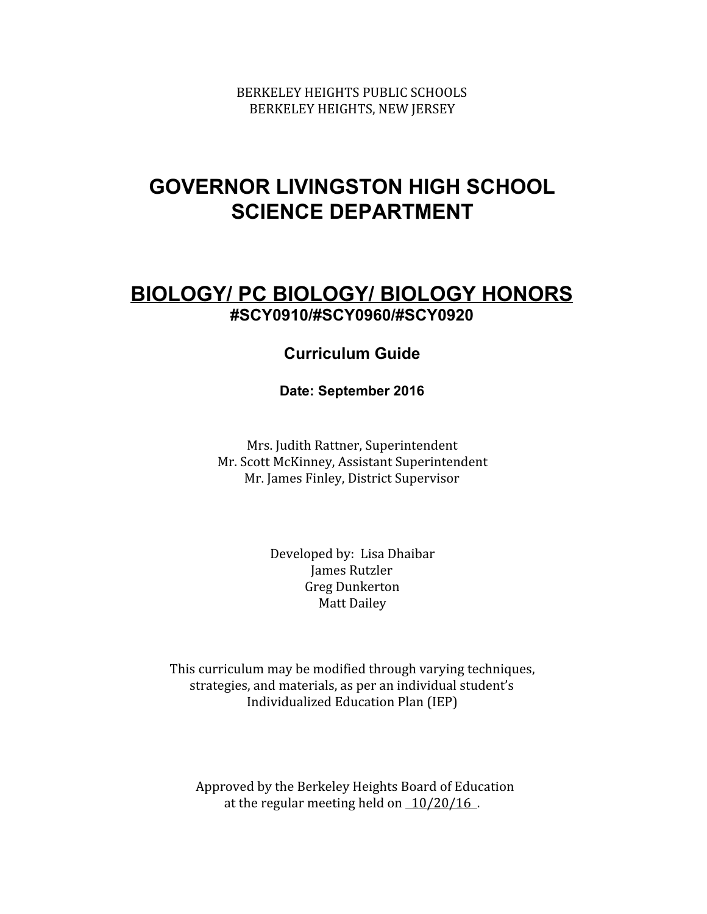BERKELEY HEIGHTS PUBLIC SCHOOLS
BERKELEY HEIGHTS, NEW JERSEY

# GOVERNOR LIVINGSTON HIGH SCHOOL
# SCIENCE DEPARTMENT

## BIOLOGY/ PC BIOLOGY/ BIOLOGY HONORS

**#SCY0910/#SCY0960/#SCY0920**

**Curriculum Guide**

**Date: September 2016**

Mrs. Judith Rattner, Superintendent
Mr. Scott McKinney, Assistant Superintendent
Mr. James Finley, District Supervisor

Developed by: Lisa Dhaibar
James Rutzler
Greg Dunkerton
Matt Dailey

This curriculum may be modified through varying techniques, strategies, and materials, as per an individual student's Individualized Education Plan (IEP)

Approved by the Berkeley Heights Board of Education at the regular meeting held on 10/20/16.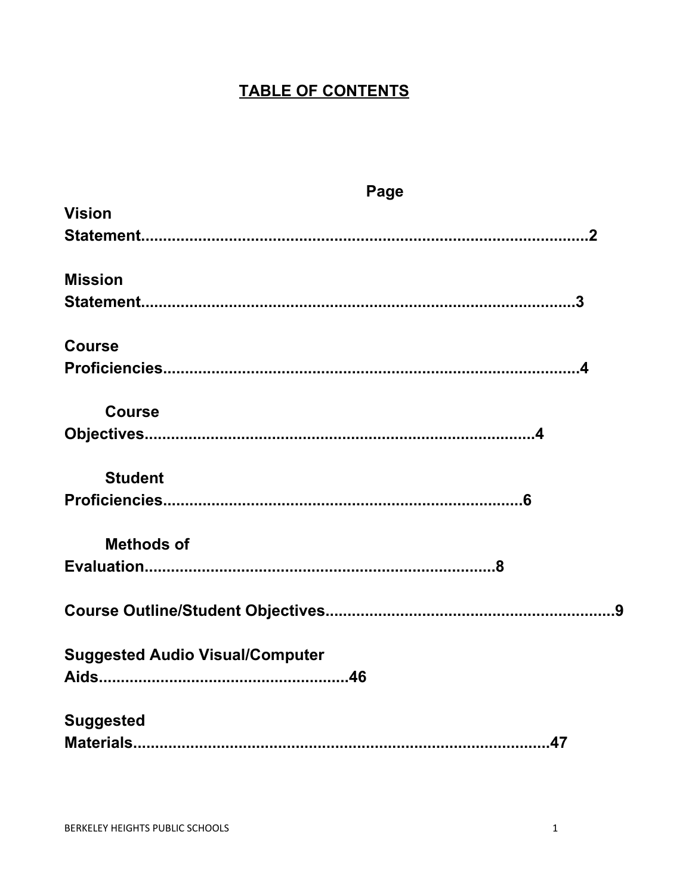# TABLE OF CONTENTS

| | Page |
|---|---|
| Vision Statement | 2 |
| Mission Statement | 3 |
| Course Proficiencies | 4 |
| Course Objectives | 4 |
| Student Proficiencies | 6 |
| Methods of Evaluation | 8 |
| Course Outline/Student Objectives | 9 |
| Suggested Audio Visual/Computer Aids | 46 |
| Suggested Materials | 47 |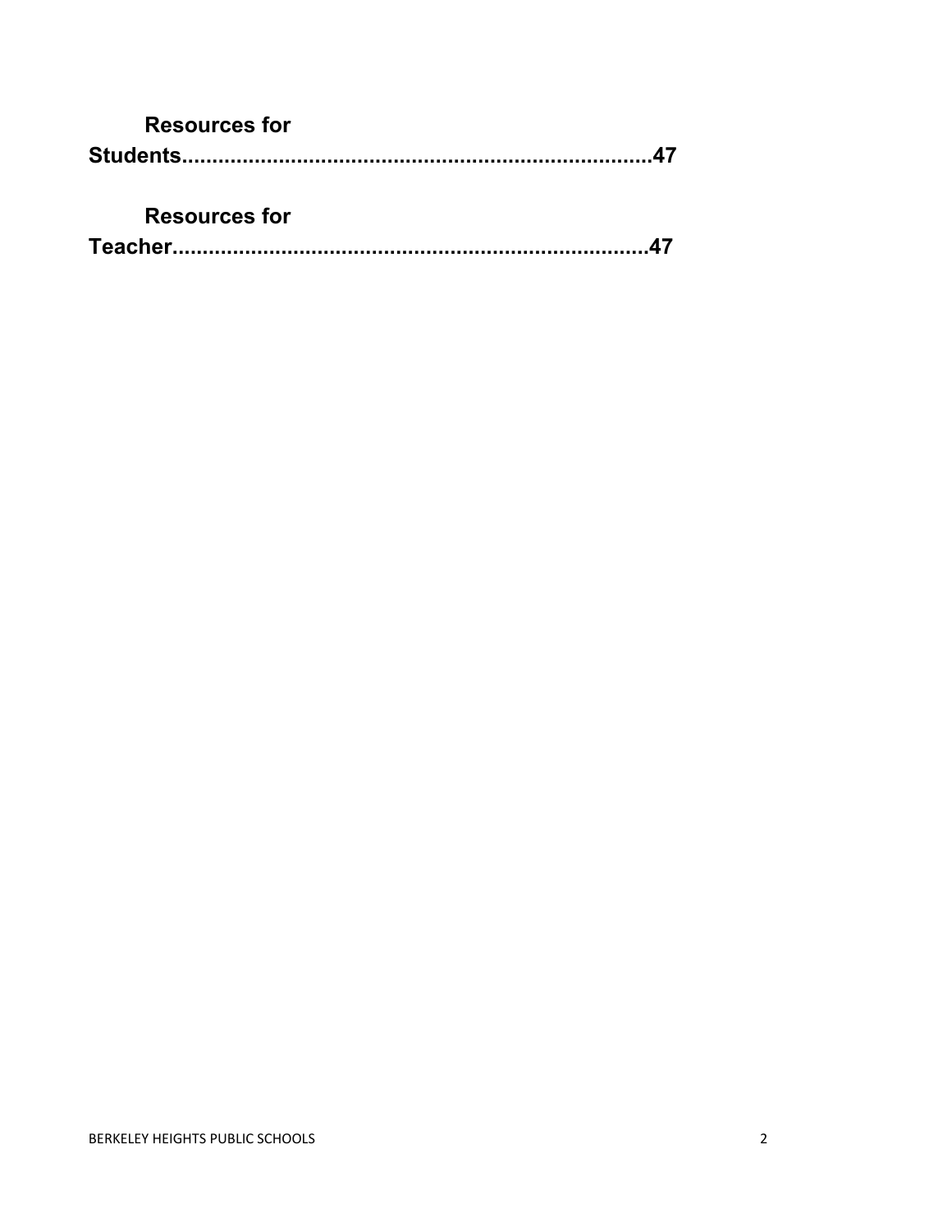**Resources for Students..............................................................................47**

**Resources for Teacher..............................................................................47**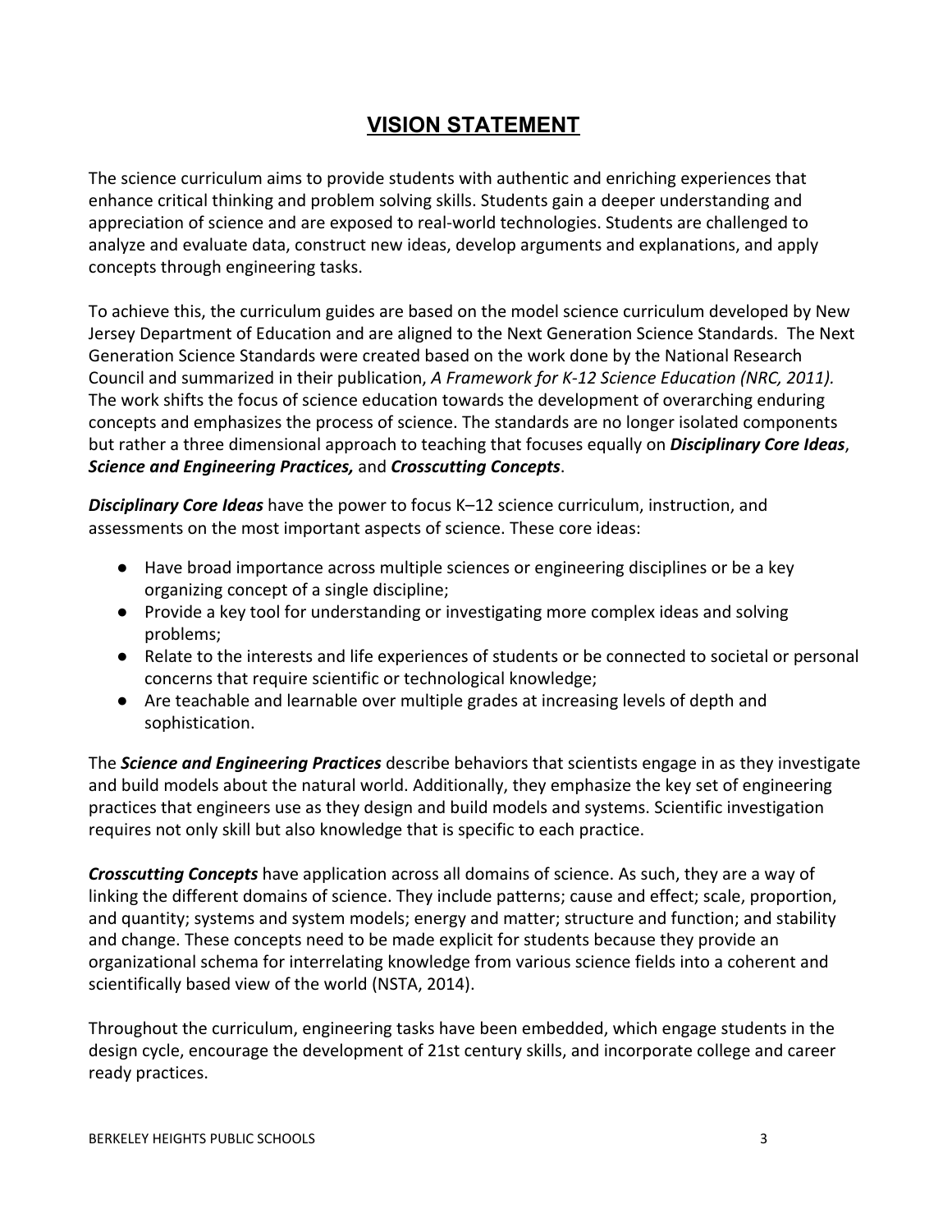# VISION STATEMENT

The science curriculum aims to provide students with authentic and enriching experiences that enhance critical thinking and problem solving skills. Students gain a deeper understanding and appreciation of science and are exposed to real-world technologies. Students are challenged to analyze and evaluate data, construct new ideas, develop arguments and explanations, and apply concepts through engineering tasks.

To achieve this, the curriculum guides are based on the model science curriculum developed by New Jersey Department of Education and are aligned to the Next Generation Science Standards. The Next Generation Science Standards were created based on the work done by the National Research Council and summarized in their publication, *A Framework for K-12 Science Education (NRC, 2011).* The work shifts the focus of science education towards the development of overarching enduring concepts and emphasizes the process of science. The standards are no longer isolated components but rather a three dimensional approach to teaching that focuses equally on ***Disciplinary Core Ideas***, ***Science and Engineering Practices,*** and ***Crosscutting Concepts***.

***Disciplinary Core Ideas*** have the power to focus K–12 science curriculum, instruction, and assessments on the most important aspects of science. These core ideas:

- Have broad importance across multiple sciences or engineering disciplines or be a key organizing concept of a single discipline;
- Provide a key tool for understanding or investigating more complex ideas and solving problems;
- Relate to the interests and life experiences of students or be connected to societal or personal concerns that require scientific or technological knowledge;
- Are teachable and learnable over multiple grades at increasing levels of depth and sophistication.

The ***Science and Engineering Practices*** describe behaviors that scientists engage in as they investigate and build models about the natural world. Additionally, they emphasize the key set of engineering practices that engineers use as they design and build models and systems. Scientific investigation requires not only skill but also knowledge that is specific to each practice.

***Crosscutting Concepts*** have application across all domains of science. As such, they are a way of linking the different domains of science. They include patterns; cause and effect; scale, proportion, and quantity; systems and system models; energy and matter; structure and function; and stability and change. These concepts need to be made explicit for students because they provide an organizational schema for interrelating knowledge from various science fields into a coherent and scientifically based view of the world (NSTA, 2014).

Throughout the curriculum, engineering tasks have been embedded, which engage students in the design cycle, encourage the development of 21st century skills, and incorporate college and career ready practices.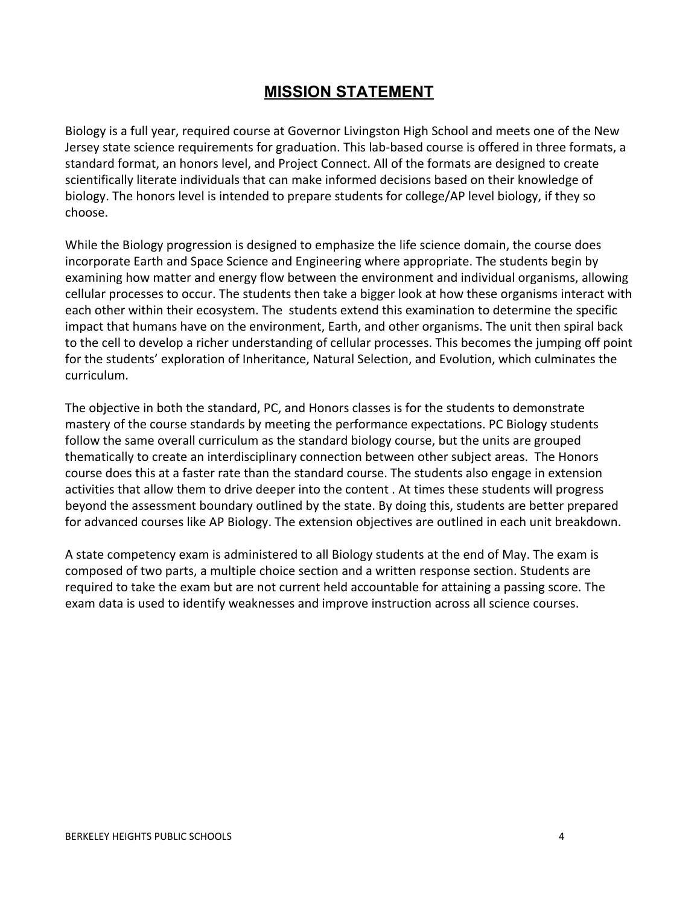# MISSION STATEMENT

Biology is a full year, required course at Governor Livingston High School and meets one of the New Jersey state science requirements for graduation. This lab-based course is offered in three formats, a standard format, an honors level, and Project Connect. All of the formats are designed to create scientifically literate individuals that can make informed decisions based on their knowledge of biology. The honors level is intended to prepare students for college/AP level biology, if they so choose.

While the Biology progression is designed to emphasize the life science domain, the course does incorporate Earth and Space Science and Engineering where appropriate. The students begin by examining how matter and energy flow between the environment and individual organisms, allowing cellular processes to occur. The students then take a bigger look at how these organisms interact with each other within their ecosystem. The students extend this examination to determine the specific impact that humans have on the environment, Earth, and other organisms. The unit then spiral back to the cell to develop a richer understanding of cellular processes. This becomes the jumping off point for the students' exploration of Inheritance, Natural Selection, and Evolution, which culminates the curriculum.

The objective in both the standard, PC, and Honors classes is for the students to demonstrate mastery of the course standards by meeting the performance expectations. PC Biology students follow the same overall curriculum as the standard biology course, but the units are grouped thematically to create an interdisciplinary connection between other subject areas. The Honors course does this at a faster rate than the standard course. The students also engage in extension activities that allow them to drive deeper into the content . At times these students will progress beyond the assessment boundary outlined by the state. By doing this, students are better prepared for advanced courses like AP Biology. The extension objectives are outlined in each unit breakdown.

A state competency exam is administered to all Biology students at the end of May. The exam is composed of two parts, a multiple choice section and a written response section. Students are required to take the exam but are not current held accountable for attaining a passing score. The exam data is used to identify weaknesses and improve instruction across all science courses.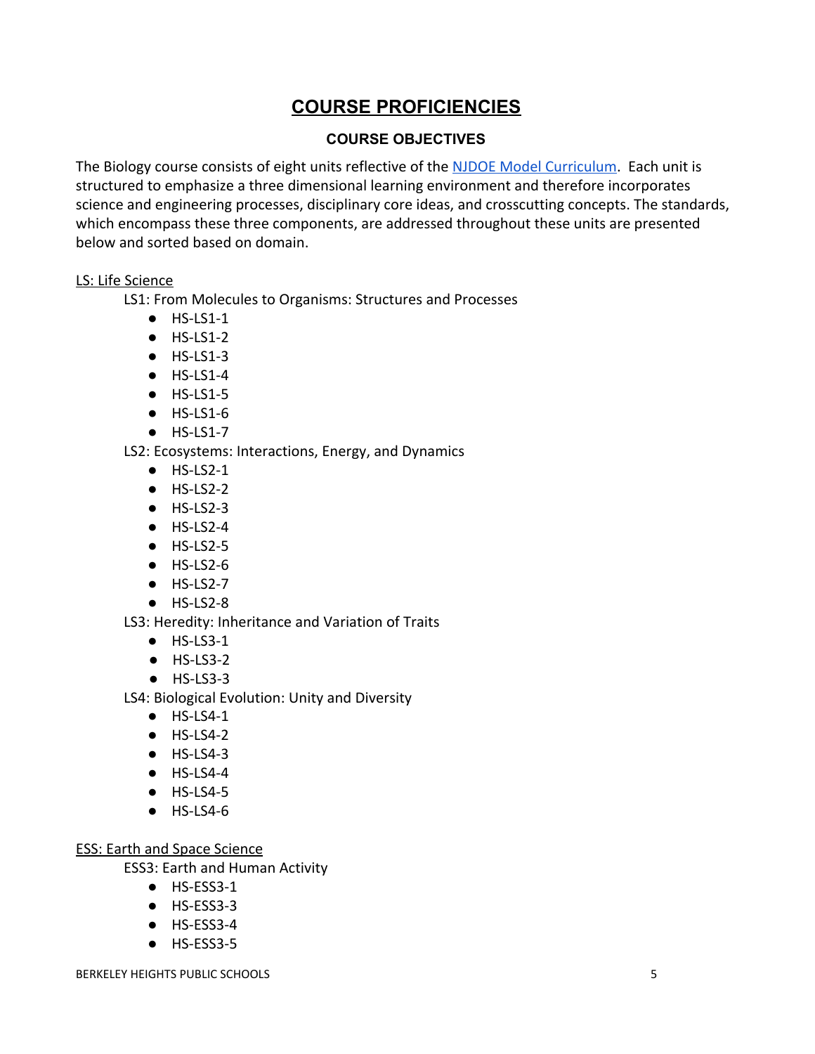# COURSE PROFICIENCIES

## COURSE OBJECTIVES

The Biology course consists of eight units reflective of the NJDOE Model Curriculum. Each unit is structured to emphasize a three dimensional learning environment and therefore incorporates science and engineering processes, disciplinary core ideas, and crosscutting concepts. The standards, which encompass these three components, are addressed throughout these units are presented below and sorted based on domain.

LS: Life Science

LS1: From Molecules to Organisms: Structures and Processes
- HS-LS1-1
- HS-LS1-2
- HS-LS1-3
- HS-LS1-4
- HS-LS1-5
- HS-LS1-6
- HS-LS1-7

LS2: Ecosystems: Interactions, Energy, and Dynamics
- HS-LS2-1
- HS-LS2-2
- HS-LS2-3
- HS-LS2-4
- HS-LS2-5
- HS-LS2-6
- HS-LS2-7
- HS-LS2-8

LS3: Heredity: Inheritance and Variation of Traits
- HS-LS3-1
- HS-LS3-2
- HS-LS3-3

LS4: Biological Evolution: Unity and Diversity
- HS-LS4-1
- HS-LS4-2
- HS-LS4-3
- HS-LS4-4
- HS-LS4-5
- HS-LS4-6

ESS: Earth and Space Science

ESS3: Earth and Human Activity
- HS-ESS3-1
- HS-ESS3-3
- HS-ESS3-4
- HS-ESS3-5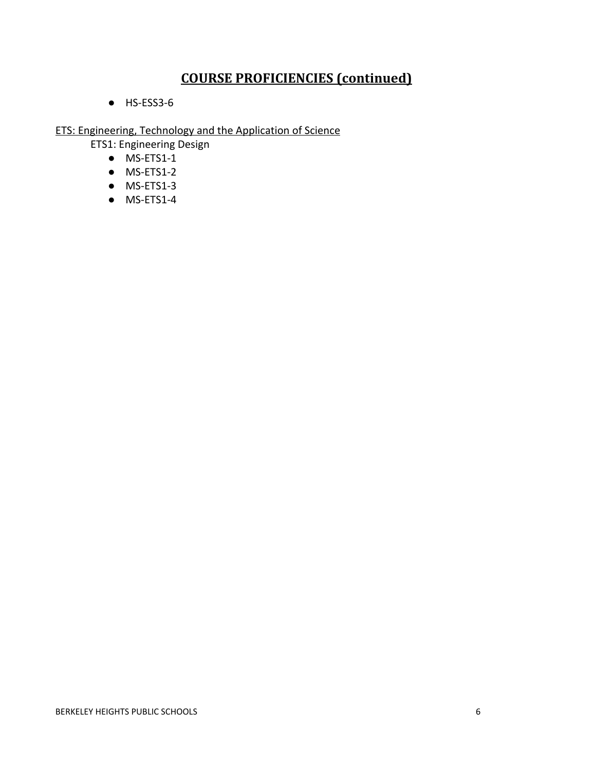## COURSE PROFICIENCIES (continued)

- HS-ESS3-6

ETS: Engineering, Technology and the Application of Science

ETS1: Engineering Design

- MS-ETS1-1
- MS-ETS1-2
- MS-ETS1-3
- MS-ETS1-4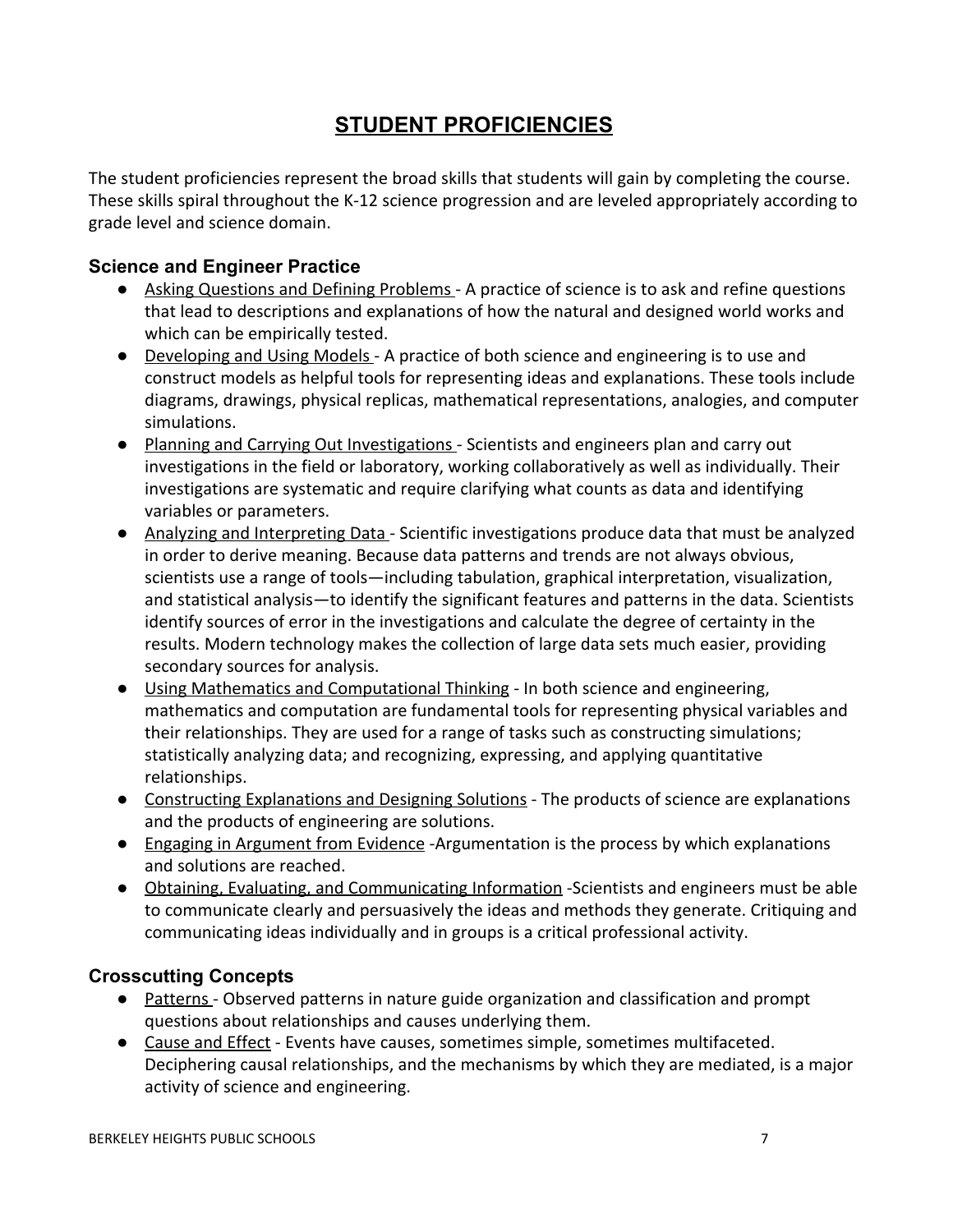# STUDENT PROFICIENCIES

The student proficiencies represent the broad skills that students will gain by completing the course. These skills spiral throughout the K-12 science progression and are leveled appropriately according to grade level and science domain.

## Science and Engineer Practice

- Asking Questions and Defining Problems - A practice of science is to ask and refine questions that lead to descriptions and explanations of how the natural and designed world works and which can be empirically tested.
- Developing and Using Models - A practice of both science and engineering is to use and construct models as helpful tools for representing ideas and explanations. These tools include diagrams, drawings, physical replicas, mathematical representations, analogies, and computer simulations.
- Planning and Carrying Out Investigations - Scientists and engineers plan and carry out investigations in the field or laboratory, working collaboratively as well as individually. Their investigations are systematic and require clarifying what counts as data and identifying variables or parameters.
- Analyzing and Interpreting Data - Scientific investigations produce data that must be analyzed in order to derive meaning. Because data patterns and trends are not always obvious, scientists use a range of tools—including tabulation, graphical interpretation, visualization, and statistical analysis—to identify the significant features and patterns in the data. Scientists identify sources of error in the investigations and calculate the degree of certainty in the results. Modern technology makes the collection of large data sets much easier, providing secondary sources for analysis.
- Using Mathematics and Computational Thinking - In both science and engineering, mathematics and computation are fundamental tools for representing physical variables and their relationships. They are used for a range of tasks such as constructing simulations; statistically analyzing data; and recognizing, expressing, and applying quantitative relationships.
- Constructing Explanations and Designing Solutions - The products of science are explanations and the products of engineering are solutions.
- Engaging in Argument from Evidence -Argumentation is the process by which explanations and solutions are reached.
- Obtaining, Evaluating, and Communicating Information -Scientists and engineers must be able to communicate clearly and persuasively the ideas and methods they generate. Critiquing and communicating ideas individually and in groups is a critical professional activity.

## Crosscutting Concepts

- Patterns - Observed patterns in nature guide organization and classification and prompt questions about relationships and causes underlying them.
- Cause and Effect - Events have causes, sometimes simple, sometimes multifaceted. Deciphering causal relationships, and the mechanisms by which they are mediated, is a major activity of science and engineering.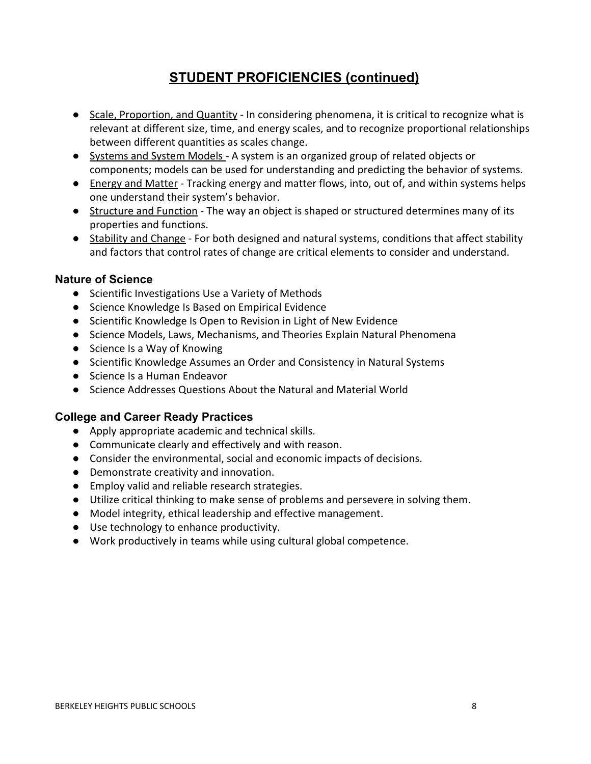# STUDENT PROFICIENCIES (continued)

- Scale, Proportion, and Quantity - In considering phenomena, it is critical to recognize what is relevant at different size, time, and energy scales, and to recognize proportional relationships between different quantities as scales change.
- Systems and System Models - A system is an organized group of related objects or components; models can be used for understanding and predicting the behavior of systems.
- Energy and Matter - Tracking energy and matter flows, into, out of, and within systems helps one understand their system's behavior.
- Structure and Function - The way an object is shaped or structured determines many of its properties and functions.
- Stability and Change - For both designed and natural systems, conditions that affect stability and factors that control rates of change are critical elements to consider and understand.

### Nature of Science

- Scientific Investigations Use a Variety of Methods
- Science Knowledge Is Based on Empirical Evidence
- Scientific Knowledge Is Open to Revision in Light of New Evidence
- Science Models, Laws, Mechanisms, and Theories Explain Natural Phenomena
- Science Is a Way of Knowing
- Scientific Knowledge Assumes an Order and Consistency in Natural Systems
- Science Is a Human Endeavor
- Science Addresses Questions About the Natural and Material World

### College and Career Ready Practices

- Apply appropriate academic and technical skills.
- Communicate clearly and effectively and with reason.
- Consider the environmental, social and economic impacts of decisions.
- Demonstrate creativity and innovation.
- Employ valid and reliable research strategies.
- Utilize critical thinking to make sense of problems and persevere in solving them.
- Model integrity, ethical leadership and effective management.
- Use technology to enhance productivity.
- Work productively in teams while using cultural global competence.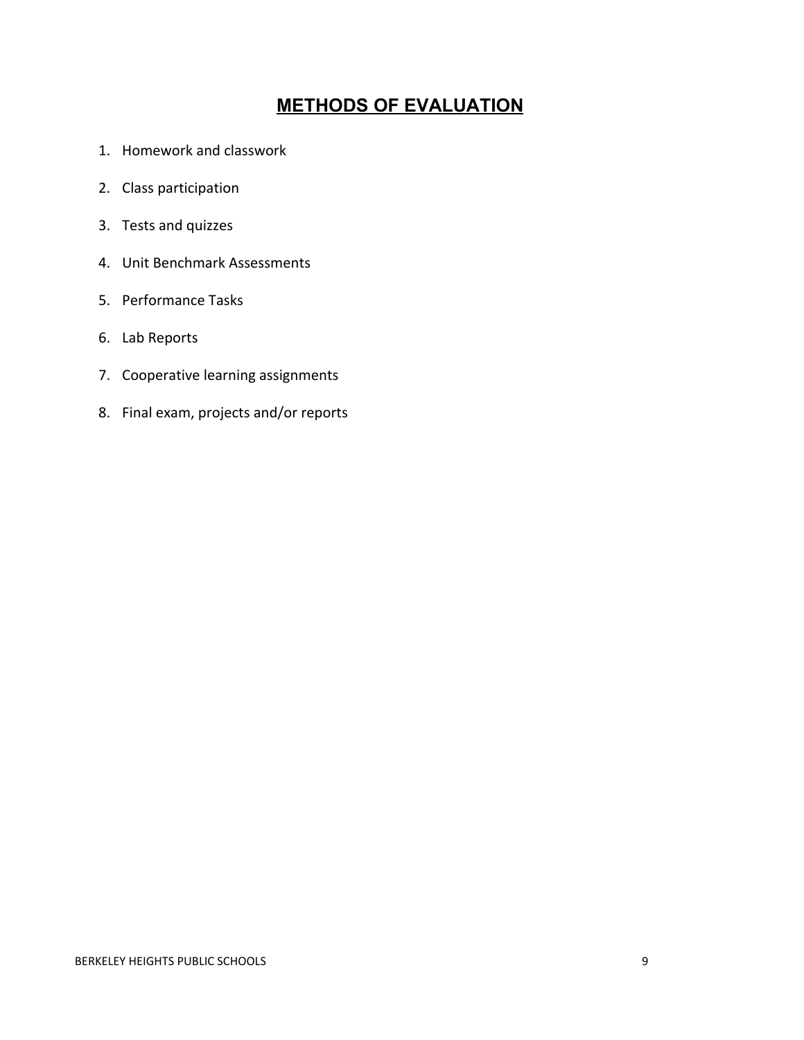# METHODS OF EVALUATION

1. Homework and classwork
2. Class participation
3. Tests and quizzes
4. Unit Benchmark Assessments
5. Performance Tasks
6. Lab Reports
7. Cooperative learning assignments
8. Final exam, projects and/or reports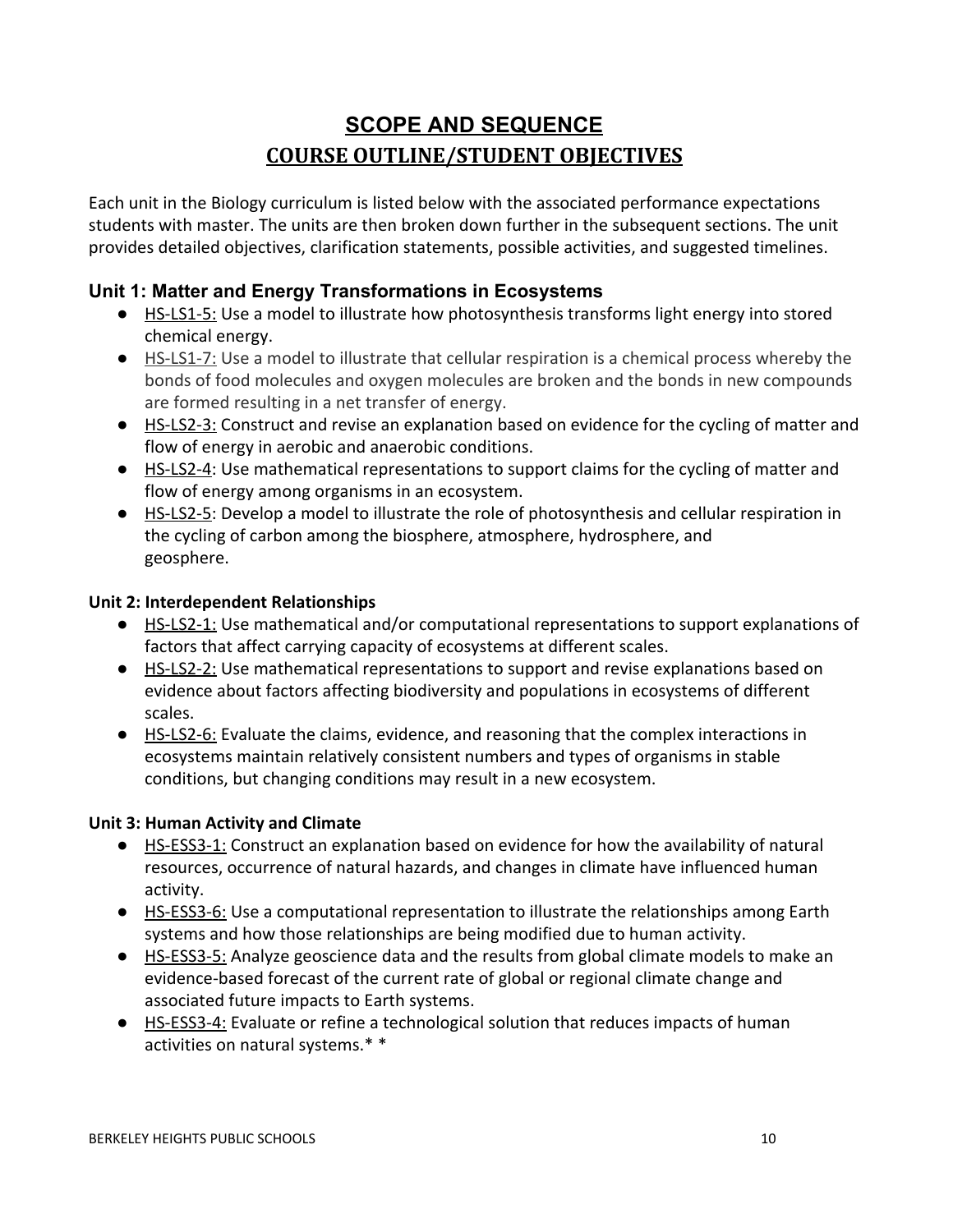# SCOPE AND SEQUENCE

## COURSE OUTLINE/STUDENT OBJECTIVES

Each unit in the Biology curriculum is listed below with the associated performance expectations students with master. The units are then broken down further in the subsequent sections. The unit provides detailed objectives, clarification statements, possible activities, and suggested timelines.

### Unit 1: Matter and Energy Transformations in Ecosystems

- HS-LS1-5: Use a model to illustrate how photosynthesis transforms light energy into stored chemical energy.
- HS-LS1-7: Use a model to illustrate that cellular respiration is a chemical process whereby the bonds of food molecules and oxygen molecules are broken and the bonds in new compounds are formed resulting in a net transfer of energy.
- HS-LS2-3: Construct and revise an explanation based on evidence for the cycling of matter and flow of energy in aerobic and anaerobic conditions.
- HS-LS2-4: Use mathematical representations to support claims for the cycling of matter and flow of energy among organisms in an ecosystem.
- HS-LS2-5: Develop a model to illustrate the role of photosynthesis and cellular respiration in the cycling of carbon among the biosphere, atmosphere, hydrosphere, and geosphere.

#### Unit 2: Interdependent Relationships

- HS-LS2-1: Use mathematical and/or computational representations to support explanations of factors that affect carrying capacity of ecosystems at different scales.
- HS-LS2-2: Use mathematical representations to support and revise explanations based on evidence about factors affecting biodiversity and populations in ecosystems of different scales.
- HS-LS2-6: Evaluate the claims, evidence, and reasoning that the complex interactions in ecosystems maintain relatively consistent numbers and types of organisms in stable conditions, but changing conditions may result in a new ecosystem.

#### Unit 3: Human Activity and Climate

- HS-ESS3-1: Construct an explanation based on evidence for how the availability of natural resources, occurrence of natural hazards, and changes in climate have influenced human activity.
- HS-ESS3-6: Use a computational representation to illustrate the relationships among Earth systems and how those relationships are being modified due to human activity.
- HS-ESS3-5: Analyze geoscience data and the results from global climate models to make an evidence-based forecast of the current rate of global or regional climate change and associated future impacts to Earth systems.
- HS-ESS3-4: Evaluate or refine a technological solution that reduces impacts of human activities on natural systems.* *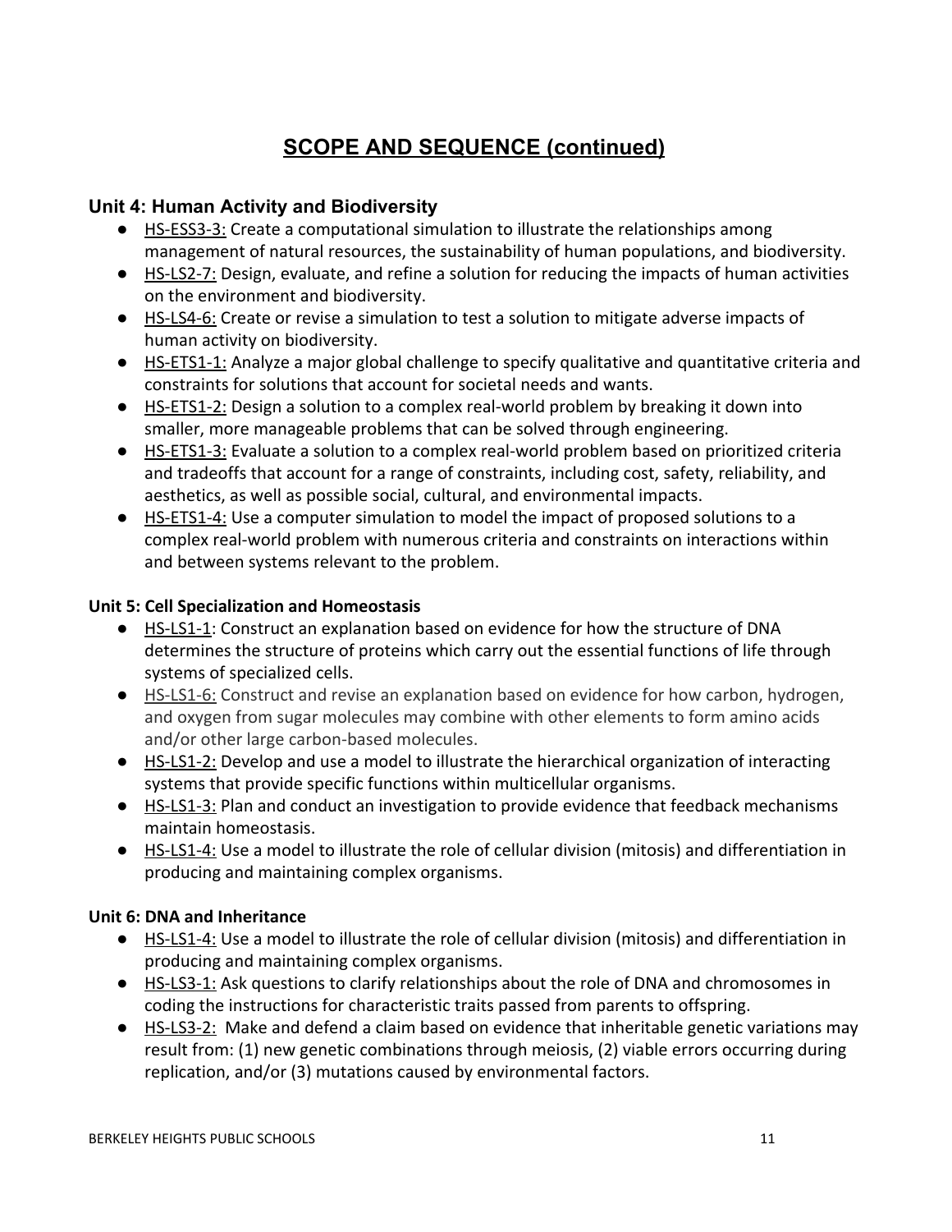## SCOPE AND SEQUENCE (continued)

### Unit 4: Human Activity and Biodiversity

- HS-ESS3-3: Create a computational simulation to illustrate the relationships among management of natural resources, the sustainability of human populations, and biodiversity.
- HS-LS2-7: Design, evaluate, and refine a solution for reducing the impacts of human activities on the environment and biodiversity.
- HS-LS4-6: Create or revise a simulation to test a solution to mitigate adverse impacts of human activity on biodiversity.
- HS-ETS1-1: Analyze a major global challenge to specify qualitative and quantitative criteria and constraints for solutions that account for societal needs and wants.
- HS-ETS1-2: Design a solution to a complex real-world problem by breaking it down into smaller, more manageable problems that can be solved through engineering.
- HS-ETS1-3: Evaluate a solution to a complex real-world problem based on prioritized criteria and tradeoffs that account for a range of constraints, including cost, safety, reliability, and aesthetics, as well as possible social, cultural, and environmental impacts.
- HS-ETS1-4: Use a computer simulation to model the impact of proposed solutions to a complex real-world problem with numerous criteria and constraints on interactions within and between systems relevant to the problem.

**Unit 5: Cell Specialization and Homeostasis**

- HS-LS1-1: Construct an explanation based on evidence for how the structure of DNA determines the structure of proteins which carry out the essential functions of life through systems of specialized cells.
- HS-LS1-6: Construct and revise an explanation based on evidence for how carbon, hydrogen, and oxygen from sugar molecules may combine with other elements to form amino acids and/or other large carbon-based molecules.
- HS-LS1-2: Develop and use a model to illustrate the hierarchical organization of interacting systems that provide specific functions within multicellular organisms.
- HS-LS1-3: Plan and conduct an investigation to provide evidence that feedback mechanisms maintain homeostasis.
- HS-LS1-4: Use a model to illustrate the role of cellular division (mitosis) and differentiation in producing and maintaining complex organisms.

**Unit 6: DNA and Inheritance**

- HS-LS1-4: Use a model to illustrate the role of cellular division (mitosis) and differentiation in producing and maintaining complex organisms.
- HS-LS3-1: Ask questions to clarify relationships about the role of DNA and chromosomes in coding the instructions for characteristic traits passed from parents to offspring.
- HS-LS3-2: Make and defend a claim based on evidence that inheritable genetic variations may result from: (1) new genetic combinations through meiosis, (2) viable errors occurring during replication, and/or (3) mutations caused by environmental factors.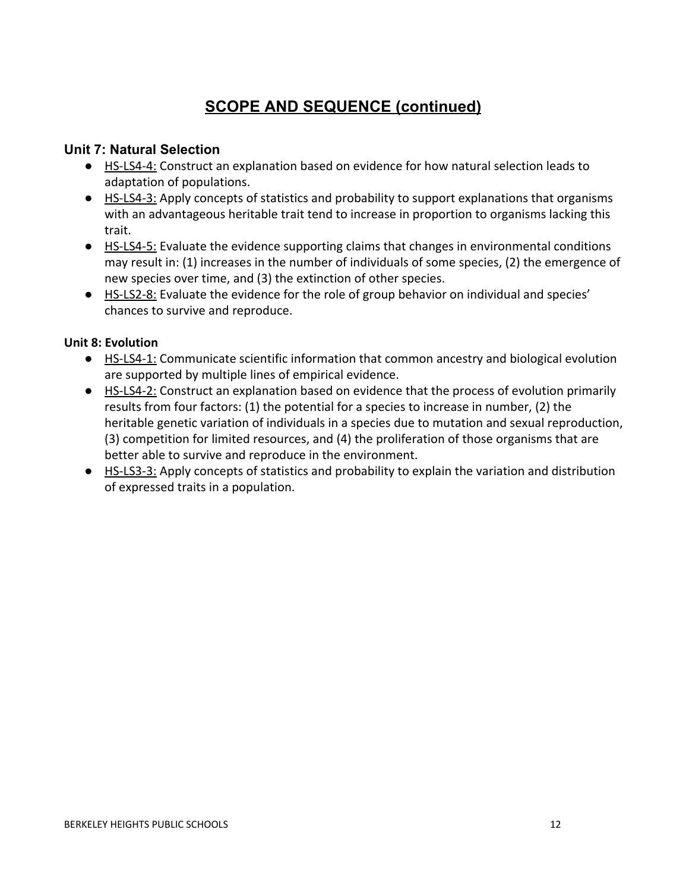# SCOPE AND SEQUENCE (continued)

### Unit 7: Natural Selection

- HS-LS4-4: Construct an explanation based on evidence for how natural selection leads to adaptation of populations.
- HS-LS4-3: Apply concepts of statistics and probability to support explanations that organisms with an advantageous heritable trait tend to increase in proportion to organisms lacking this trait.
- HS-LS4-5: Evaluate the evidence supporting claims that changes in environmental conditions may result in: (1) increases in the number of individuals of some species, (2) the emergence of new species over time, and (3) the extinction of other species.
- HS-LS2-8: Evaluate the evidence for the role of group behavior on individual and species' chances to survive and reproduce.

**Unit 8: Evolution**

- HS-LS4-1: Communicate scientific information that common ancestry and biological evolution are supported by multiple lines of empirical evidence.
- HS-LS4-2: Construct an explanation based on evidence that the process of evolution primarily results from four factors: (1) the potential for a species to increase in number, (2) the heritable genetic variation of individuals in a species due to mutation and sexual reproduction, (3) competition for limited resources, and (4) the proliferation of those organisms that are better able to survive and reproduce in the environment.
- HS-LS3-3: Apply concepts of statistics and probability to explain the variation and distribution of expressed traits in a population.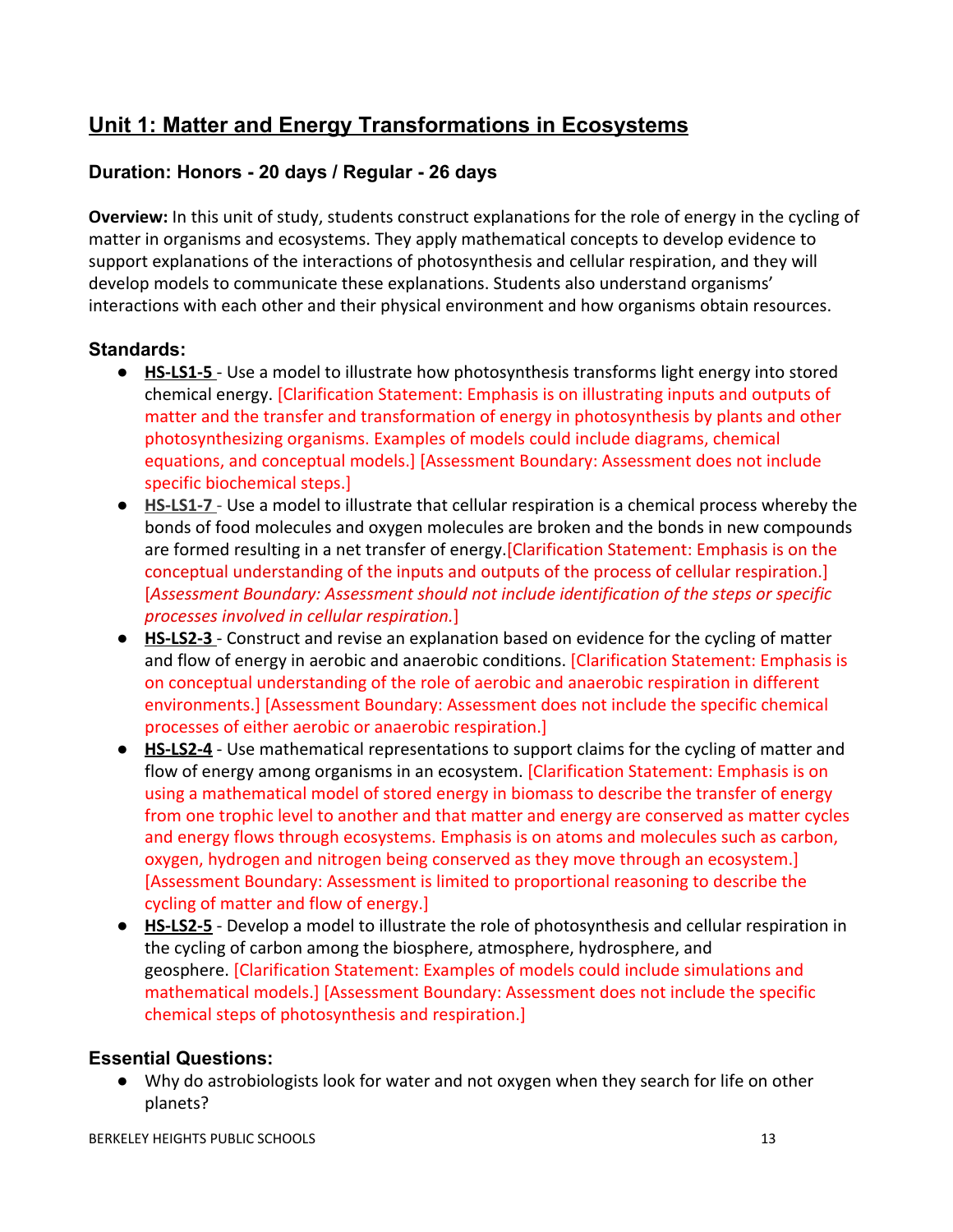## Unit 1: Matter and Energy Transformations in Ecosystems

### Duration: Honors - 20 days / Regular - 26 days

**Overview:** In this unit of study, students construct explanations for the role of energy in the cycling of matter in organisms and ecosystems. They apply mathematical concepts to develop evidence to support explanations of the interactions of photosynthesis and cellular respiration, and they will develop models to communicate these explanations. Students also understand organisms' interactions with each other and their physical environment and how organisms obtain resources.

### Standards:

- **HS-LS1-5** - Use a model to illustrate how photosynthesis transforms light energy into stored chemical energy. [Clarification Statement: Emphasis is on illustrating inputs and outputs of matter and the transfer and transformation of energy in photosynthesis by plants and other photosynthesizing organisms. Examples of models could include diagrams, chemical equations, and conceptual models.] [Assessment Boundary: Assessment does not include specific biochemical steps.]
- **HS-LS1-7** - Use a model to illustrate that cellular respiration is a chemical process whereby the bonds of food molecules and oxygen molecules are broken and the bonds in new compounds are formed resulting in a net transfer of energy.[Clarification Statement: Emphasis is on the conceptual understanding of the inputs and outputs of the process of cellular respiration.] [*Assessment Boundary: Assessment should not include identification of the steps or specific processes involved in cellular respiration.*]
- **HS-LS2-3** - Construct and revise an explanation based on evidence for the cycling of matter and flow of energy in aerobic and anaerobic conditions. [Clarification Statement: Emphasis is on conceptual understanding of the role of aerobic and anaerobic respiration in different environments.] [Assessment Boundary: Assessment does not include the specific chemical processes of either aerobic or anaerobic respiration.]
- **HS-LS2-4** - Use mathematical representations to support claims for the cycling of matter and flow of energy among organisms in an ecosystem. [Clarification Statement: Emphasis is on using a mathematical model of stored energy in biomass to describe the transfer of energy from one trophic level to another and that matter and energy are conserved as matter cycles and energy flows through ecosystems. Emphasis is on atoms and molecules such as carbon, oxygen, hydrogen and nitrogen being conserved as they move through an ecosystem.] [Assessment Boundary: Assessment is limited to proportional reasoning to describe the cycling of matter and flow of energy.]
- **HS-LS2-5** - Develop a model to illustrate the role of photosynthesis and cellular respiration in the cycling of carbon among the biosphere, atmosphere, hydrosphere, and geosphere. [Clarification Statement: Examples of models could include simulations and mathematical models.] [Assessment Boundary: Assessment does not include the specific chemical steps of photosynthesis and respiration.]

### Essential Questions:

- Why do astrobiologists look for water and not oxygen when they search for life on other planets?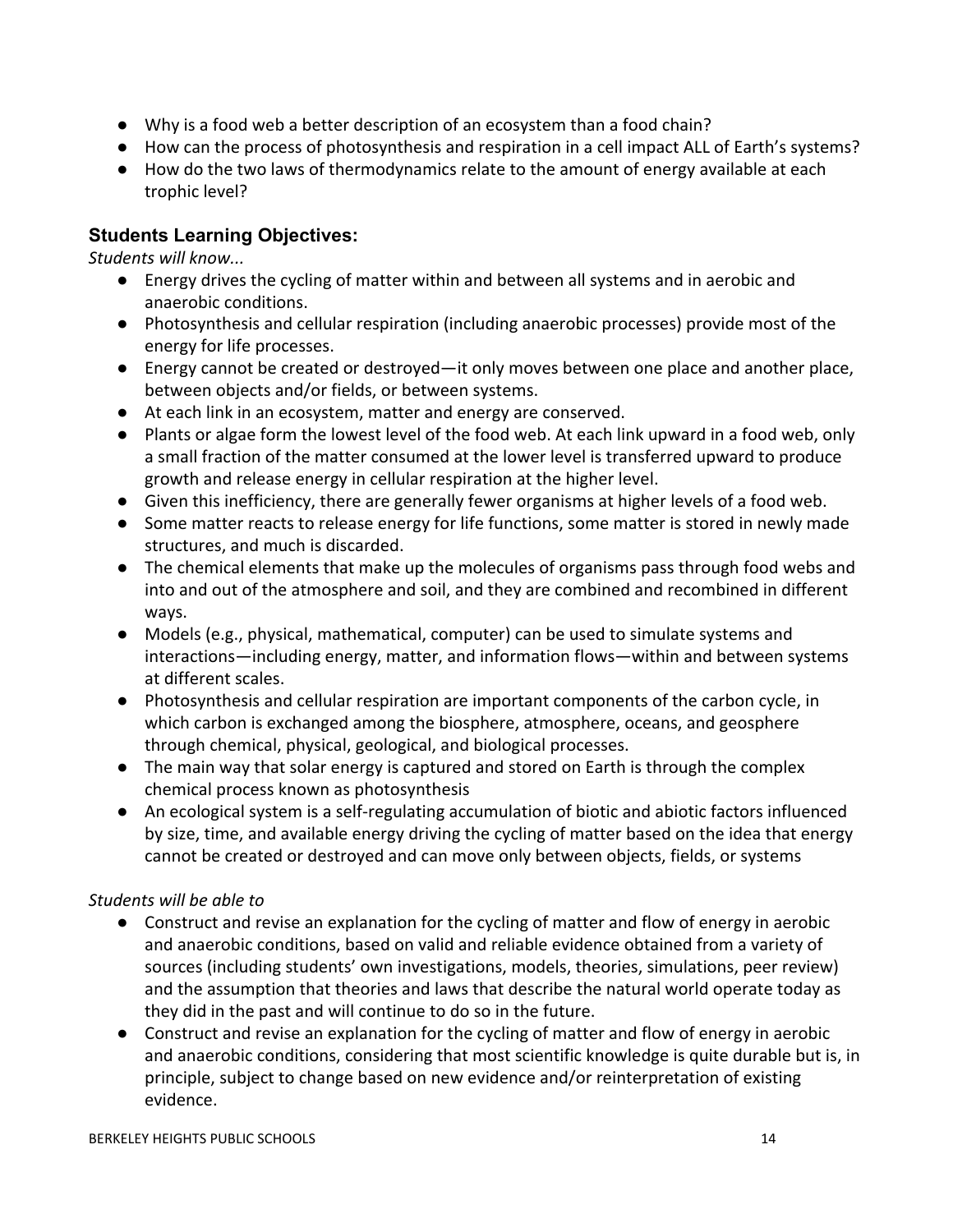- Why is a food web a better description of an ecosystem than a food chain?
- How can the process of photosynthesis and respiration in a cell impact ALL of Earth's systems?
- How do the two laws of thermodynamics relate to the amount of energy available at each trophic level?

### Students Learning Objectives:

*Students will know...*

- Energy drives the cycling of matter within and between all systems and in aerobic and anaerobic conditions.
- Photosynthesis and cellular respiration (including anaerobic processes) provide most of the energy for life processes.
- Energy cannot be created or destroyed—it only moves between one place and another place, between objects and/or fields, or between systems.
- At each link in an ecosystem, matter and energy are conserved.
- Plants or algae form the lowest level of the food web. At each link upward in a food web, only a small fraction of the matter consumed at the lower level is transferred upward to produce growth and release energy in cellular respiration at the higher level.
- Given this inefficiency, there are generally fewer organisms at higher levels of a food web.
- Some matter reacts to release energy for life functions, some matter is stored in newly made structures, and much is discarded.
- The chemical elements that make up the molecules of organisms pass through food webs and into and out of the atmosphere and soil, and they are combined and recombined in different ways.
- Models (e.g., physical, mathematical, computer) can be used to simulate systems and interactions—including energy, matter, and information flows—within and between systems at different scales.
- Photosynthesis and cellular respiration are important components of the carbon cycle, in which carbon is exchanged among the biosphere, atmosphere, oceans, and geosphere through chemical, physical, geological, and biological processes.
- The main way that solar energy is captured and stored on Earth is through the complex chemical process known as photosynthesis
- An ecological system is a self-regulating accumulation of biotic and abiotic factors influenced by size, time, and available energy driving the cycling of matter based on the idea that energy cannot be created or destroyed and can move only between objects, fields, or systems

*Students will be able to*

- Construct and revise an explanation for the cycling of matter and flow of energy in aerobic and anaerobic conditions, based on valid and reliable evidence obtained from a variety of sources (including students' own investigations, models, theories, simulations, peer review) and the assumption that theories and laws that describe the natural world operate today as they did in the past and will continue to do so in the future.
- Construct and revise an explanation for the cycling of matter and flow of energy in aerobic and anaerobic conditions, considering that most scientific knowledge is quite durable but is, in principle, subject to change based on new evidence and/or reinterpretation of existing evidence.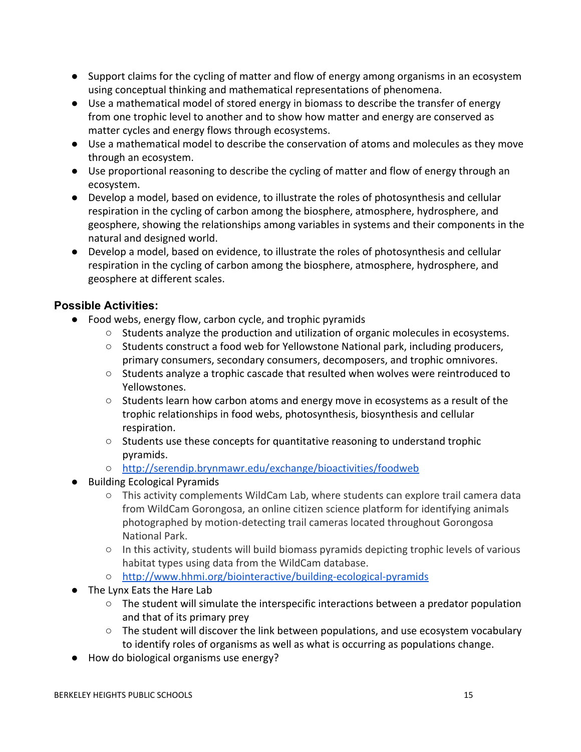- Support claims for the cycling of matter and flow of energy among organisms in an ecosystem using conceptual thinking and mathematical representations of phenomena.
- Use a mathematical model of stored energy in biomass to describe the transfer of energy from one trophic level to another and to show how matter and energy are conserved as matter cycles and energy flows through ecosystems.
- Use a mathematical model to describe the conservation of atoms and molecules as they move through an ecosystem.
- Use proportional reasoning to describe the cycling of matter and flow of energy through an ecosystem.
- Develop a model, based on evidence, to illustrate the roles of photosynthesis and cellular respiration in the cycling of carbon among the biosphere, atmosphere, hydrosphere, and geosphere, showing the relationships among variables in systems and their components in the natural and designed world.
- Develop a model, based on evidence, to illustrate the roles of photosynthesis and cellular respiration in the cycling of carbon among the biosphere, atmosphere, hydrosphere, and geosphere at different scales.

### Possible Activities:

- Food webs, energy flow, carbon cycle, and trophic pyramids
    - Students analyze the production and utilization of organic molecules in ecosystems.
    - Students construct a food web for Yellowstone National park, including producers, primary consumers, secondary consumers, decomposers, and trophic omnivores.
    - Students analyze a trophic cascade that resulted when wolves were reintroduced to Yellowstones.
    - Students learn how carbon atoms and energy move in ecosystems as a result of the trophic relationships in food webs, photosynthesis, biosynthesis and cellular respiration.
    - Students use these concepts for quantitative reasoning to understand trophic pyramids.
    - [http://serendip.brynmawr.edu/exchange/bioactivities/foodweb](http://serendip.brynmawr.edu/exchange/bioactivities/foodweb)
- Building Ecological Pyramids
    - This activity complements WildCam Lab, where students can explore trail camera data from WildCam Gorongosa, an online citizen science platform for identifying animals photographed by motion-detecting trail cameras located throughout Gorongosa National Park.
    - In this activity, students will build biomass pyramids depicting trophic levels of various habitat types using data from the WildCam database.
    - [http://www.hhmi.org/biointeractive/building-ecological-pyramids](http://www.hhmi.org/biointeractive/building-ecological-pyramids)
- The Lynx Eats the Hare Lab
    - The student will simulate the interspecific interactions between a predator population and that of its primary prey
    - The student will discover the link between populations, and use ecosystem vocabulary to identify roles of organisms as well as what is occurring as populations change.
- How do biological organisms use energy?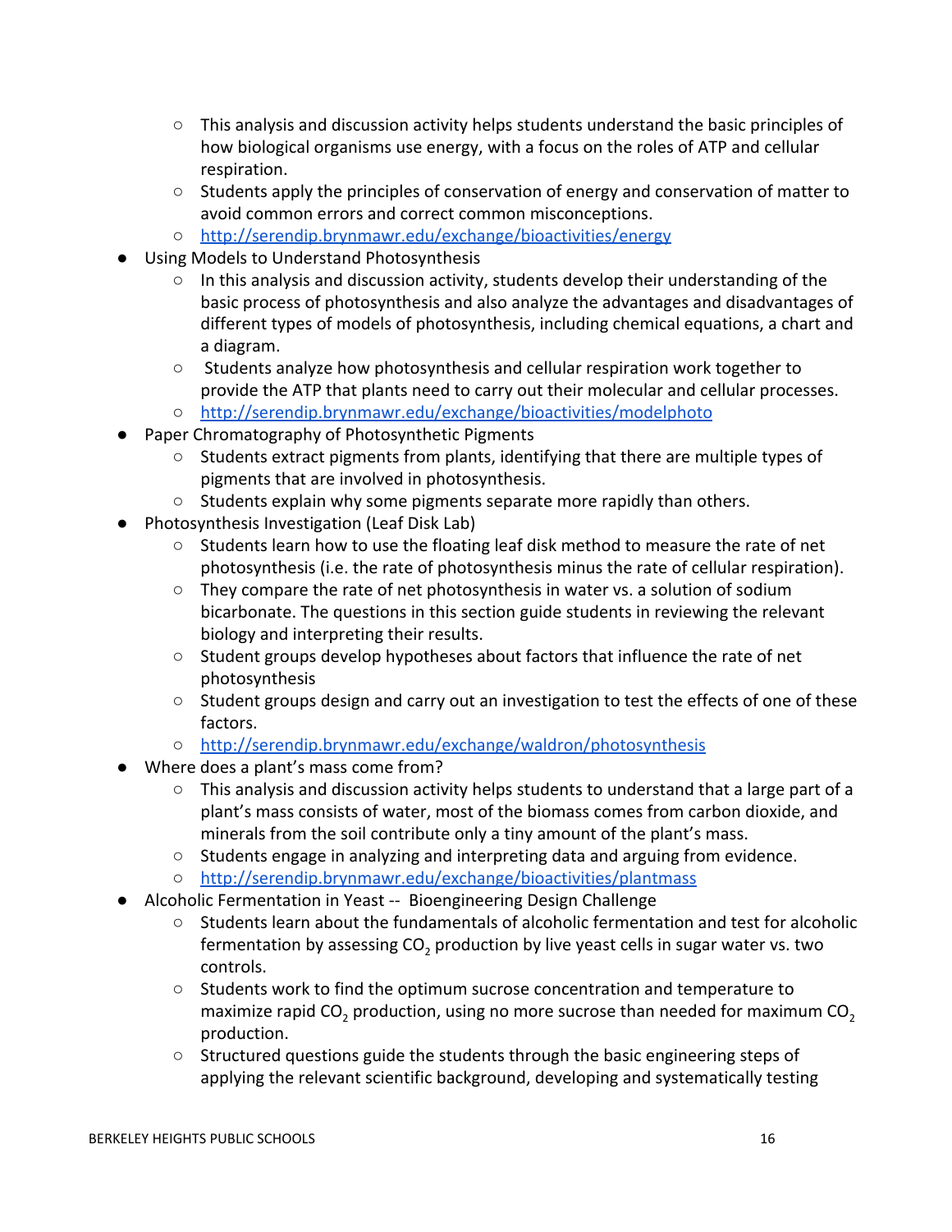- This analysis and discussion activity helps students understand the basic principles of how biological organisms use energy, with a focus on the roles of ATP and cellular respiration.
    - Students apply the principles of conservation of energy and conservation of matter to avoid common errors and correct common misconceptions.
    - http://serendip.brynmawr.edu/exchange/bioactivities/energy
- Using Models to Understand Photosynthesis
    - In this analysis and discussion activity, students develop their understanding of the basic process of photosynthesis and also analyze the advantages and disadvantages of different types of models of photosynthesis, including chemical equations, a chart and a diagram.
    - Students analyze how photosynthesis and cellular respiration work together to provide the ATP that plants need to carry out their molecular and cellular processes.
    - http://serendip.brynmawr.edu/exchange/bioactivities/modelphoto
- Paper Chromatography of Photosynthetic Pigments
    - Students extract pigments from plants, identifying that there are multiple types of pigments that are involved in photosynthesis.
    - Students explain why some pigments separate more rapidly than others.
- Photosynthesis Investigation (Leaf Disk Lab)
    - Students learn how to use the floating leaf disk method to measure the rate of net photosynthesis (i.e. the rate of photosynthesis minus the rate of cellular respiration).
    - They compare the rate of net photosynthesis in water vs. a solution of sodium bicarbonate. The questions in this section guide students in reviewing the relevant biology and interpreting their results.
    - Student groups develop hypotheses about factors that influence the rate of net photosynthesis
    - Student groups design and carry out an investigation to test the effects of one of these factors.
    - http://serendip.brynmawr.edu/exchange/waldron/photosynthesis
- Where does a plant's mass come from?
    - This analysis and discussion activity helps students to understand that a large part of a plant's mass consists of water, most of the biomass comes from carbon dioxide, and minerals from the soil contribute only a tiny amount of the plant's mass.
    - Students engage in analyzing and interpreting data and arguing from evidence.
    - http://serendip.brynmawr.edu/exchange/bioactivities/plantmass
- Alcoholic Fermentation in Yeast -- Bioengineering Design Challenge
    - Students learn about the fundamentals of alcoholic fermentation and test for alcoholic fermentation by assessing $CO_2$ production by live yeast cells in sugar water vs. two controls.
    - Students work to find the optimum sucrose concentration and temperature to maximize rapid $CO_2$ production, using no more sucrose than needed for maximum $CO_2$ production.
    - Structured questions guide the students through the basic engineering steps of applying the relevant scientific background, developing and systematically testing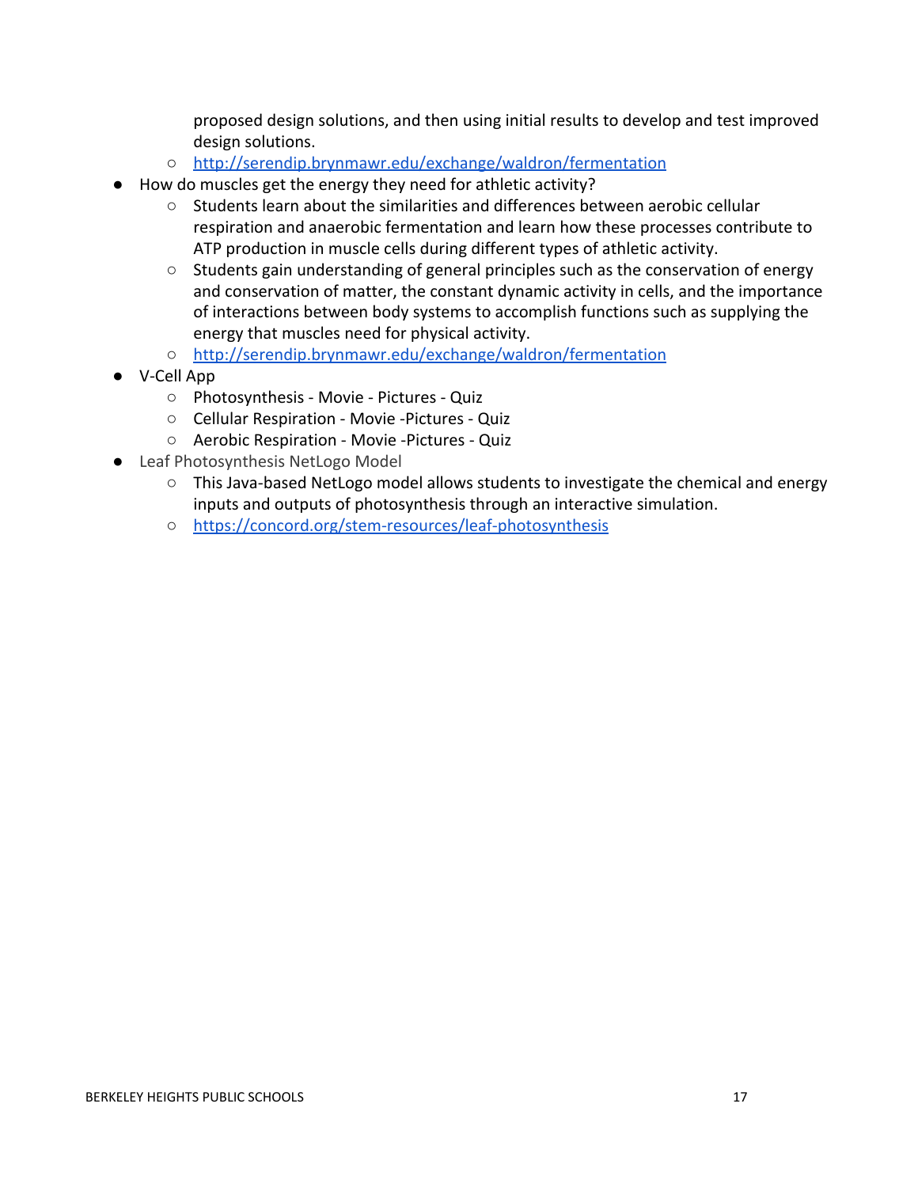proposed design solutions, and then using initial results to develop and test improved design solutions.
    - http://serendip.brynmawr.edu/exchange/waldron/fermentation
- How do muscles get the energy they need for athletic activity?
    - Students learn about the similarities and differences between aerobic cellular respiration and anaerobic fermentation and learn how these processes contribute to ATP production in muscle cells during different types of athletic activity.
    - Students gain understanding of general principles such as the conservation of energy and conservation of matter, the constant dynamic activity in cells, and the importance of interactions between body systems to accomplish functions such as supplying the energy that muscles need for physical activity.
    - http://serendip.brynmawr.edu/exchange/waldron/fermentation
- V-Cell App
    - Photosynthesis - Movie - Pictures - Quiz
    - Cellular Respiration - Movie -Pictures - Quiz
    - Aerobic Respiration - Movie -Pictures - Quiz
- Leaf Photosynthesis NetLogo Model
    - This Java-based NetLogo model allows students to investigate the chemical and energy inputs and outputs of photosynthesis through an interactive simulation.
    - https://concord.org/stem-resources/leaf-photosynthesis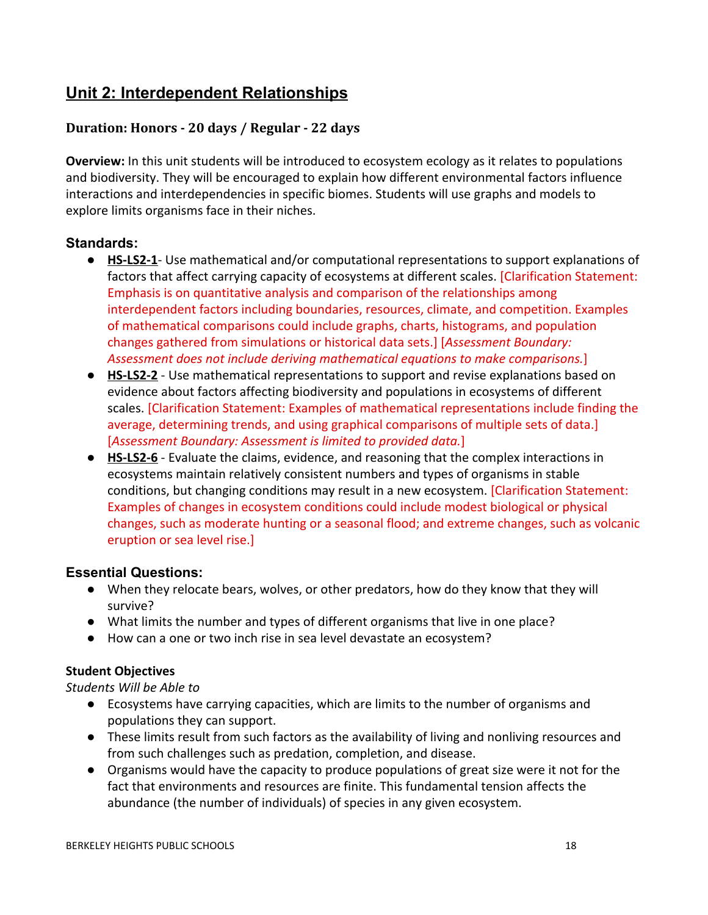## Unit 2: Interdependent Relationships

### Duration: Honors - 20 days / Regular - 22 days

**Overview:** In this unit students will be introduced to ecosystem ecology as it relates to populations and biodiversity. They will be encouraged to explain how different environmental factors influence interactions and interdependencies in specific biomes. Students will use graphs and models to explore limits organisms face in their niches.

### Standards:

- **HS-LS2-1**- Use mathematical and/or computational representations to support explanations of factors that affect carrying capacity of ecosystems at different scales. [Clarification Statement: Emphasis is on quantitative analysis and comparison of the relationships among interdependent factors including boundaries, resources, climate, and competition. Examples of mathematical comparisons could include graphs, charts, histograms, and population changes gathered from simulations or historical data sets.] [*Assessment Boundary: Assessment does not include deriving mathematical equations to make comparisons.*]
- **HS-LS2-2** - Use mathematical representations to support and revise explanations based on evidence about factors affecting biodiversity and populations in ecosystems of different scales. [Clarification Statement: Examples of mathematical representations include finding the average, determining trends, and using graphical comparisons of multiple sets of data.] [*Assessment Boundary: Assessment is limited to provided data.*]
- **HS-LS2-6** - Evaluate the claims, evidence, and reasoning that the complex interactions in ecosystems maintain relatively consistent numbers and types of organisms in stable conditions, but changing conditions may result in a new ecosystem. [Clarification Statement: Examples of changes in ecosystem conditions could include modest biological or physical changes, such as moderate hunting or a seasonal flood; and extreme changes, such as volcanic eruption or sea level rise.]

### Essential Questions:

- When they relocate bears, wolves, or other predators, how do they know that they will survive?
- What limits the number and types of different organisms that live in one place?
- How can a one or two inch rise in sea level devastate an ecosystem?

**Student Objectives**

*Students Will be Able to*

- Ecosystems have carrying capacities, which are limits to the number of organisms and populations they can support.
- These limits result from such factors as the availability of living and nonliving resources and from such challenges such as predation, completion, and disease.
- Organisms would have the capacity to produce populations of great size were it not for the fact that environments and resources are finite. This fundamental tension affects the abundance (the number of individuals) of species in any given ecosystem.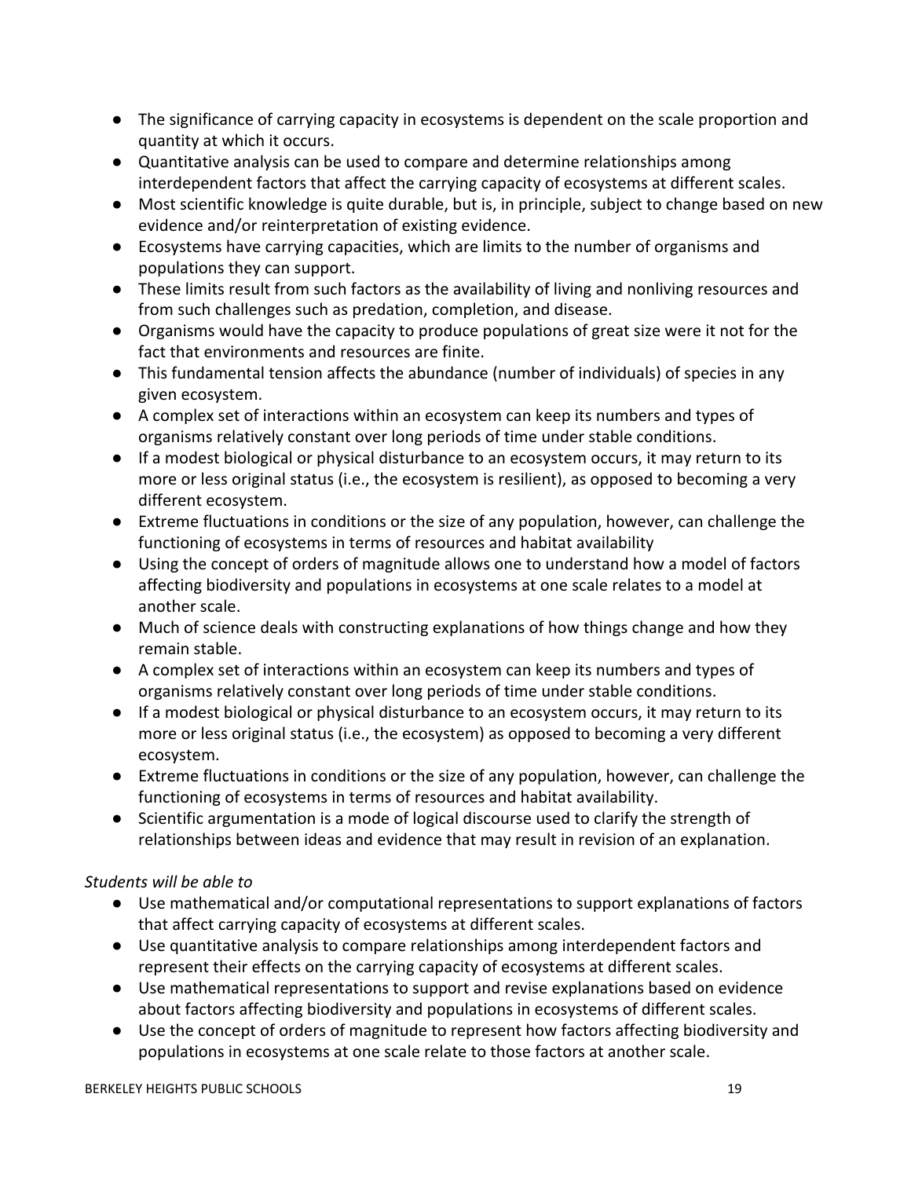- The significance of carrying capacity in ecosystems is dependent on the scale proportion and quantity at which it occurs.
- Quantitative analysis can be used to compare and determine relationships among interdependent factors that affect the carrying capacity of ecosystems at different scales.
- Most scientific knowledge is quite durable, but is, in principle, subject to change based on new evidence and/or reinterpretation of existing evidence.
- Ecosystems have carrying capacities, which are limits to the number of organisms and populations they can support.
- These limits result from such factors as the availability of living and nonliving resources and from such challenges such as predation, completion, and disease.
- Organisms would have the capacity to produce populations of great size were it not for the fact that environments and resources are finite.
- This fundamental tension affects the abundance (number of individuals) of species in any given ecosystem.
- A complex set of interactions within an ecosystem can keep its numbers and types of organisms relatively constant over long periods of time under stable conditions.
- If a modest biological or physical disturbance to an ecosystem occurs, it may return to its more or less original status (i.e., the ecosystem is resilient), as opposed to becoming a very different ecosystem.
- Extreme fluctuations in conditions or the size of any population, however, can challenge the functioning of ecosystems in terms of resources and habitat availability
- Using the concept of orders of magnitude allows one to understand how a model of factors affecting biodiversity and populations in ecosystems at one scale relates to a model at another scale.
- Much of science deals with constructing explanations of how things change and how they remain stable.
- A complex set of interactions within an ecosystem can keep its numbers and types of organisms relatively constant over long periods of time under stable conditions.
- If a modest biological or physical disturbance to an ecosystem occurs, it may return to its more or less original status (i.e., the ecosystem) as opposed to becoming a very different ecosystem.
- Extreme fluctuations in conditions or the size of any population, however, can challenge the functioning of ecosystems in terms of resources and habitat availability.
- Scientific argumentation is a mode of logical discourse used to clarify the strength of relationships between ideas and evidence that may result in revision of an explanation.

*Students will be able to*

- Use mathematical and/or computational representations to support explanations of factors that affect carrying capacity of ecosystems at different scales.
- Use quantitative analysis to compare relationships among interdependent factors and represent their effects on the carrying capacity of ecosystems at different scales.
- Use mathematical representations to support and revise explanations based on evidence about factors affecting biodiversity and populations in ecosystems of different scales.
- Use the concept of orders of magnitude to represent how factors affecting biodiversity and populations in ecosystems at one scale relate to those factors at another scale.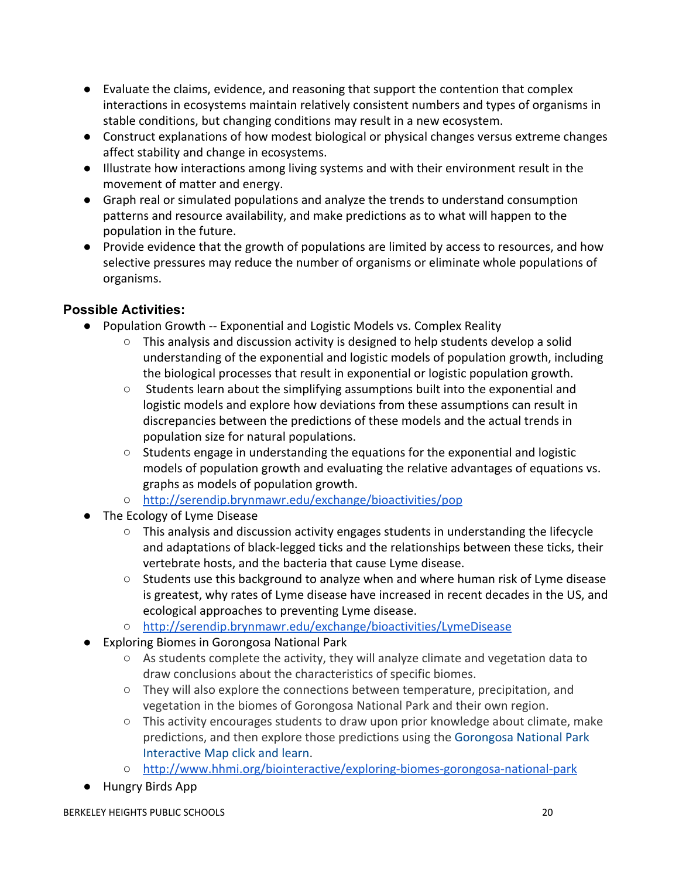- Evaluate the claims, evidence, and reasoning that support the contention that complex interactions in ecosystems maintain relatively consistent numbers and types of organisms in stable conditions, but changing conditions may result in a new ecosystem.
- Construct explanations of how modest biological or physical changes versus extreme changes affect stability and change in ecosystems.
- Illustrate how interactions among living systems and with their environment result in the movement of matter and energy.
- Graph real or simulated populations and analyze the trends to understand consumption patterns and resource availability, and make predictions as to what will happen to the population in the future.
- Provide evidence that the growth of populations are limited by access to resources, and how selective pressures may reduce the number of organisms or eliminate whole populations of organisms.

### Possible Activities:

- Population Growth -- Exponential and Logistic Models vs. Complex Reality
    - This analysis and discussion activity is designed to help students develop a solid understanding of the exponential and logistic models of population growth, including the biological processes that result in exponential or logistic population growth.
    - Students learn about the simplifying assumptions built into the exponential and logistic models and explore how deviations from these assumptions can result in discrepancies between the predictions of these models and the actual trends in population size for natural populations.
    - Students engage in understanding the equations for the exponential and logistic models of population growth and evaluating the relative advantages of equations vs. graphs as models of population growth.
    - http://serendip.brynmawr.edu/exchange/bioactivities/pop
- The Ecology of Lyme Disease
    - This analysis and discussion activity engages students in understanding the lifecycle and adaptations of black-legged ticks and the relationships between these ticks, their vertebrate hosts, and the bacteria that cause Lyme disease.
    - Students use this background to analyze when and where human risk of Lyme disease is greatest, why rates of Lyme disease have increased in recent decades in the US, and ecological approaches to preventing Lyme disease.
    - http://serendip.brynmawr.edu/exchange/bioactivities/LymeDisease
- Exploring Biomes in Gorongosa National Park
    - As students complete the activity, they will analyze climate and vegetation data to draw conclusions about the characteristics of specific biomes.
    - They will also explore the connections between temperature, precipitation, and vegetation in the biomes of Gorongosa National Park and their own region.
    - This activity encourages students to draw upon prior knowledge about climate, make predictions, and then explore those predictions using the Gorongosa National Park Interactive Map click and learn.
    - http://www.hhmi.org/biointeractive/exploring-biomes-gorongosa-national-park
- Hungry Birds App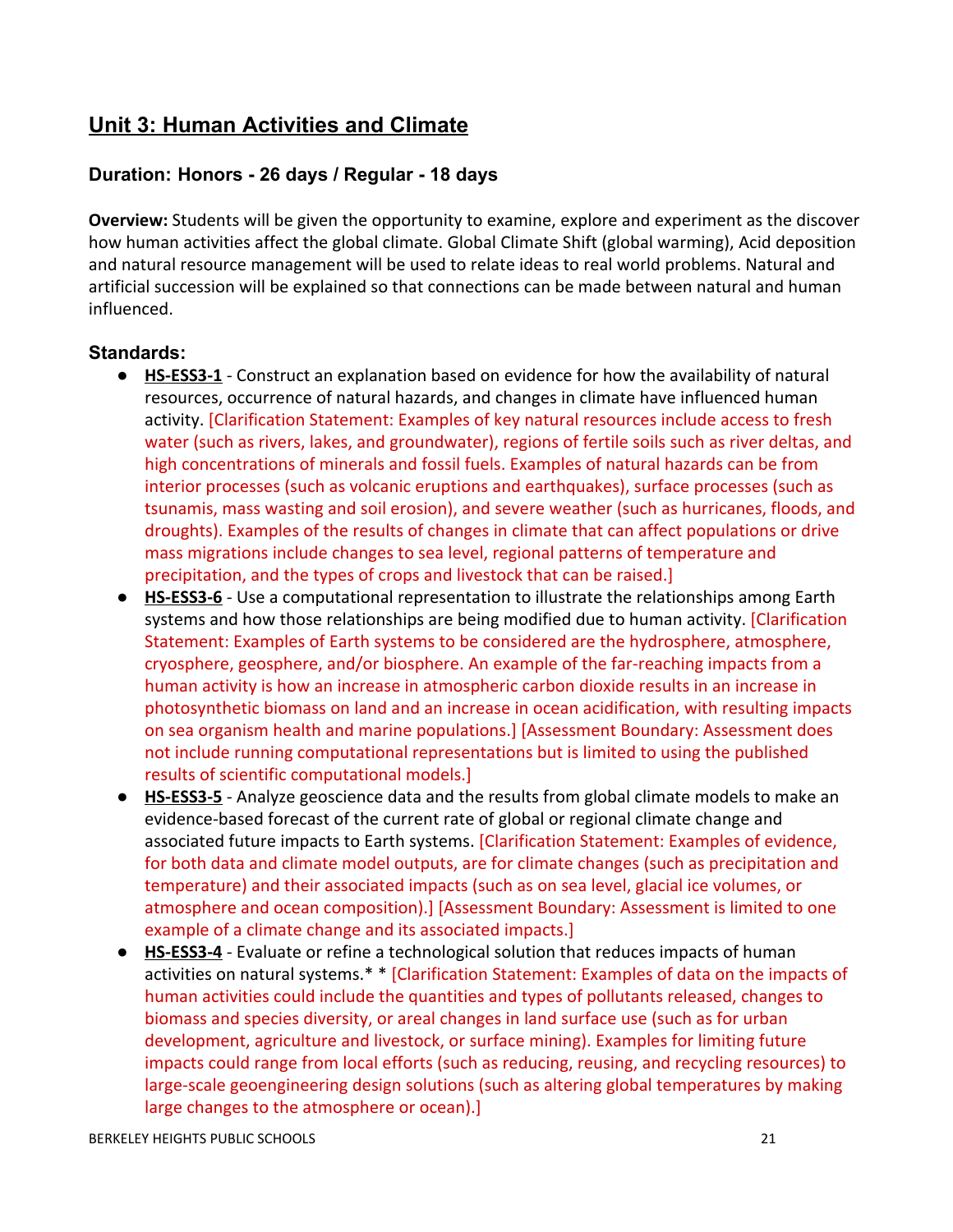## Unit 3: Human Activities and Climate

### Duration: Honors - 26 days / Regular - 18 days

**Overview:** Students will be given the opportunity to examine, explore and experiment as the discover how human activities affect the global climate. Global Climate Shift (global warming), Acid deposition and natural resource management will be used to relate ideas to real world problems. Natural and artificial succession will be explained so that connections can be made between natural and human influenced.

### Standards:

- **HS-ESS3-1** - Construct an explanation based on evidence for how the availability of natural resources, occurrence of natural hazards, and changes in climate have influenced human activity. [Clarification Statement: Examples of key natural resources include access to fresh water (such as rivers, lakes, and groundwater), regions of fertile soils such as river deltas, and high concentrations of minerals and fossil fuels. Examples of natural hazards can be from interior processes (such as volcanic eruptions and earthquakes), surface processes (such as tsunamis, mass wasting and soil erosion), and severe weather (such as hurricanes, floods, and droughts). Examples of the results of changes in climate that can affect populations or drive mass migrations include changes to sea level, regional patterns of temperature and precipitation, and the types of crops and livestock that can be raised.]
- **HS-ESS3-6** - Use a computational representation to illustrate the relationships among Earth systems and how those relationships are being modified due to human activity. [Clarification Statement: Examples of Earth systems to be considered are the hydrosphere, atmosphere, cryosphere, geosphere, and/or biosphere. An example of the far-reaching impacts from a human activity is how an increase in atmospheric carbon dioxide results in an increase in photosynthetic biomass on land and an increase in ocean acidification, with resulting impacts on sea organism health and marine populations.] [Assessment Boundary: Assessment does not include running computational representations but is limited to using the published results of scientific computational models.]
- **HS-ESS3-5** - Analyze geoscience data and the results from global climate models to make an evidence-based forecast of the current rate of global or regional climate change and associated future impacts to Earth systems. [Clarification Statement: Examples of evidence, for both data and climate model outputs, are for climate changes (such as precipitation and temperature) and their associated impacts (such as on sea level, glacial ice volumes, or atmosphere and ocean composition).] [Assessment Boundary: Assessment is limited to one example of a climate change and its associated impacts.]
- **HS-ESS3-4** - Evaluate or refine a technological solution that reduces impacts of human activities on natural systems.* * [Clarification Statement: Examples of data on the impacts of human activities could include the quantities and types of pollutants released, changes to biomass and species diversity, or areal changes in land surface use (such as for urban development, agriculture and livestock, or surface mining). Examples for limiting future impacts could range from local efforts (such as reducing, reusing, and recycling resources) to large-scale geoengineering design solutions (such as altering global temperatures by making large changes to the atmosphere or ocean).]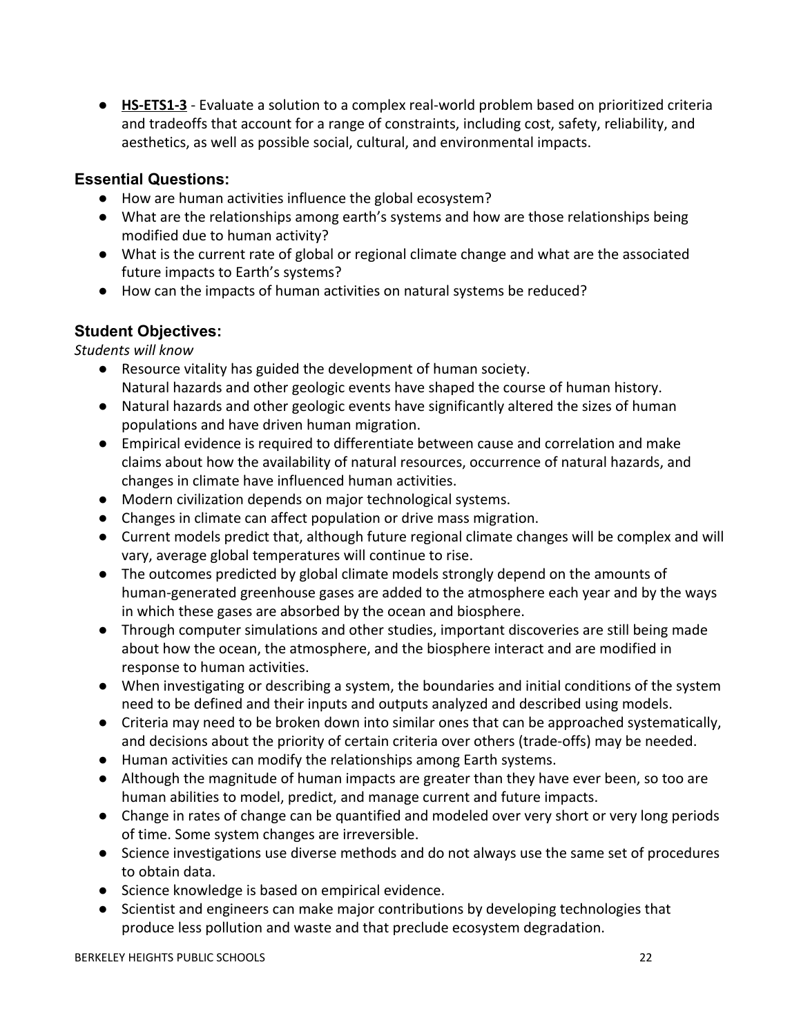- **HS-ETS1-3** - Evaluate a solution to a complex real-world problem based on prioritized criteria and tradeoffs that account for a range of constraints, including cost, safety, reliability, and aesthetics, as well as possible social, cultural, and environmental impacts.

### Essential Questions:

- How are human activities influence the global ecosystem?
- What are the relationships among earth's systems and how are those relationships being modified due to human activity?
- What is the current rate of global or regional climate change and what are the associated future impacts to Earth's systems?
- How can the impacts of human activities on natural systems be reduced?

### Student Objectives:

*Students will know*

- Resource vitality has guided the development of human society.
  Natural hazards and other geologic events have shaped the course of human history.
- Natural hazards and other geologic events have significantly altered the sizes of human populations and have driven human migration.
- Empirical evidence is required to differentiate between cause and correlation and make claims about how the availability of natural resources, occurrence of natural hazards, and changes in climate have influenced human activities.
- Modern civilization depends on major technological systems.
- Changes in climate can affect population or drive mass migration.
- Current models predict that, although future regional climate changes will be complex and will vary, average global temperatures will continue to rise.
- The outcomes predicted by global climate models strongly depend on the amounts of human-generated greenhouse gases are added to the atmosphere each year and by the ways in which these gases are absorbed by the ocean and biosphere.
- Through computer simulations and other studies, important discoveries are still being made about how the ocean, the atmosphere, and the biosphere interact and are modified in response to human activities.
- When investigating or describing a system, the boundaries and initial conditions of the system need to be defined and their inputs and outputs analyzed and described using models.
- Criteria may need to be broken down into similar ones that can be approached systematically, and decisions about the priority of certain criteria over others (trade-offs) may be needed.
- Human activities can modify the relationships among Earth systems.
- Although the magnitude of human impacts are greater than they have ever been, so too are human abilities to model, predict, and manage current and future impacts.
- Change in rates of change can be quantified and modeled over very short or very long periods of time. Some system changes are irreversible.
- Science investigations use diverse methods and do not always use the same set of procedures to obtain data.
- Science knowledge is based on empirical evidence.
- Scientist and engineers can make major contributions by developing technologies that produce less pollution and waste and that preclude ecosystem degradation.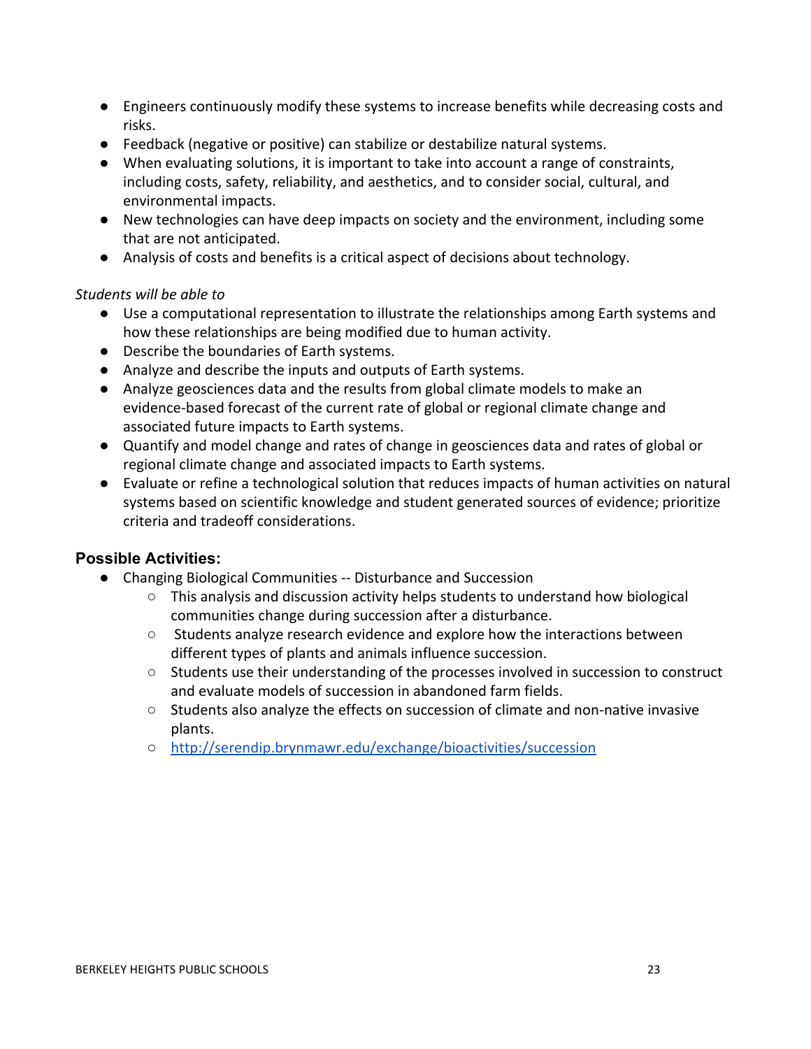- Engineers continuously modify these systems to increase benefits while decreasing costs and risks.
- Feedback (negative or positive) can stabilize or destabilize natural systems.
- When evaluating solutions, it is important to take into account a range of constraints, including costs, safety, reliability, and aesthetics, and to consider social, cultural, and environmental impacts.
- New technologies can have deep impacts on society and the environment, including some that are not anticipated.
- Analysis of costs and benefits is a critical aspect of decisions about technology.

*Students will be able to*

- Use a computational representation to illustrate the relationships among Earth systems and how these relationships are being modified due to human activity.
- Describe the boundaries of Earth systems.
- Analyze and describe the inputs and outputs of Earth systems.
- Analyze geosciences data and the results from global climate models to make an evidence-based forecast of the current rate of global or regional climate change and associated future impacts to Earth systems.
- Quantify and model change and rates of change in geosciences data and rates of global or regional climate change and associated impacts to Earth systems.
- Evaluate or refine a technological solution that reduces impacts of human activities on natural systems based on scientific knowledge and student generated sources of evidence; prioritize criteria and tradeoff considerations.

## Possible Activities:

- Changing Biological Communities -- Disturbance and Succession
  - This analysis and discussion activity helps students to understand how biological communities change during succession after a disturbance.
  - Students analyze research evidence and explore how the interactions between different types of plants and animals influence succession.
  - Students use their understanding of the processes involved in succession to construct and evaluate models of succession in abandoned farm fields.
  - Students also analyze the effects on succession of climate and non-native invasive plants.
  - http://serendip.brynmawr.edu/exchange/bioactivities/succession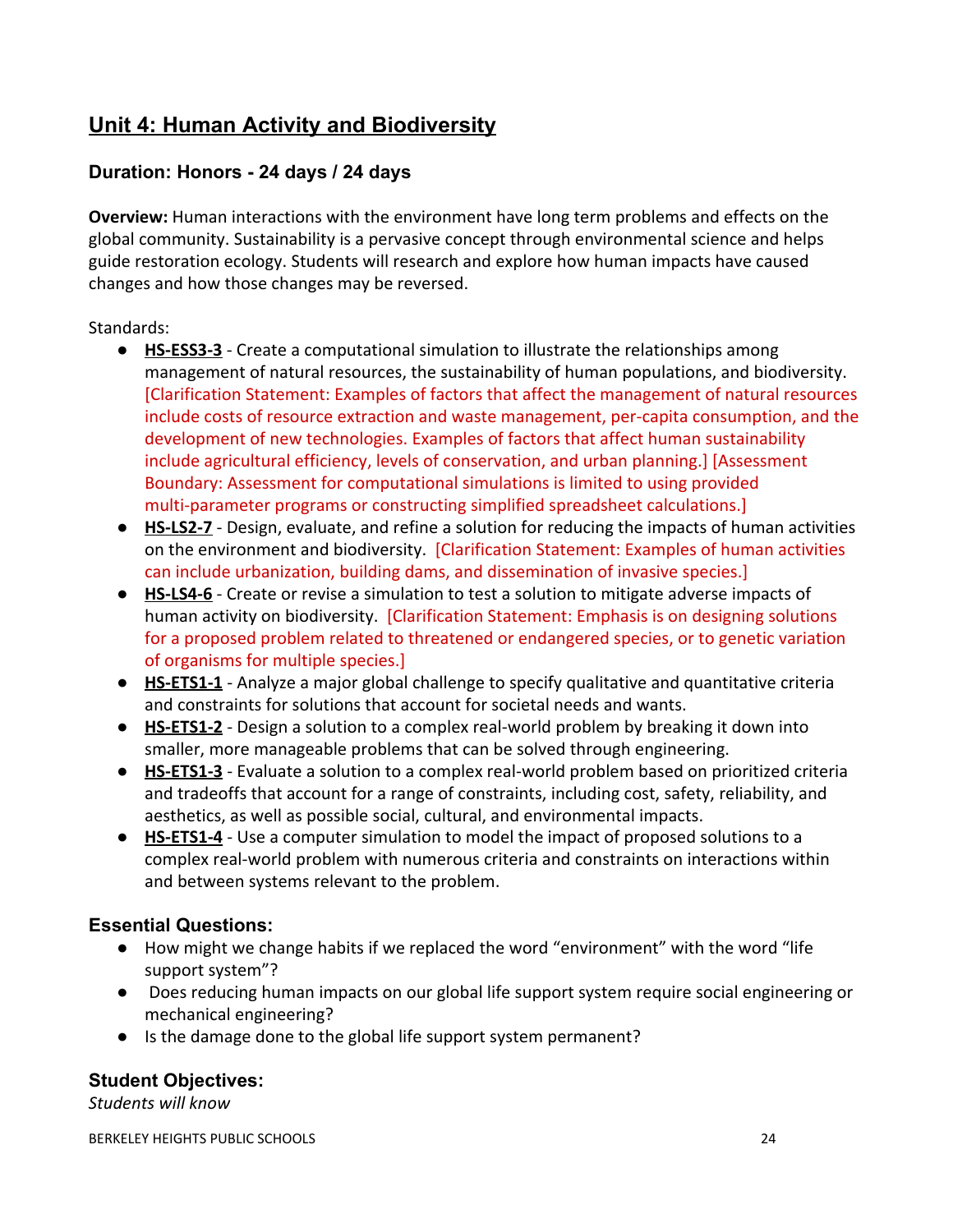## Unit 4: Human Activity and Biodiversity

### Duration: Honors - 24 days / 24 days

**Overview:** Human interactions with the environment have long term problems and effects on the global community. Sustainability is a pervasive concept through environmental science and helps guide restoration ecology. Students will research and explore how human impacts have caused changes and how those changes may be reversed.

Standards:

- **HS-ESS3-3** - Create a computational simulation to illustrate the relationships among management of natural resources, the sustainability of human populations, and biodiversity. [Clarification Statement: Examples of factors that affect the management of natural resources include costs of resource extraction and waste management, per-capita consumption, and the development of new technologies. Examples of factors that affect human sustainability include agricultural efficiency, levels of conservation, and urban planning.] [Assessment Boundary: Assessment for computational simulations is limited to using provided multi-parameter programs or constructing simplified spreadsheet calculations.]
- **HS-LS2-7** - Design, evaluate, and refine a solution for reducing the impacts of human activities on the environment and biodiversity. [Clarification Statement: Examples of human activities can include urbanization, building dams, and dissemination of invasive species.]
- **HS-LS4-6** - Create or revise a simulation to test a solution to mitigate adverse impacts of human activity on biodiversity. [Clarification Statement: Emphasis is on designing solutions for a proposed problem related to threatened or endangered species, or to genetic variation of organisms for multiple species.]
- **HS-ETS1-1** - Analyze a major global challenge to specify qualitative and quantitative criteria and constraints for solutions that account for societal needs and wants.
- **HS-ETS1-2** - Design a solution to a complex real-world problem by breaking it down into smaller, more manageable problems that can be solved through engineering.
- **HS-ETS1-3** - Evaluate a solution to a complex real-world problem based on prioritized criteria and tradeoffs that account for a range of constraints, including cost, safety, reliability, and aesthetics, as well as possible social, cultural, and environmental impacts.
- **HS-ETS1-4** - Use a computer simulation to model the impact of proposed solutions to a complex real-world problem with numerous criteria and constraints on interactions within and between systems relevant to the problem.

### Essential Questions:

- How might we change habits if we replaced the word "environment" with the word "life support system"?
- Does reducing human impacts on our global life support system require social engineering or mechanical engineering?
- Is the damage done to the global life support system permanent?

### Student Objectives:

*Students will know*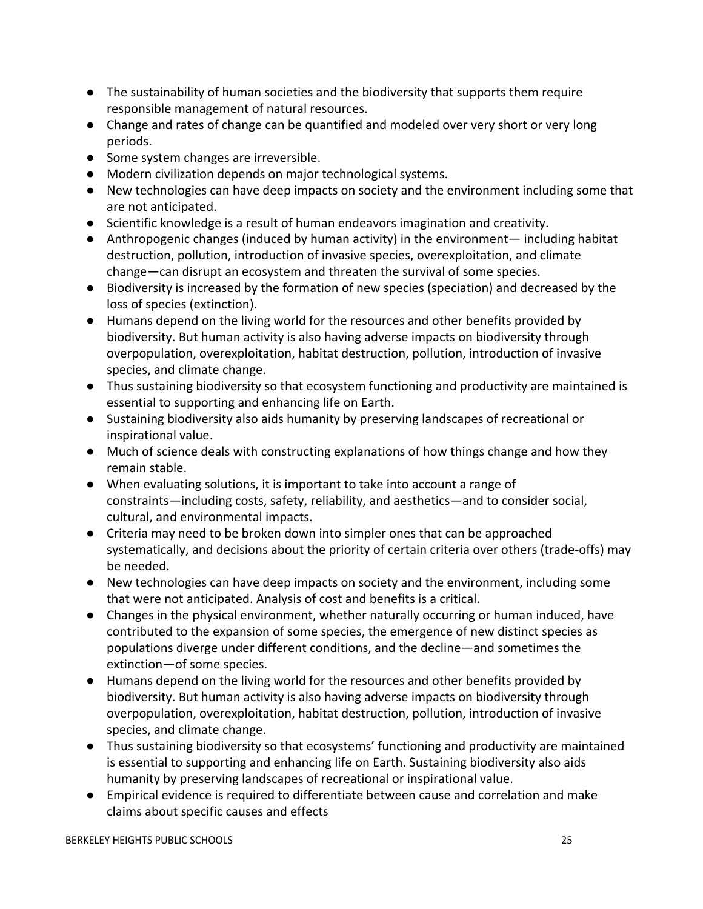- The sustainability of human societies and the biodiversity that supports them require responsible management of natural resources.
- Change and rates of change can be quantified and modeled over very short or very long periods.
- Some system changes are irreversible.
- Modern civilization depends on major technological systems.
- New technologies can have deep impacts on society and the environment including some that are not anticipated.
- Scientific knowledge is a result of human endeavors imagination and creativity.
- Anthropogenic changes (induced by human activity) in the environment— including habitat destruction, pollution, introduction of invasive species, overexploitation, and climate change—can disrupt an ecosystem and threaten the survival of some species.
- Biodiversity is increased by the formation of new species (speciation) and decreased by the loss of species (extinction).
- Humans depend on the living world for the resources and other benefits provided by biodiversity. But human activity is also having adverse impacts on biodiversity through overpopulation, overexploitation, habitat destruction, pollution, introduction of invasive species, and climate change.
- Thus sustaining biodiversity so that ecosystem functioning and productivity are maintained is essential to supporting and enhancing life on Earth.
- Sustaining biodiversity also aids humanity by preserving landscapes of recreational or inspirational value.
- Much of science deals with constructing explanations of how things change and how they remain stable.
- When evaluating solutions, it is important to take into account a range of constraints—including costs, safety, reliability, and aesthetics—and to consider social, cultural, and environmental impacts.
- Criteria may need to be broken down into simpler ones that can be approached systematically, and decisions about the priority of certain criteria over others (trade-offs) may be needed.
- New technologies can have deep impacts on society and the environment, including some that were not anticipated. Analysis of cost and benefits is a critical.
- Changes in the physical environment, whether naturally occurring or human induced, have contributed to the expansion of some species, the emergence of new distinct species as populations diverge under different conditions, and the decline—and sometimes the extinction—of some species.
- Humans depend on the living world for the resources and other benefits provided by biodiversity. But human activity is also having adverse impacts on biodiversity through overpopulation, overexploitation, habitat destruction, pollution, introduction of invasive species, and climate change.
- Thus sustaining biodiversity so that ecosystems' functioning and productivity are maintained is essential to supporting and enhancing life on Earth. Sustaining biodiversity also aids humanity by preserving landscapes of recreational or inspirational value.
- Empirical evidence is required to differentiate between cause and correlation and make claims about specific causes and effects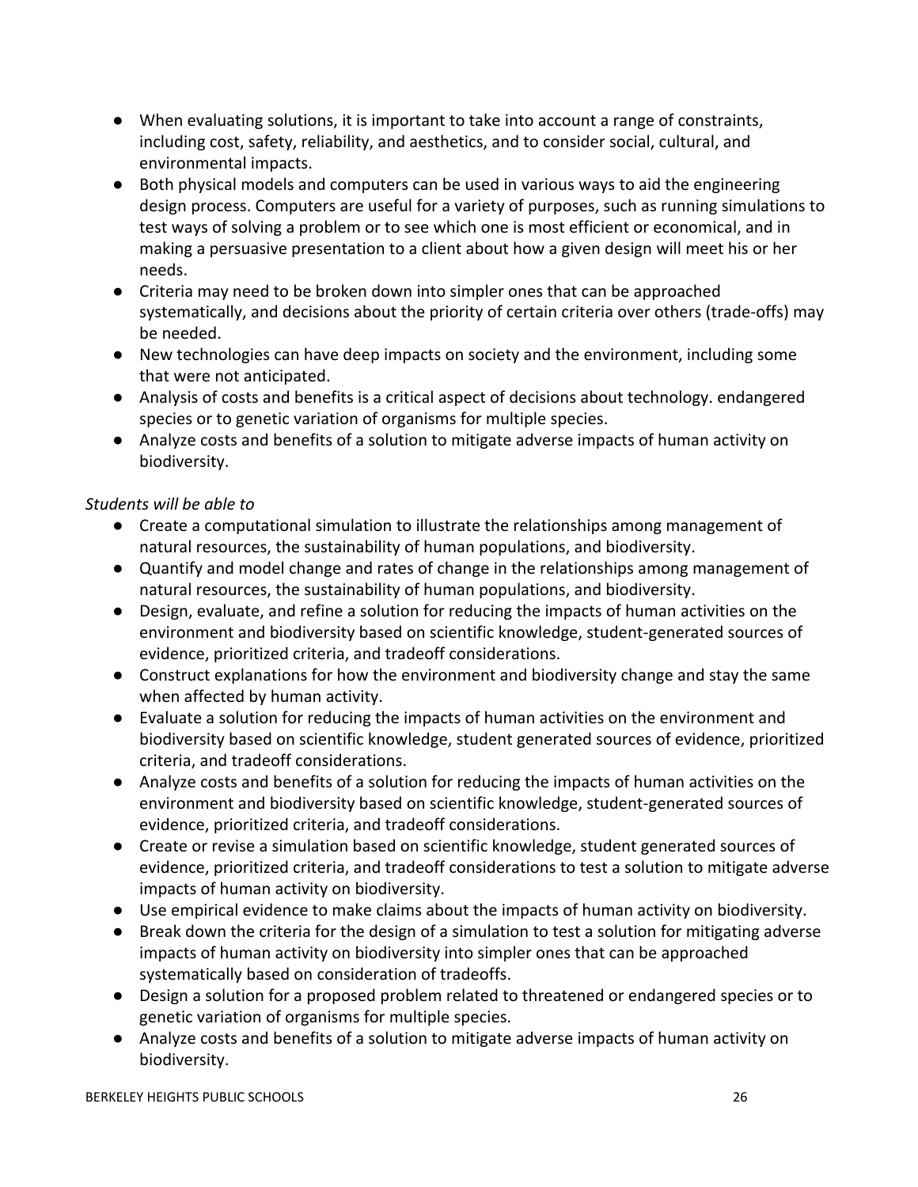- When evaluating solutions, it is important to take into account a range of constraints, including cost, safety, reliability, and aesthetics, and to consider social, cultural, and environmental impacts.
- Both physical models and computers can be used in various ways to aid the engineering design process. Computers are useful for a variety of purposes, such as running simulations to test ways of solving a problem or to see which one is most efficient or economical, and in making a persuasive presentation to a client about how a given design will meet his or her needs.
- Criteria may need to be broken down into simpler ones that can be approached systematically, and decisions about the priority of certain criteria over others (trade-offs) may be needed.
- New technologies can have deep impacts on society and the environment, including some that were not anticipated.
- Analysis of costs and benefits is a critical aspect of decisions about technology. endangered species or to genetic variation of organisms for multiple species.
- Analyze costs and benefits of a solution to mitigate adverse impacts of human activity on biodiversity.

*Students will be able to*

- Create a computational simulation to illustrate the relationships among management of natural resources, the sustainability of human populations, and biodiversity.
- Quantify and model change and rates of change in the relationships among management of natural resources, the sustainability of human populations, and biodiversity.
- Design, evaluate, and refine a solution for reducing the impacts of human activities on the environment and biodiversity based on scientific knowledge, student-generated sources of evidence, prioritized criteria, and tradeoff considerations.
- Construct explanations for how the environment and biodiversity change and stay the same when affected by human activity.
- Evaluate a solution for reducing the impacts of human activities on the environment and biodiversity based on scientific knowledge, student generated sources of evidence, prioritized criteria, and tradeoff considerations.
- Analyze costs and benefits of a solution for reducing the impacts of human activities on the environment and biodiversity based on scientific knowledge, student-generated sources of evidence, prioritized criteria, and tradeoff considerations.
- Create or revise a simulation based on scientific knowledge, student generated sources of evidence, prioritized criteria, and tradeoff considerations to test a solution to mitigate adverse impacts of human activity on biodiversity.
- Use empirical evidence to make claims about the impacts of human activity on biodiversity.
- Break down the criteria for the design of a simulation to test a solution for mitigating adverse impacts of human activity on biodiversity into simpler ones that can be approached systematically based on consideration of tradeoffs.
- Design a solution for a proposed problem related to threatened or endangered species or to genetic variation of organisms for multiple species.
- Analyze costs and benefits of a solution to mitigate adverse impacts of human activity on biodiversity.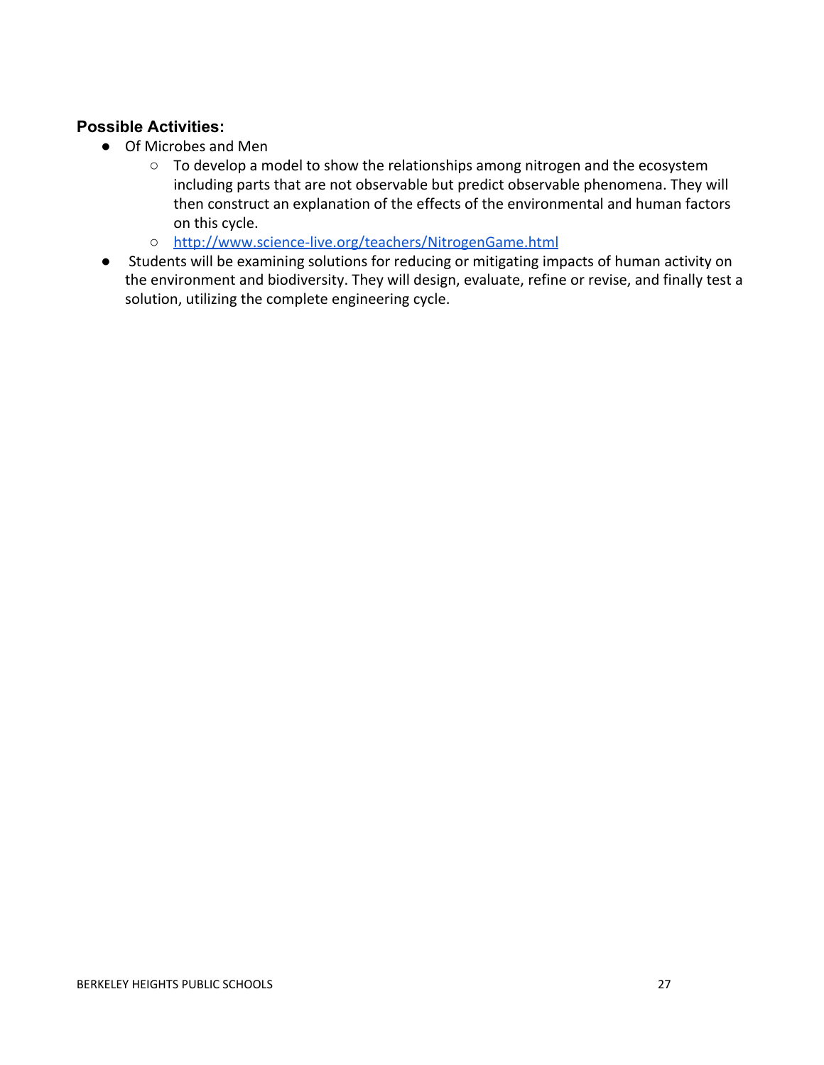**Possible Activities:**

- Of Microbes and Men
  - To develop a model to show the relationships among nitrogen and the ecosystem including parts that are not observable but predict observable phenomena. They will then construct an explanation of the effects of the environmental and human factors on this cycle.
  - [http://www.science-live.org/teachers/NitrogenGame.html](http://www.science-live.org/teachers/NitrogenGame.html)
- Students will be examining solutions for reducing or mitigating impacts of human activity on the environment and biodiversity. They will design, evaluate, refine or revise, and finally test a solution, utilizing the complete engineering cycle.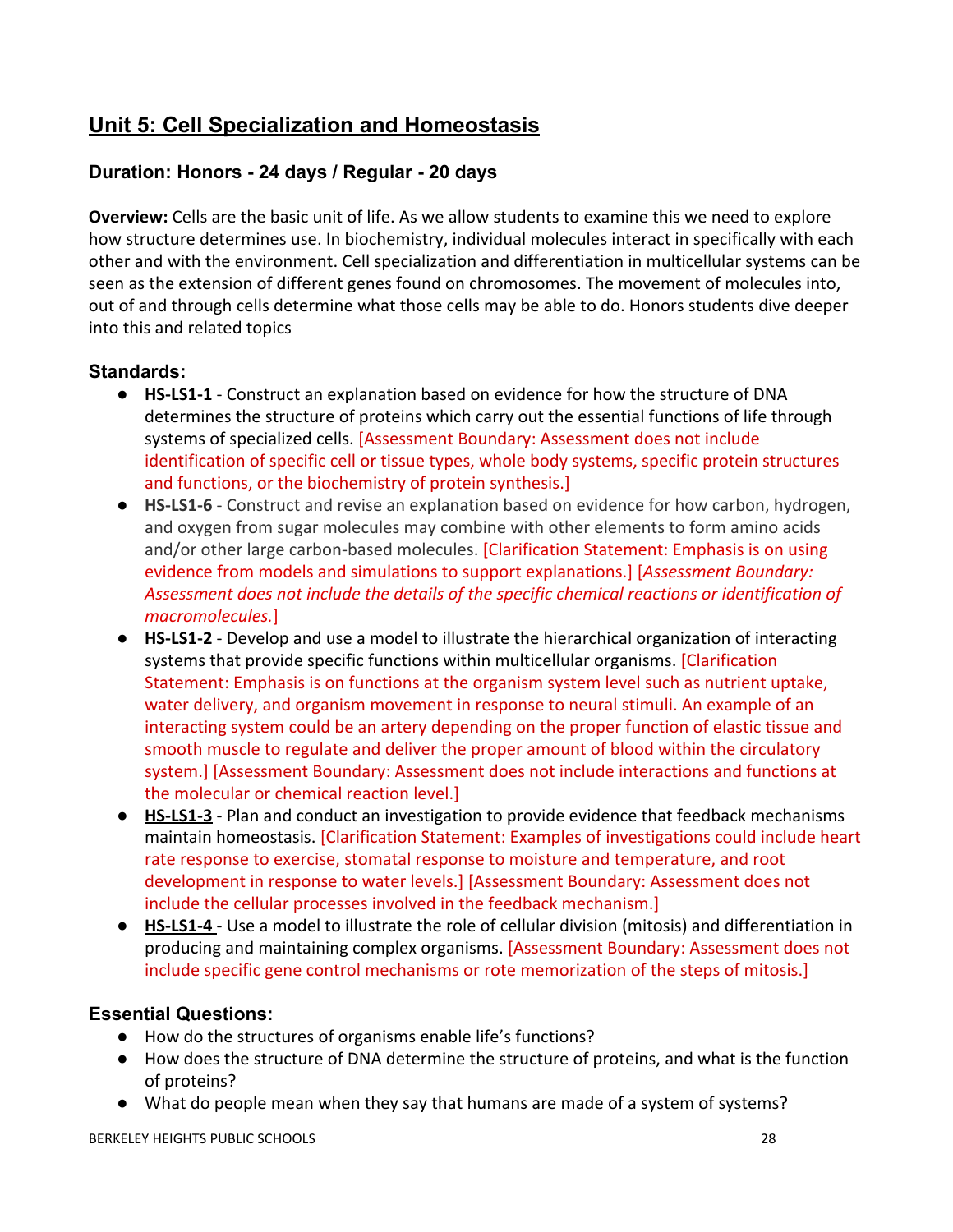## Unit 5: Cell Specialization and Homeostasis

### Duration: Honors - 24 days / Regular - 20 days

**Overview:** Cells are the basic unit of life. As we allow students to examine this we need to explore how structure determines use. In biochemistry, individual molecules interact in specifically with each other and with the environment. Cell specialization and differentiation in multicellular systems can be seen as the extension of different genes found on chromosomes. The movement of molecules into, out of and through cells determine what those cells may be able to do. Honors students dive deeper into this and related topics

### Standards:

- **HS-LS1-1** - Construct an explanation based on evidence for how the structure of DNA determines the structure of proteins which carry out the essential functions of life through systems of specialized cells. [Assessment Boundary: Assessment does not include identification of specific cell or tissue types, whole body systems, specific protein structures and functions, or the biochemistry of protein synthesis.]
- **HS-LS1-6** - Construct and revise an explanation based on evidence for how carbon, hydrogen, and oxygen from sugar molecules may combine with other elements to form amino acids and/or other large carbon-based molecules. [Clarification Statement: Emphasis is on using evidence from models and simulations to support explanations.] [*Assessment Boundary: Assessment does not include the details of the specific chemical reactions or identification of macromolecules.*]
- **HS-LS1-2** - Develop and use a model to illustrate the hierarchical organization of interacting systems that provide specific functions within multicellular organisms. [Clarification Statement: Emphasis is on functions at the organism system level such as nutrient uptake, water delivery, and organism movement in response to neural stimuli. An example of an interacting system could be an artery depending on the proper function of elastic tissue and smooth muscle to regulate and deliver the proper amount of blood within the circulatory system.] [Assessment Boundary: Assessment does not include interactions and functions at the molecular or chemical reaction level.]
- **HS-LS1-3** - Plan and conduct an investigation to provide evidence that feedback mechanisms maintain homeostasis. [Clarification Statement: Examples of investigations could include heart rate response to exercise, stomatal response to moisture and temperature, and root development in response to water levels.] [Assessment Boundary: Assessment does not include the cellular processes involved in the feedback mechanism.]
- **HS-LS1-4** - Use a model to illustrate the role of cellular division (mitosis) and differentiation in producing and maintaining complex organisms. [Assessment Boundary: Assessment does not include specific gene control mechanisms or rote memorization of the steps of mitosis.]

### Essential Questions:

- How do the structures of organisms enable life's functions?
- How does the structure of DNA determine the structure of proteins, and what is the function of proteins?
- What do people mean when they say that humans are made of a system of systems?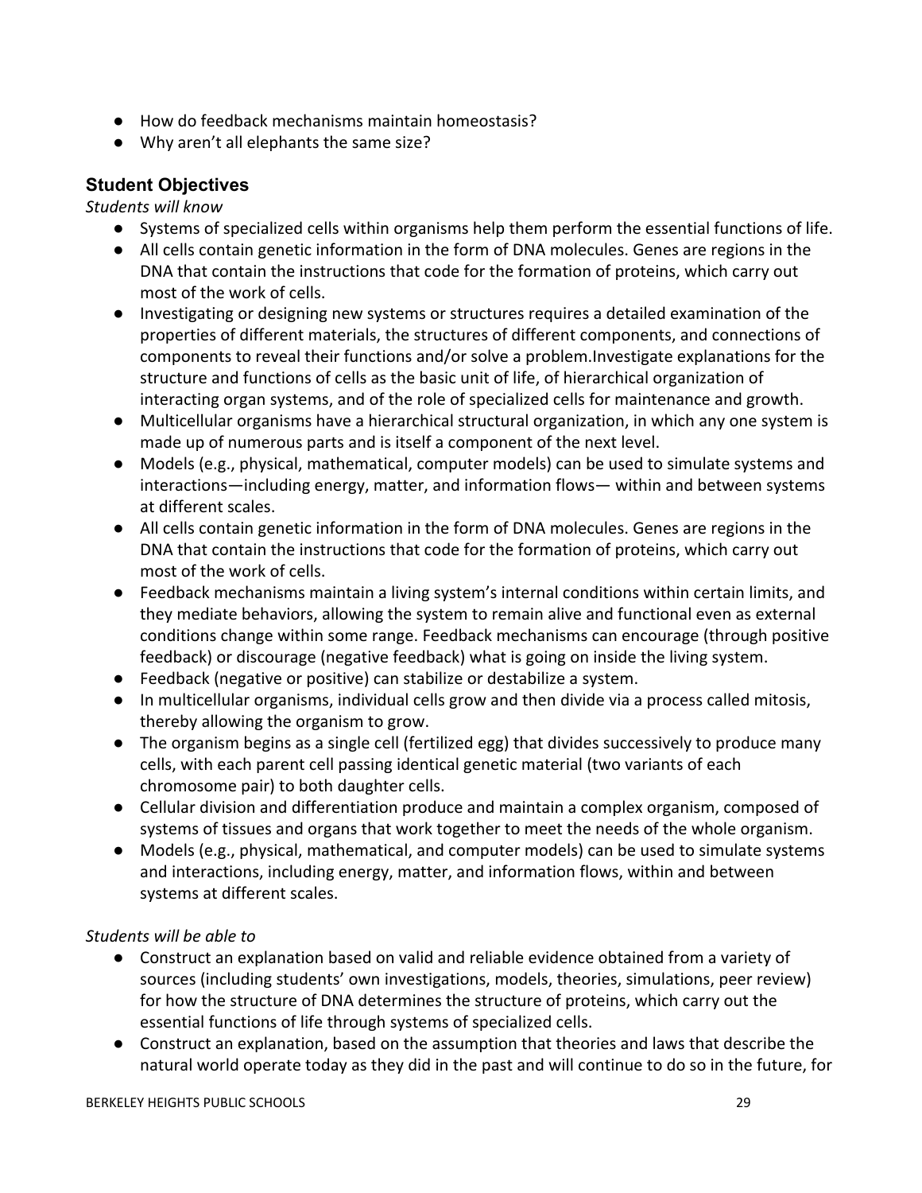- How do feedback mechanisms maintain homeostasis?
- Why aren't all elephants the same size?

### Student Objectives

*Students will know*

- Systems of specialized cells within organisms help them perform the essential functions of life.
- All cells contain genetic information in the form of DNA molecules. Genes are regions in the DNA that contain the instructions that code for the formation of proteins, which carry out most of the work of cells.
- Investigating or designing new systems or structures requires a detailed examination of the properties of different materials, the structures of different components, and connections of components to reveal their functions and/or solve a problem.Investigate explanations for the structure and functions of cells as the basic unit of life, of hierarchical organization of interacting organ systems, and of the role of specialized cells for maintenance and growth.
- Multicellular organisms have a hierarchical structural organization, in which any one system is made up of numerous parts and is itself a component of the next level.
- Models (e.g., physical, mathematical, computer models) can be used to simulate systems and interactions—including energy, matter, and information flows— within and between systems at different scales.
- All cells contain genetic information in the form of DNA molecules. Genes are regions in the DNA that contain the instructions that code for the formation of proteins, which carry out most of the work of cells.
- Feedback mechanisms maintain a living system's internal conditions within certain limits, and they mediate behaviors, allowing the system to remain alive and functional even as external conditions change within some range. Feedback mechanisms can encourage (through positive feedback) or discourage (negative feedback) what is going on inside the living system.
- Feedback (negative or positive) can stabilize or destabilize a system.
- In multicellular organisms, individual cells grow and then divide via a process called mitosis, thereby allowing the organism to grow.
- The organism begins as a single cell (fertilized egg) that divides successively to produce many cells, with each parent cell passing identical genetic material (two variants of each chromosome pair) to both daughter cells.
- Cellular division and differentiation produce and maintain a complex organism, composed of systems of tissues and organs that work together to meet the needs of the whole organism.
- Models (e.g., physical, mathematical, and computer models) can be used to simulate systems and interactions, including energy, matter, and information flows, within and between systems at different scales.

*Students will be able to*

- Construct an explanation based on valid and reliable evidence obtained from a variety of sources (including students' own investigations, models, theories, simulations, peer review) for how the structure of DNA determines the structure of proteins, which carry out the essential functions of life through systems of specialized cells.
- Construct an explanation, based on the assumption that theories and laws that describe the natural world operate today as they did in the past and will continue to do so in the future, for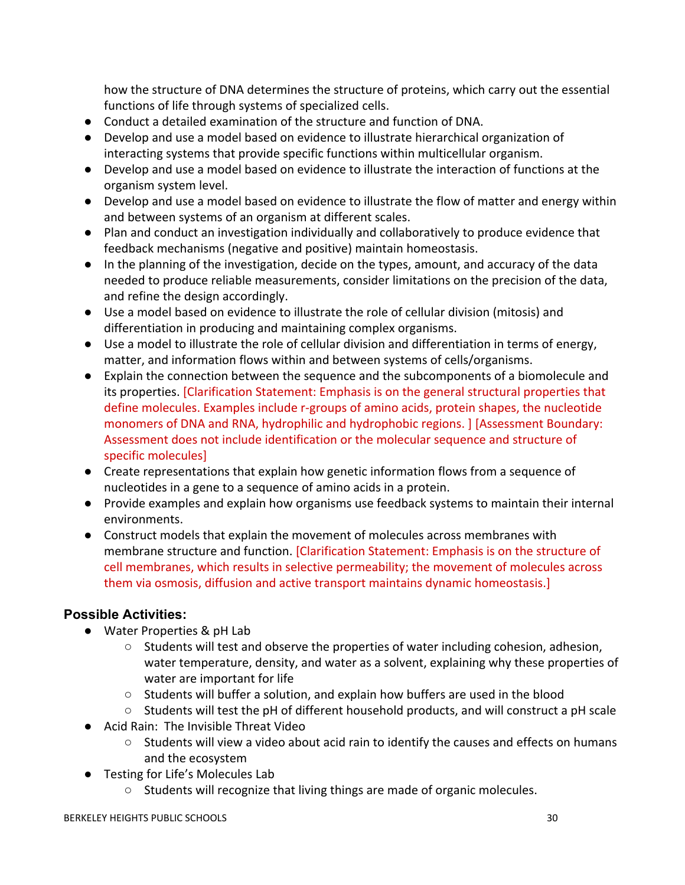how the structure of DNA determines the structure of proteins, which carry out the essential functions of life through systems of specialized cells.

- Conduct a detailed examination of the structure and function of DNA.
- Develop and use a model based on evidence to illustrate hierarchical organization of interacting systems that provide specific functions within multicellular organism.
- Develop and use a model based on evidence to illustrate the interaction of functions at the organism system level.
- Develop and use a model based on evidence to illustrate the flow of matter and energy within and between systems of an organism at different scales.
- Plan and conduct an investigation individually and collaboratively to produce evidence that feedback mechanisms (negative and positive) maintain homeostasis.
- In the planning of the investigation, decide on the types, amount, and accuracy of the data needed to produce reliable measurements, consider limitations on the precision of the data, and refine the design accordingly.
- Use a model based on evidence to illustrate the role of cellular division (mitosis) and differentiation in producing and maintaining complex organisms.
- Use a model to illustrate the role of cellular division and differentiation in terms of energy, matter, and information flows within and between systems of cells/organisms.
- Explain the connection between the sequence and the subcomponents of a biomolecule and its properties. [Clarification Statement: Emphasis is on the general structural properties that define molecules. Examples include r-groups of amino acids, protein shapes, the nucleotide monomers of DNA and RNA, hydrophilic and hydrophobic regions. ] [Assessment Boundary: Assessment does not include identification or the molecular sequence and structure of specific molecules]
- Create representations that explain how genetic information flows from a sequence of nucleotides in a gene to a sequence of amino acids in a protein.
- Provide examples and explain how organisms use feedback systems to maintain their internal environments.
- Construct models that explain the movement of molecules across membranes with membrane structure and function. [Clarification Statement: Emphasis is on the structure of cell membranes, which results in selective permeability; the movement of molecules across them via osmosis, diffusion and active transport maintains dynamic homeostasis.]

### Possible Activities:

- Water Properties & pH Lab
  - Students will test and observe the properties of water including cohesion, adhesion, water temperature, density, and water as a solvent, explaining why these properties of water are important for life
  - Students will buffer a solution, and explain how buffers are used in the blood
  - Students will test the pH of different household products, and will construct a pH scale
- Acid Rain: The Invisible Threat Video
  - Students will view a video about acid rain to identify the causes and effects on humans and the ecosystem
- Testing for Life's Molecules Lab
  - Students will recognize that living things are made of organic molecules.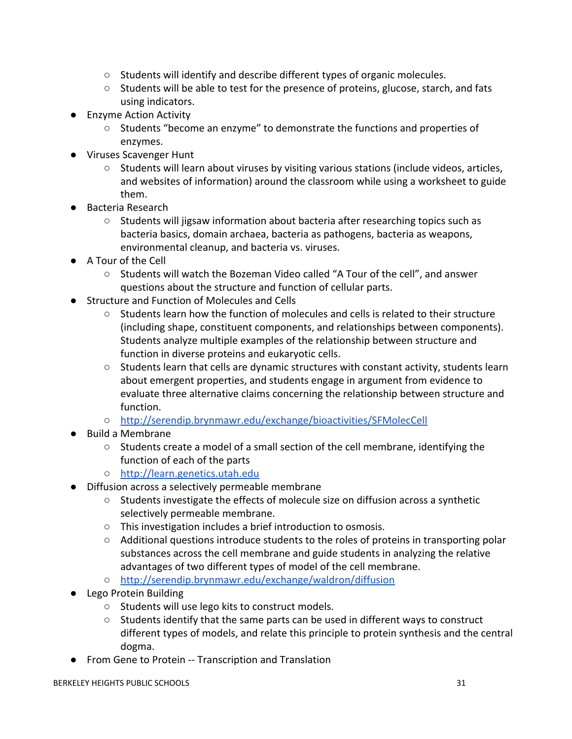- Students will identify and describe different types of organic molecules.
    - Students will be able to test for the presence of proteins, glucose, starch, and fats using indicators.
- Enzyme Action Activity
    - Students "become an enzyme" to demonstrate the functions and properties of enzymes.
- Viruses Scavenger Hunt
    - Students will learn about viruses by visiting various stations (include videos, articles, and websites of information) around the classroom while using a worksheet to guide them.
- Bacteria Research
    - Students will jigsaw information about bacteria after researching topics such as bacteria basics, domain archaea, bacteria as pathogens, bacteria as weapons, environmental cleanup, and bacteria vs. viruses.
- A Tour of the Cell
    - Students will watch the Bozeman Video called "A Tour of the cell", and answer questions about the structure and function of cellular parts.
- Structure and Function of Molecules and Cells
    - Students learn how the function of molecules and cells is related to their structure (including shape, constituent components, and relationships between components). Students analyze multiple examples of the relationship between structure and function in diverse proteins and eukaryotic cells.
    - Students learn that cells are dynamic structures with constant activity, students learn about emergent properties, and students engage in argument from evidence to evaluate three alternative claims concerning the relationship between structure and function.
    - [http://serendip.brynmawr.edu/exchange/bioactivities/SFMolecCell](http://serendip.brynmawr.edu/exchange/bioactivities/SFMolecCell)
- Build a Membrane
    - Students create a model of a small section of the cell membrane, identifying the function of each of the parts
    - [http://learn.genetics.utah.edu](http://learn.genetics.utah.edu)
- Diffusion across a selectively permeable membrane
    - Students investigate the effects of molecule size on diffusion across a synthetic selectively permeable membrane.
    - This investigation includes a brief introduction to osmosis.
    - Additional questions introduce students to the roles of proteins in transporting polar substances across the cell membrane and guide students in analyzing the relative advantages of two different types of model of the cell membrane.
    - [http://serendip.brynmawr.edu/exchange/waldron/diffusion](http://serendip.brynmawr.edu/exchange/waldron/diffusion)
- Lego Protein Building
    - Students will use lego kits to construct models.
    - Students identify that the same parts can be used in different ways to construct different types of models, and relate this principle to protein synthesis and the central dogma.
- From Gene to Protein -- Transcription and Translation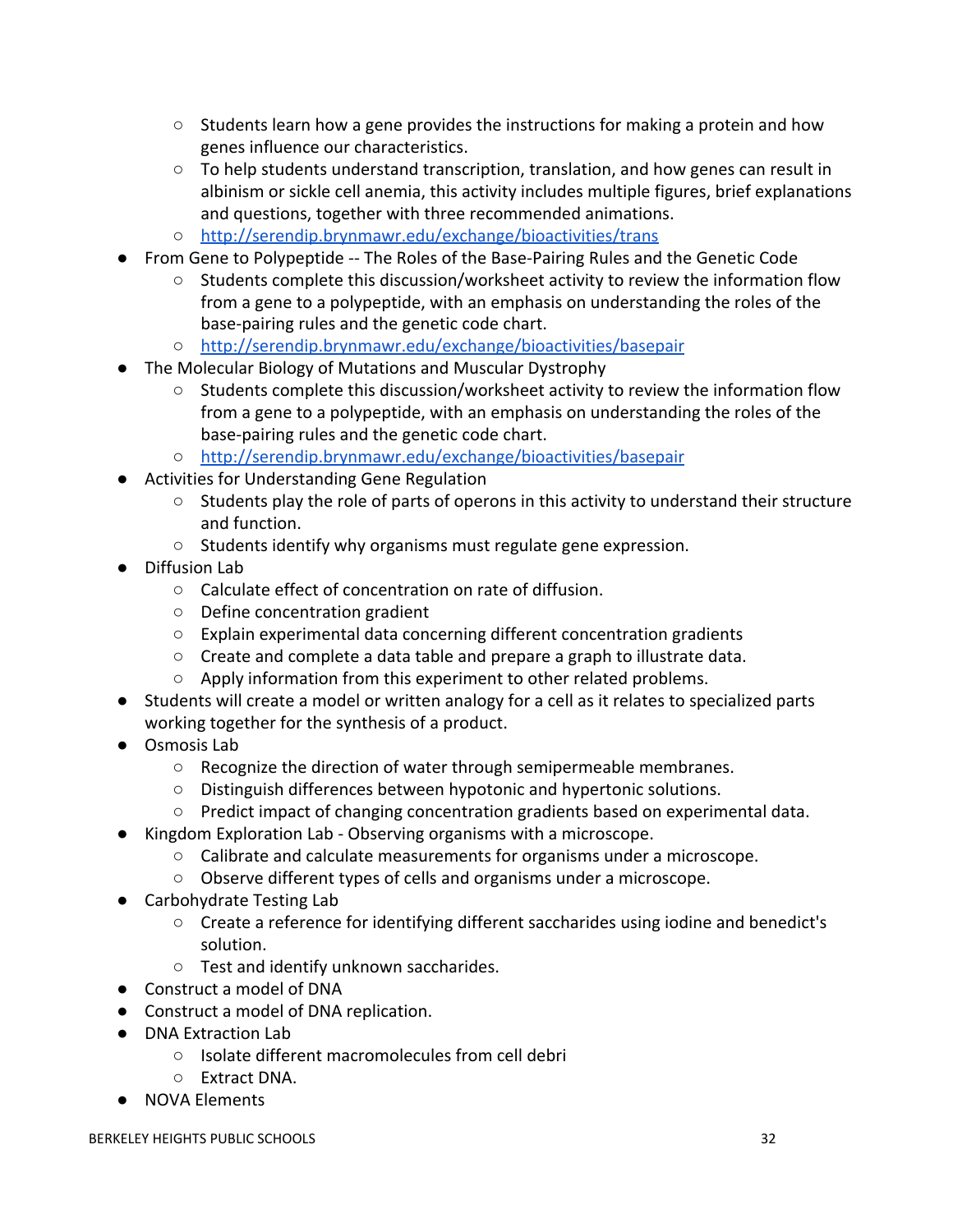- Students learn how a gene provides the instructions for making a protein and how genes influence our characteristics.
    - To help students understand transcription, translation, and how genes can result in albinism or sickle cell anemia, this activity includes multiple figures, brief explanations and questions, together with three recommended animations.
    - http://serendip.brynmawr.edu/exchange/bioactivities/trans
- From Gene to Polypeptide -- The Roles of the Base-Pairing Rules and the Genetic Code
    - Students complete this discussion/worksheet activity to review the information flow from a gene to a polypeptide, with an emphasis on understanding the roles of the base-pairing rules and the genetic code chart.
    - http://serendip.brynmawr.edu/exchange/bioactivities/basepair
- The Molecular Biology of Mutations and Muscular Dystrophy
    - Students complete this discussion/worksheet activity to review the information flow from a gene to a polypeptide, with an emphasis on understanding the roles of the base-pairing rules and the genetic code chart.
    - http://serendip.brynmawr.edu/exchange/bioactivities/basepair
- Activities for Understanding Gene Regulation
    - Students play the role of parts of operons in this activity to understand their structure and function.
    - Students identify why organisms must regulate gene expression.
- Diffusion Lab
    - Calculate effect of concentration on rate of diffusion.
    - Define concentration gradient
    - Explain experimental data concerning different concentration gradients
    - Create and complete a data table and prepare a graph to illustrate data.
    - Apply information from this experiment to other related problems.
- Students will create a model or written analogy for a cell as it relates to specialized parts working together for the synthesis of a product.
- Osmosis Lab
    - Recognize the direction of water through semipermeable membranes.
    - Distinguish differences between hypotonic and hypertonic solutions.
    - Predict impact of changing concentration gradients based on experimental data.
- Kingdom Exploration Lab - Observing organisms with a microscope.
    - Calibrate and calculate measurements for organisms under a microscope.
    - Observe different types of cells and organisms under a microscope.
- Carbohydrate Testing Lab
    - Create a reference for identifying different saccharides using iodine and benedict's solution.
    - Test and identify unknown saccharides.
- Construct a model of DNA
- Construct a model of DNA replication.
- DNA Extraction Lab
    - Isolate different macromolecules from cell debri
    - Extract DNA.
- NOVA Elements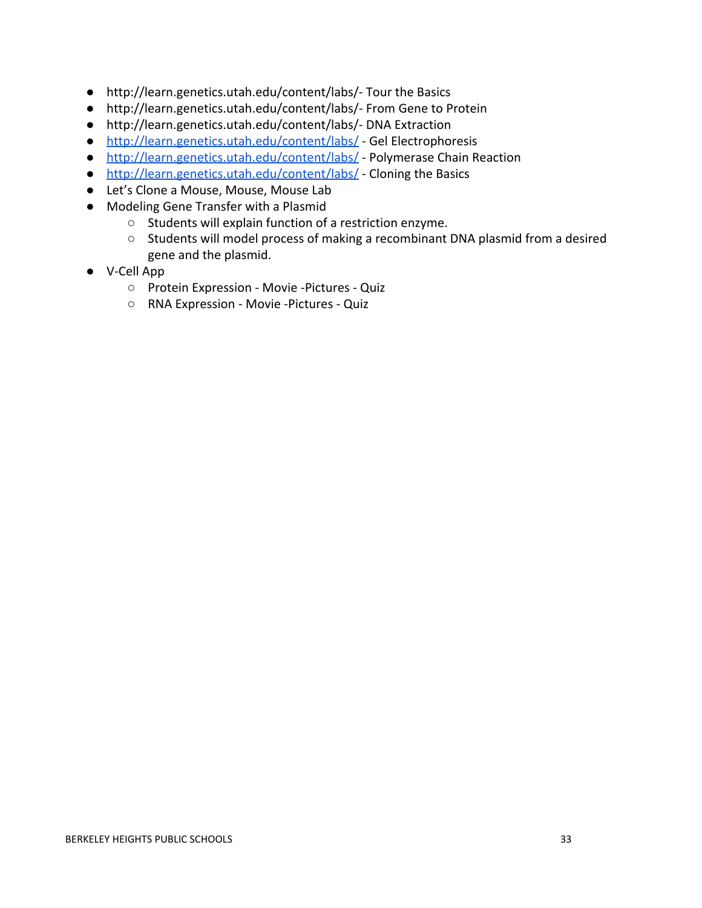- http://learn.genetics.utah.edu/content/labs/- Tour the Basics
- http://learn.genetics.utah.edu/content/labs/- From Gene to Protein
- http://learn.genetics.utah.edu/content/labs/- DNA Extraction
- [http://learn.genetics.utah.edu/content/labs/](http://learn.genetics.utah.edu/content/labs/) - Gel Electrophoresis
- [http://learn.genetics.utah.edu/content/labs/](http://learn.genetics.utah.edu/content/labs/) - Polymerase Chain Reaction
- [http://learn.genetics.utah.edu/content/labs/](http://learn.genetics.utah.edu/content/labs/) - Cloning the Basics
- Let's Clone a Mouse, Mouse, Mouse Lab
- Modeling Gene Transfer with a Plasmid
  - Students will explain function of a restriction enzyme.
  - Students will model process of making a recombinant DNA plasmid from a desired gene and the plasmid.
- V-Cell App
  - Protein Expression - Movie -Pictures - Quiz
  - RNA Expression - Movie -Pictures - Quiz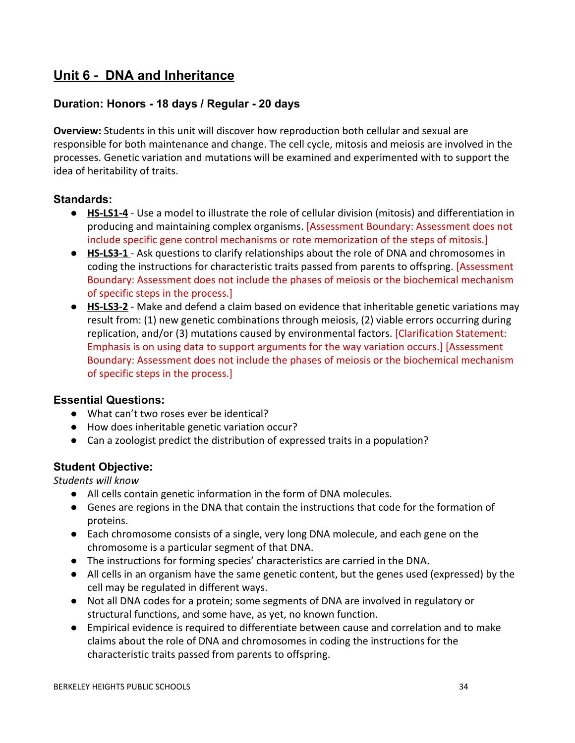## Unit 6 - DNA and Inheritance

### Duration: Honors - 18 days / Regular - 20 days

**Overview:** Students in this unit will discover how reproduction both cellular and sexual are responsible for both maintenance and change. The cell cycle, mitosis and meiosis are involved in the processes. Genetic variation and mutations will be examined and experimented with to support the idea of heritability of traits.

### Standards:

- **HS-LS1-4** - Use a model to illustrate the role of cellular division (mitosis) and differentiation in producing and maintaining complex organisms. [Assessment Boundary: Assessment does not include specific gene control mechanisms or rote memorization of the steps of mitosis.]
- **HS-LS3-1** - Ask questions to clarify relationships about the role of DNA and chromosomes in coding the instructions for characteristic traits passed from parents to offspring. [Assessment Boundary: Assessment does not include the phases of meiosis or the biochemical mechanism of specific steps in the process.]
- **HS-LS3-2** - Make and defend a claim based on evidence that inheritable genetic variations may result from: (1) new genetic combinations through meiosis, (2) viable errors occurring during replication, and/or (3) mutations caused by environmental factors. [Clarification Statement: Emphasis is on using data to support arguments for the way variation occurs.] [Assessment Boundary: Assessment does not include the phases of meiosis or the biochemical mechanism of specific steps in the process.]

### Essential Questions:

- What can't two roses ever be identical?
- How does inheritable genetic variation occur?
- Can a zoologist predict the distribution of expressed traits in a population?

### Student Objective:

*Students will know*

- All cells contain genetic information in the form of DNA molecules.
- Genes are regions in the DNA that contain the instructions that code for the formation of proteins.
- Each chromosome consists of a single, very long DNA molecule, and each gene on the chromosome is a particular segment of that DNA.
- The instructions for forming species' characteristics are carried in the DNA.
- All cells in an organism have the same genetic content, but the genes used (expressed) by the cell may be regulated in different ways.
- Not all DNA codes for a protein; some segments of DNA are involved in regulatory or structural functions, and some have, as yet, no known function.
- Empirical evidence is required to differentiate between cause and correlation and to make claims about the role of DNA and chromosomes in coding the instructions for the characteristic traits passed from parents to offspring.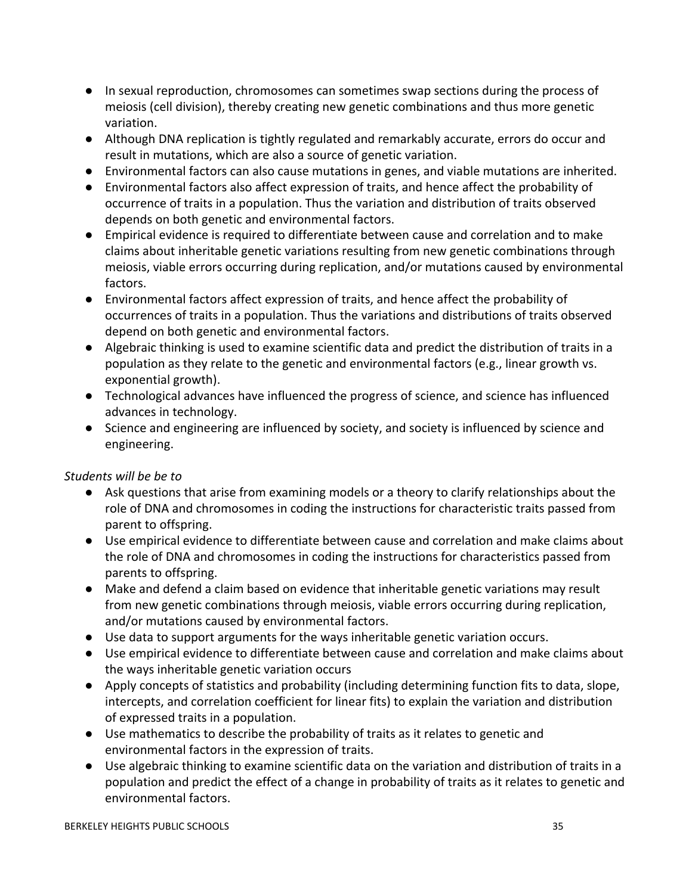- In sexual reproduction, chromosomes can sometimes swap sections during the process of meiosis (cell division), thereby creating new genetic combinations and thus more genetic variation.
- Although DNA replication is tightly regulated and remarkably accurate, errors do occur and result in mutations, which are also a source of genetic variation.
- Environmental factors can also cause mutations in genes, and viable mutations are inherited.
- Environmental factors also affect expression of traits, and hence affect the probability of occurrence of traits in a population. Thus the variation and distribution of traits observed depends on both genetic and environmental factors.
- Empirical evidence is required to differentiate between cause and correlation and to make claims about inheritable genetic variations resulting from new genetic combinations through meiosis, viable errors occurring during replication, and/or mutations caused by environmental factors.
- Environmental factors affect expression of traits, and hence affect the probability of occurrences of traits in a population. Thus the variations and distributions of traits observed depend on both genetic and environmental factors.
- Algebraic thinking is used to examine scientific data and predict the distribution of traits in a population as they relate to the genetic and environmental factors (e.g., linear growth vs. exponential growth).
- Technological advances have influenced the progress of science, and science has influenced advances in technology.
- Science and engineering are influenced by society, and society is influenced by science and engineering.

*Students will be be to*

- Ask questions that arise from examining models or a theory to clarify relationships about the role of DNA and chromosomes in coding the instructions for characteristic traits passed from parent to offspring.
- Use empirical evidence to differentiate between cause and correlation and make claims about the role of DNA and chromosomes in coding the instructions for characteristics passed from parents to offspring.
- Make and defend a claim based on evidence that inheritable genetic variations may result from new genetic combinations through meiosis, viable errors occurring during replication, and/or mutations caused by environmental factors.
- Use data to support arguments for the ways inheritable genetic variation occurs.
- Use empirical evidence to differentiate between cause and correlation and make claims about the ways inheritable genetic variation occurs
- Apply concepts of statistics and probability (including determining function fits to data, slope, intercepts, and correlation coefficient for linear fits) to explain the variation and distribution of expressed traits in a population.
- Use mathematics to describe the probability of traits as it relates to genetic and environmental factors in the expression of traits.
- Use algebraic thinking to examine scientific data on the variation and distribution of traits in a population and predict the effect of a change in probability of traits as it relates to genetic and environmental factors.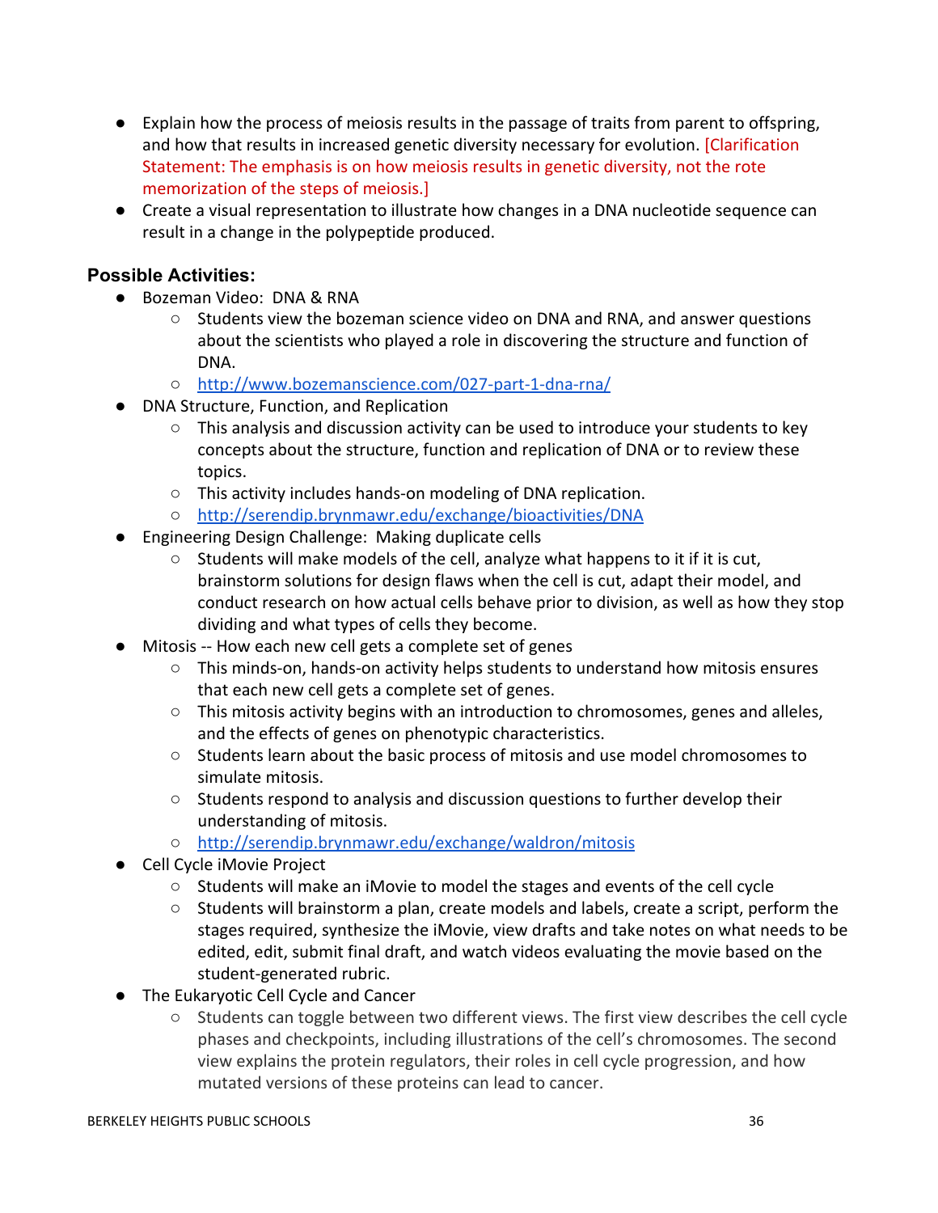- Explain how the process of meiosis results in the passage of traits from parent to offspring, and how that results in increased genetic diversity necessary for evolution. [Clarification Statement: The emphasis is on how meiosis results in genetic diversity, not the rote memorization of the steps of meiosis.]
- Create a visual representation to illustrate how changes in a DNA nucleotide sequence can result in a change in the polypeptide produced.

### Possible Activities:

- Bozeman Video: DNA & RNA
  - Students view the bozeman science video on DNA and RNA, and answer questions about the scientists who played a role in discovering the structure and function of DNA.
  - http://www.bozemanscience.com/027-part-1-dna-rna/
- DNA Structure, Function, and Replication
  - This analysis and discussion activity can be used to introduce your students to key concepts about the structure, function and replication of DNA or to review these topics.
  - This activity includes hands-on modeling of DNA replication.
  - http://serendip.brynmawr.edu/exchange/bioactivities/DNA
- Engineering Design Challenge: Making duplicate cells
  - Students will make models of the cell, analyze what happens to it if it is cut, brainstorm solutions for design flaws when the cell is cut, adapt their model, and conduct research on how actual cells behave prior to division, as well as how they stop dividing and what types of cells they become.
- Mitosis -- How each new cell gets a complete set of genes
  - This minds-on, hands-on activity helps students to understand how mitosis ensures that each new cell gets a complete set of genes.
  - This mitosis activity begins with an introduction to chromosomes, genes and alleles, and the effects of genes on phenotypic characteristics.
  - Students learn about the basic process of mitosis and use model chromosomes to simulate mitosis.
  - Students respond to analysis and discussion questions to further develop their understanding of mitosis.
  - http://serendip.brynmawr.edu/exchange/waldron/mitosis
- Cell Cycle iMovie Project
  - Students will make an iMovie to model the stages and events of the cell cycle
  - Students will brainstorm a plan, create models and labels, create a script, perform the stages required, synthesize the iMovie, view drafts and take notes on what needs to be edited, edit, submit final draft, and watch videos evaluating the movie based on the student-generated rubric.
- The Eukaryotic Cell Cycle and Cancer
  - Students can toggle between two different views. The first view describes the cell cycle phases and checkpoints, including illustrations of the cell's chromosomes. The second view explains the protein regulators, their roles in cell cycle progression, and how mutated versions of these proteins can lead to cancer.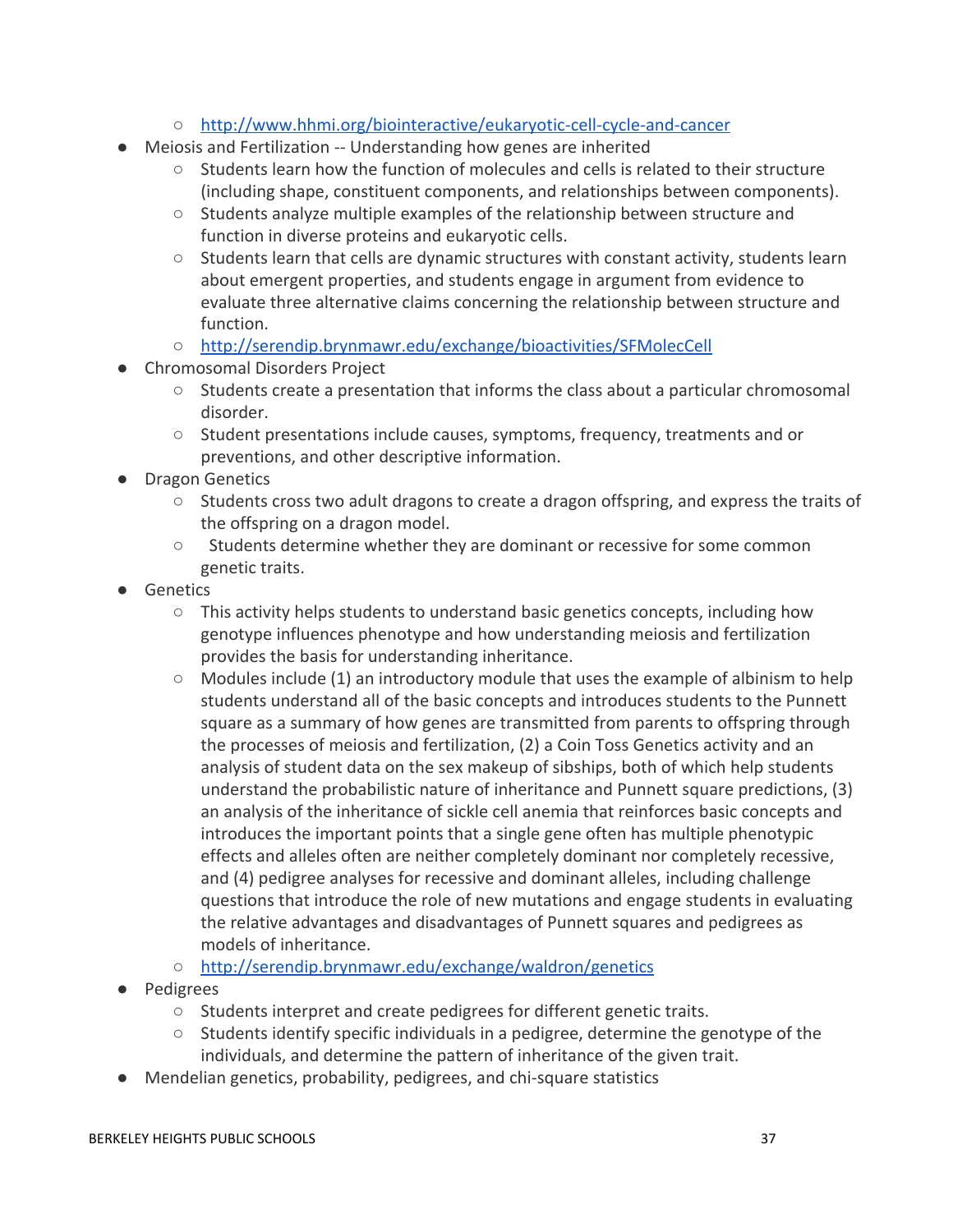- http://www.hhmi.org/biointeractive/eukaryotic-cell-cycle-and-cancer
- Meiosis and Fertilization -- Understanding how genes are inherited
  - Students learn how the function of molecules and cells is related to their structure (including shape, constituent components, and relationships between components).
  - Students analyze multiple examples of the relationship between structure and function in diverse proteins and eukaryotic cells.
  - Students learn that cells are dynamic structures with constant activity, students learn about emergent properties, and students engage in argument from evidence to evaluate three alternative claims concerning the relationship between structure and function.
  - http://serendip.brynmawr.edu/exchange/bioactivities/SFMolecCell
- Chromosomal Disorders Project
  - Students create a presentation that informs the class about a particular chromosomal disorder.
  - Student presentations include causes, symptoms, frequency, treatments and or preventions, and other descriptive information.
- Dragon Genetics
  - Students cross two adult dragons to create a dragon offspring, and express the traits of the offspring on a dragon model.
  - Students determine whether they are dominant or recessive for some common genetic traits.
- Genetics
  - This activity helps students to understand basic genetics concepts, including how genotype influences phenotype and how understanding meiosis and fertilization provides the basis for understanding inheritance.
  - Modules include (1) an introductory module that uses the example of albinism to help students understand all of the basic concepts and introduces students to the Punnett square as a summary of how genes are transmitted from parents to offspring through the processes of meiosis and fertilization, (2) a Coin Toss Genetics activity and an analysis of student data on the sex makeup of sibships, both of which help students understand the probabilistic nature of inheritance and Punnett square predictions, (3) an analysis of the inheritance of sickle cell anemia that reinforces basic concepts and introduces the important points that a single gene often has multiple phenotypic effects and alleles often are neither completely dominant nor completely recessive, and (4) pedigree analyses for recessive and dominant alleles, including challenge questions that introduce the role of new mutations and engage students in evaluating the relative advantages and disadvantages of Punnett squares and pedigrees as models of inheritance.
  - http://serendip.brynmawr.edu/exchange/waldron/genetics
- Pedigrees
  - Students interpret and create pedigrees for different genetic traits.
  - Students identify specific individuals in a pedigree, determine the genotype of the individuals, and determine the pattern of inheritance of the given trait.
- Mendelian genetics, probability, pedigrees, and chi-square statistics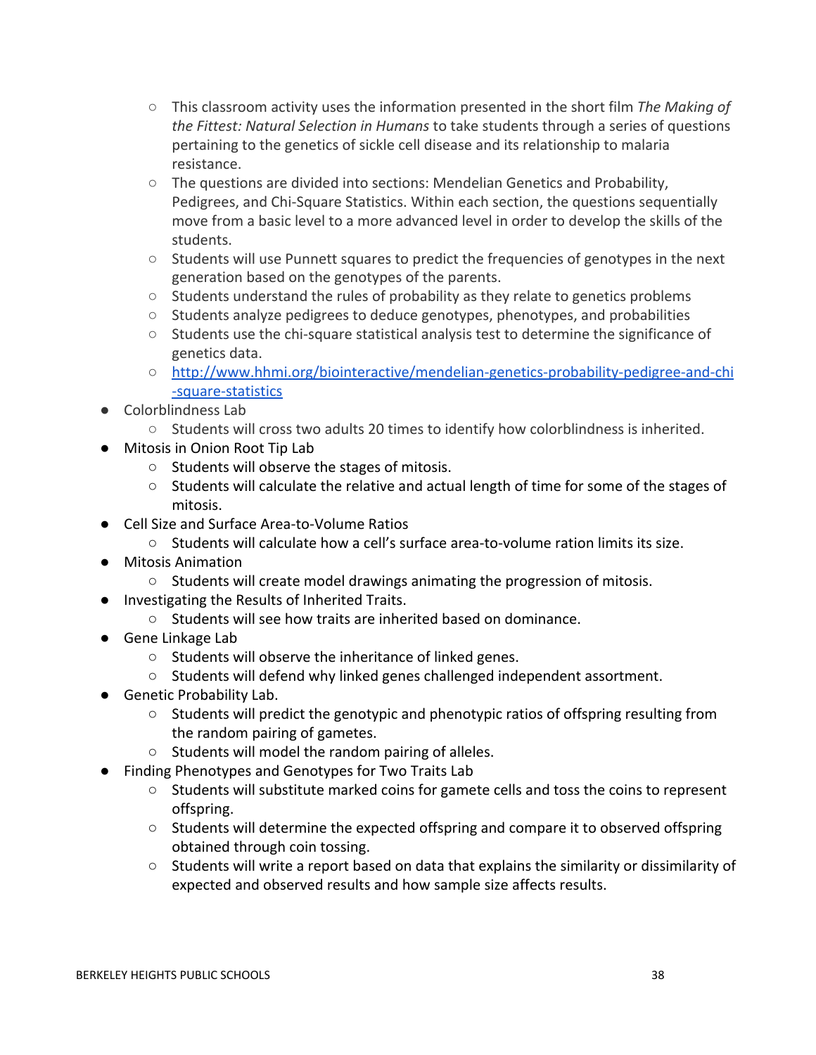- This classroom activity uses the information presented in the short film *The Making of the Fittest: Natural Selection in Humans* to take students through a series of questions pertaining to the genetics of sickle cell disease and its relationship to malaria resistance.
    - The questions are divided into sections: Mendelian Genetics and Probability, Pedigrees, and Chi-Square Statistics. Within each section, the questions sequentially move from a basic level to a more advanced level in order to develop the skills of the students.
    - Students will use Punnett squares to predict the frequencies of genotypes in the next generation based on the genotypes of the parents.
    - Students understand the rules of probability as they relate to genetics problems
    - Students analyze pedigrees to deduce genotypes, phenotypes, and probabilities
    - Students use the chi-square statistical analysis test to determine the significance of genetics data.
    - [http://www.hhmi.org/biointeractive/mendelian-genetics-probability-pedigree-and-chi-square-statistics](http://www.hhmi.org/biointeractive/mendelian-genetics-probability-pedigree-and-chi-square-statistics)
- Colorblindness Lab
    - Students will cross two adults 20 times to identify how colorblindness is inherited.
- Mitosis in Onion Root Tip Lab
    - Students will observe the stages of mitosis.
    - Students will calculate the relative and actual length of time for some of the stages of mitosis.
- Cell Size and Surface Area-to-Volume Ratios
    - Students will calculate how a cell's surface area-to-volume ration limits its size.
- Mitosis Animation
    - Students will create model drawings animating the progression of mitosis.
- Investigating the Results of Inherited Traits.
    - Students will see how traits are inherited based on dominance.
- Gene Linkage Lab
    - Students will observe the inheritance of linked genes.
    - Students will defend why linked genes challenged independent assortment.
- Genetic Probability Lab.
    - Students will predict the genotypic and phenotypic ratios of offspring resulting from the random pairing of gametes.
    - Students will model the random pairing of alleles.
- Finding Phenotypes and Genotypes for Two Traits Lab
    - Students will substitute marked coins for gamete cells and toss the coins to represent offspring.
    - Students will determine the expected offspring and compare it to observed offspring obtained through coin tossing.
    - Students will write a report based on data that explains the similarity or dissimilarity of expected and observed results and how sample size affects results.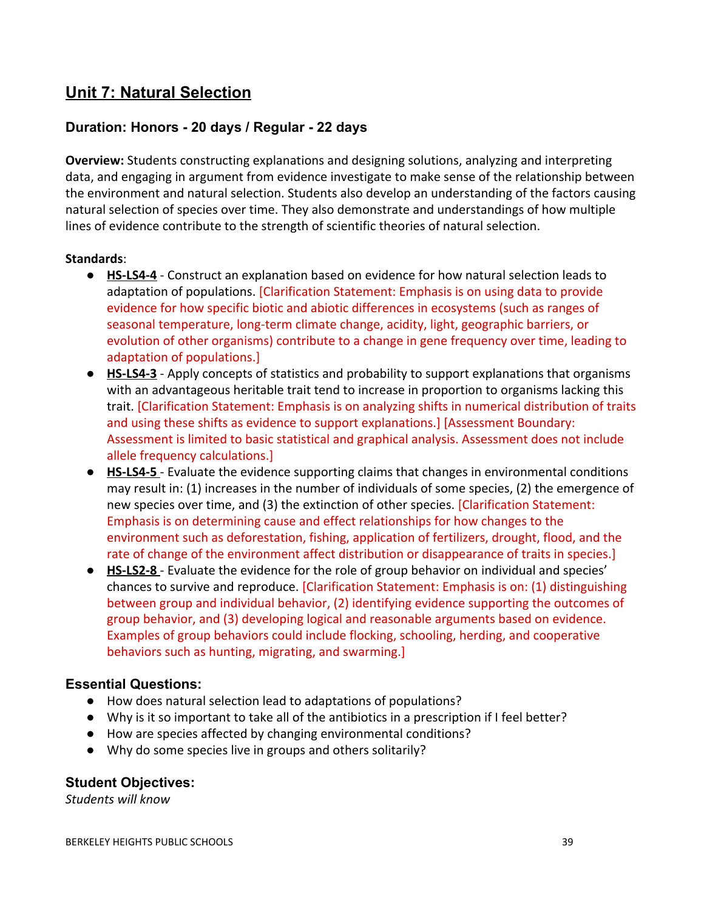## Unit 7: Natural Selection

### Duration: Honors - 20 days / Regular - 22 days

**Overview:** Students constructing explanations and designing solutions, analyzing and interpreting data, and engaging in argument from evidence investigate to make sense of the relationship between the environment and natural selection. Students also develop an understanding of the factors causing natural selection of species over time. They also demonstrate and understandings of how multiple lines of evidence contribute to the strength of scientific theories of natural selection.

**Standards**:

- **HS-LS4-4** - Construct an explanation based on evidence for how natural selection leads to adaptation of populations. [Clarification Statement: Emphasis is on using data to provide evidence for how specific biotic and abiotic differences in ecosystems (such as ranges of seasonal temperature, long-term climate change, acidity, light, geographic barriers, or evolution of other organisms) contribute to a change in gene frequency over time, leading to adaptation of populations.]
- **HS-LS4-3** - Apply concepts of statistics and probability to support explanations that organisms with an advantageous heritable trait tend to increase in proportion to organisms lacking this trait. [Clarification Statement: Emphasis is on analyzing shifts in numerical distribution of traits and using these shifts as evidence to support explanations.] [Assessment Boundary: Assessment is limited to basic statistical and graphical analysis. Assessment does not include allele frequency calculations.]
- **HS-LS4-5** - Evaluate the evidence supporting claims that changes in environmental conditions may result in: (1) increases in the number of individuals of some species, (2) the emergence of new species over time, and (3) the extinction of other species. [Clarification Statement: Emphasis is on determining cause and effect relationships for how changes to the environment such as deforestation, fishing, application of fertilizers, drought, flood, and the rate of change of the environment affect distribution or disappearance of traits in species.]
- **HS-LS2-8** - Evaluate the evidence for the role of group behavior on individual and species' chances to survive and reproduce. [Clarification Statement: Emphasis is on: (1) distinguishing between group and individual behavior, (2) identifying evidence supporting the outcomes of group behavior, and (3) developing logical and reasonable arguments based on evidence. Examples of group behaviors could include flocking, schooling, herding, and cooperative behaviors such as hunting, migrating, and swarming.]

### Essential Questions:

- How does natural selection lead to adaptations of populations?
- Why is it so important to take all of the antibiotics in a prescription if I feel better?
- How are species affected by changing environmental conditions?
- Why do some species live in groups and others solitarily?

### Student Objectives:

*Students will know*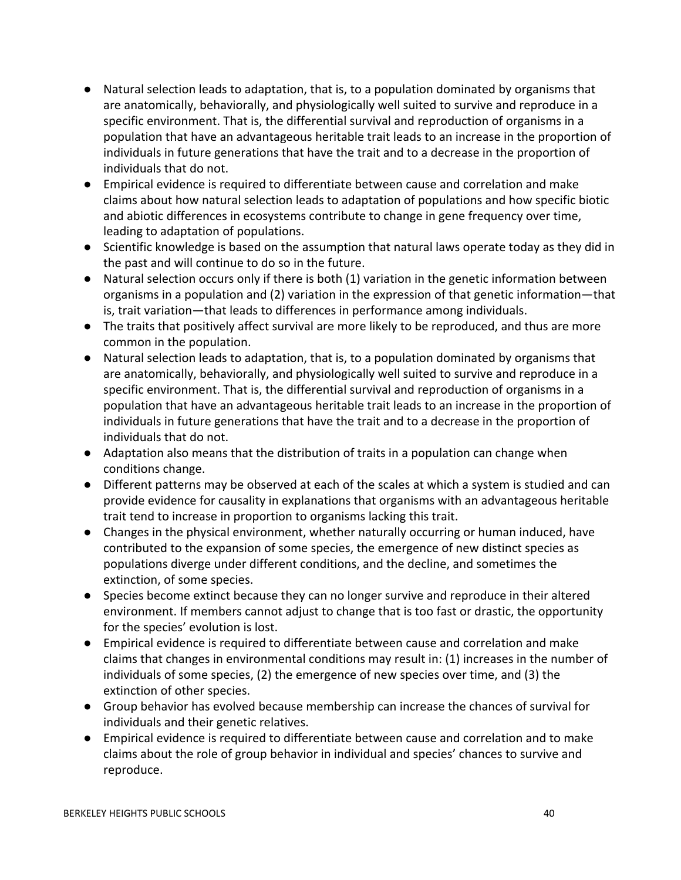- Natural selection leads to adaptation, that is, to a population dominated by organisms that are anatomically, behaviorally, and physiologically well suited to survive and reproduce in a specific environment. That is, the differential survival and reproduction of organisms in a population that have an advantageous heritable trait leads to an increase in the proportion of individuals in future generations that have the trait and to a decrease in the proportion of individuals that do not.
- Empirical evidence is required to differentiate between cause and correlation and make claims about how natural selection leads to adaptation of populations and how specific biotic and abiotic differences in ecosystems contribute to change in gene frequency over time, leading to adaptation of populations.
- Scientific knowledge is based on the assumption that natural laws operate today as they did in the past and will continue to do so in the future.
- Natural selection occurs only if there is both (1) variation in the genetic information between organisms in a population and (2) variation in the expression of that genetic information—that is, trait variation—that leads to differences in performance among individuals.
- The traits that positively affect survival are more likely to be reproduced, and thus are more common in the population.
- Natural selection leads to adaptation, that is, to a population dominated by organisms that are anatomically, behaviorally, and physiologically well suited to survive and reproduce in a specific environment. That is, the differential survival and reproduction of organisms in a population that have an advantageous heritable trait leads to an increase in the proportion of individuals in future generations that have the trait and to a decrease in the proportion of individuals that do not.
- Adaptation also means that the distribution of traits in a population can change when conditions change.
- Different patterns may be observed at each of the scales at which a system is studied and can provide evidence for causality in explanations that organisms with an advantageous heritable trait tend to increase in proportion to organisms lacking this trait.
- Changes in the physical environment, whether naturally occurring or human induced, have contributed to the expansion of some species, the emergence of new distinct species as populations diverge under different conditions, and the decline, and sometimes the extinction, of some species.
- Species become extinct because they can no longer survive and reproduce in their altered environment. If members cannot adjust to change that is too fast or drastic, the opportunity for the species' evolution is lost.
- Empirical evidence is required to differentiate between cause and correlation and make claims that changes in environmental conditions may result in: (1) increases in the number of individuals of some species, (2) the emergence of new species over time, and (3) the extinction of other species.
- Group behavior has evolved because membership can increase the chances of survival for individuals and their genetic relatives.
- Empirical evidence is required to differentiate between cause and correlation and to make claims about the role of group behavior in individual and species' chances to survive and reproduce.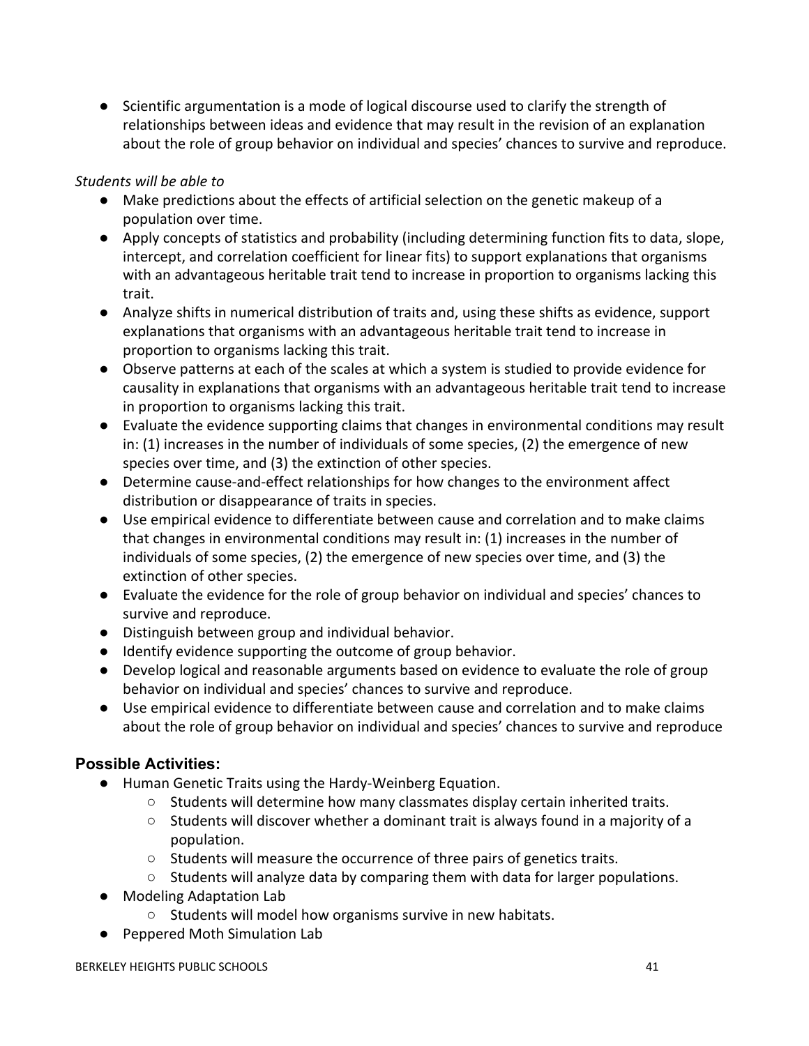- Scientific argumentation is a mode of logical discourse used to clarify the strength of relationships between ideas and evidence that may result in the revision of an explanation about the role of group behavior on individual and species' chances to survive and reproduce.

*Students will be able to*

- Make predictions about the effects of artificial selection on the genetic makeup of a population over time.
- Apply concepts of statistics and probability (including determining function fits to data, slope, intercept, and correlation coefficient for linear fits) to support explanations that organisms with an advantageous heritable trait tend to increase in proportion to organisms lacking this trait.
- Analyze shifts in numerical distribution of traits and, using these shifts as evidence, support explanations that organisms with an advantageous heritable trait tend to increase in proportion to organisms lacking this trait.
- Observe patterns at each of the scales at which a system is studied to provide evidence for causality in explanations that organisms with an advantageous heritable trait tend to increase in proportion to organisms lacking this trait.
- Evaluate the evidence supporting claims that changes in environmental conditions may result in: (1) increases in the number of individuals of some species, (2) the emergence of new species over time, and (3) the extinction of other species.
- Determine cause-and-effect relationships for how changes to the environment affect distribution or disappearance of traits in species.
- Use empirical evidence to differentiate between cause and correlation and to make claims that changes in environmental conditions may result in: (1) increases in the number of individuals of some species, (2) the emergence of new species over time, and (3) the extinction of other species.
- Evaluate the evidence for the role of group behavior on individual and species' chances to survive and reproduce.
- Distinguish between group and individual behavior.
- Identify evidence supporting the outcome of group behavior.
- Develop logical and reasonable arguments based on evidence to evaluate the role of group behavior on individual and species' chances to survive and reproduce.
- Use empirical evidence to differentiate between cause and correlation and to make claims about the role of group behavior on individual and species' chances to survive and reproduce

### Possible Activities:

- Human Genetic Traits using the Hardy-Weinberg Equation.
  - Students will determine how many classmates display certain inherited traits.
  - Students will discover whether a dominant trait is always found in a majority of a population.
  - Students will measure the occurrence of three pairs of genetics traits.
  - Students will analyze data by comparing them with data for larger populations.
- Modeling Adaptation Lab
  - Students will model how organisms survive in new habitats.
- Peppered Moth Simulation Lab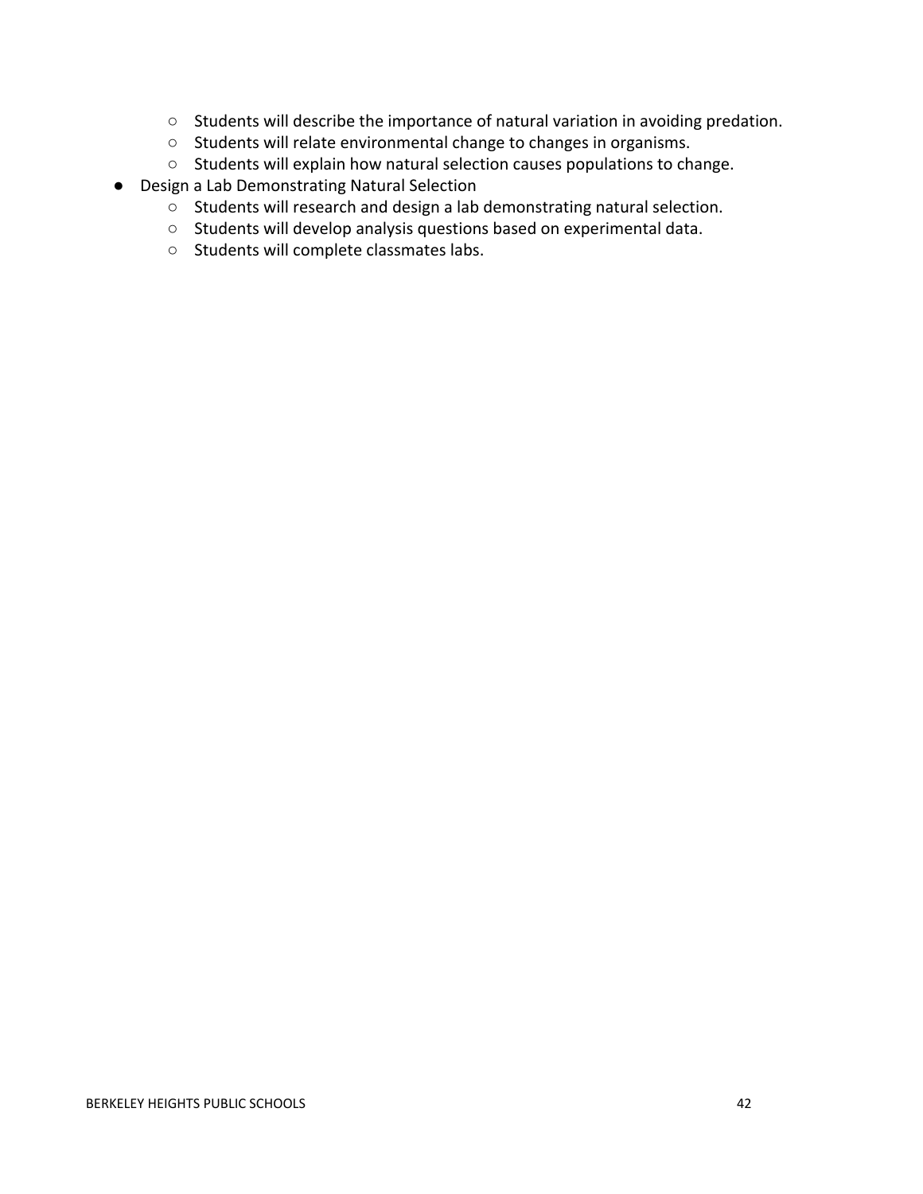- Students will describe the importance of natural variation in avoiding predation.
    - Students will relate environmental change to changes in organisms.
    - Students will explain how natural selection causes populations to change.
- Design a Lab Demonstrating Natural Selection
    - Students will research and design a lab demonstrating natural selection.
    - Students will develop analysis questions based on experimental data.
    - Students will complete classmates labs.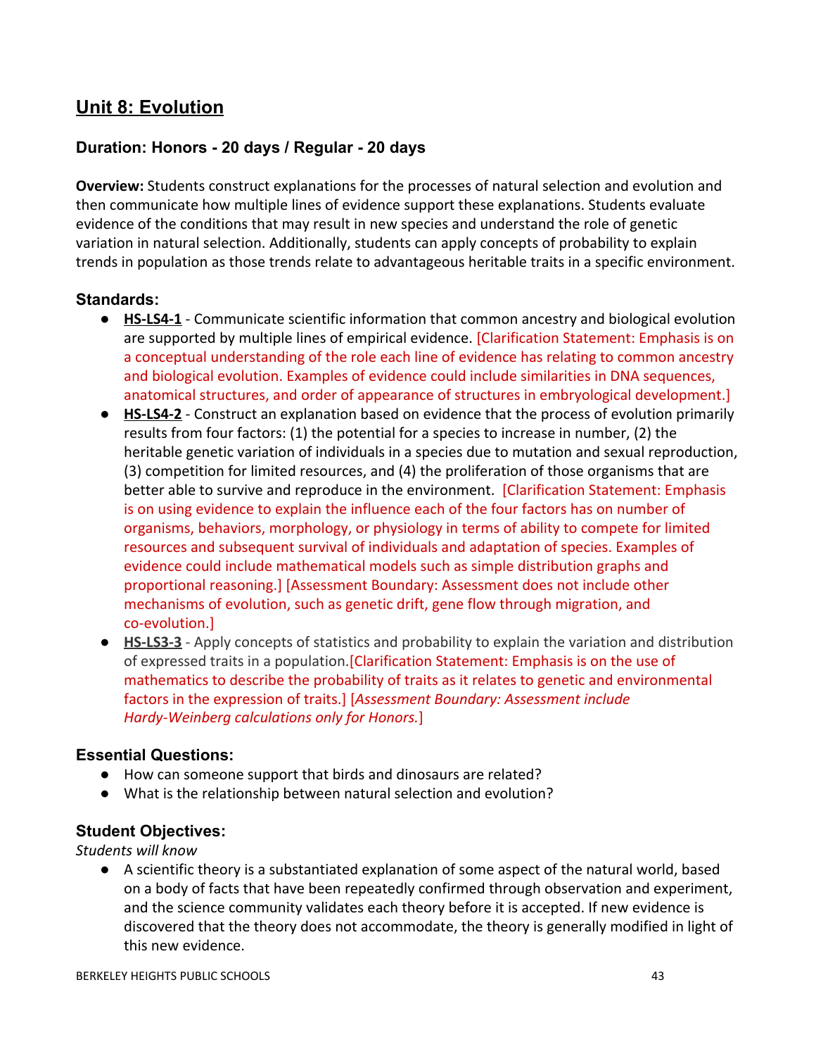## Unit 8: Evolution

### Duration: Honors - 20 days / Regular - 20 days

**Overview:** Students construct explanations for the processes of natural selection and evolution and then communicate how multiple lines of evidence support these explanations. Students evaluate evidence of the conditions that may result in new species and understand the role of genetic variation in natural selection. Additionally, students can apply concepts of probability to explain trends in population as those trends relate to advantageous heritable traits in a specific environment.

### Standards:

- **HS-LS4-1** - Communicate scientific information that common ancestry and biological evolution are supported by multiple lines of empirical evidence. [Clarification Statement: Emphasis is on a conceptual understanding of the role each line of evidence has relating to common ancestry and biological evolution. Examples of evidence could include similarities in DNA sequences, anatomical structures, and order of appearance of structures in embryological development.]
- **HS-LS4-2** - Construct an explanation based on evidence that the process of evolution primarily results from four factors: (1) the potential for a species to increase in number, (2) the heritable genetic variation of individuals in a species due to mutation and sexual reproduction, (3) competition for limited resources, and (4) the proliferation of those organisms that are better able to survive and reproduce in the environment. [Clarification Statement: Emphasis is on using evidence to explain the influence each of the four factors has on number of organisms, behaviors, morphology, or physiology in terms of ability to compete for limited resources and subsequent survival of individuals and adaptation of species. Examples of evidence could include mathematical models such as simple distribution graphs and proportional reasoning.] [Assessment Boundary: Assessment does not include other mechanisms of evolution, such as genetic drift, gene flow through migration, and co-evolution.]
- **HS-LS3-3** - Apply concepts of statistics and probability to explain the variation and distribution of expressed traits in a population.[Clarification Statement: Emphasis is on the use of mathematics to describe the probability of traits as it relates to genetic and environmental factors in the expression of traits.] [*Assessment Boundary: Assessment include Hardy-Weinberg calculations only for Honors.*]

### Essential Questions:

- How can someone support that birds and dinosaurs are related?
- What is the relationship between natural selection and evolution?

### Student Objectives:

*Students will know*

- A scientific theory is a substantiated explanation of some aspect of the natural world, based on a body of facts that have been repeatedly confirmed through observation and experiment, and the science community validates each theory before it is accepted. If new evidence is discovered that the theory does not accommodate, the theory is generally modified in light of this new evidence.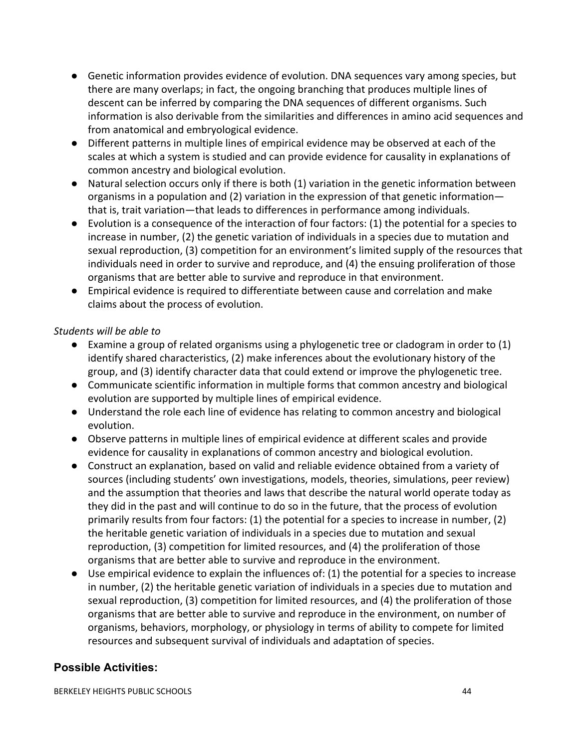- Genetic information provides evidence of evolution. DNA sequences vary among species, but there are many overlaps; in fact, the ongoing branching that produces multiple lines of descent can be inferred by comparing the DNA sequences of different organisms. Such information is also derivable from the similarities and differences in amino acid sequences and from anatomical and embryological evidence.
- Different patterns in multiple lines of empirical evidence may be observed at each of the scales at which a system is studied and can provide evidence for causality in explanations of common ancestry and biological evolution.
- Natural selection occurs only if there is both (1) variation in the genetic information between organisms in a population and (2) variation in the expression of that genetic information—that is, trait variation—that leads to differences in performance among individuals.
- Evolution is a consequence of the interaction of four factors: (1) the potential for a species to increase in number, (2) the genetic variation of individuals in a species due to mutation and sexual reproduction, (3) competition for an environment's limited supply of the resources that individuals need in order to survive and reproduce, and (4) the ensuing proliferation of those organisms that are better able to survive and reproduce in that environment.
- Empirical evidence is required to differentiate between cause and correlation and make claims about the process of evolution.

*Students will be able to*

- Examine a group of related organisms using a phylogenetic tree or cladogram in order to (1) identify shared characteristics, (2) make inferences about the evolutionary history of the group, and (3) identify character data that could extend or improve the phylogenetic tree.
- Communicate scientific information in multiple forms that common ancestry and biological evolution are supported by multiple lines of empirical evidence.
- Understand the role each line of evidence has relating to common ancestry and biological evolution.
- Observe patterns in multiple lines of empirical evidence at different scales and provide evidence for causality in explanations of common ancestry and biological evolution.
- Construct an explanation, based on valid and reliable evidence obtained from a variety of sources (including students' own investigations, models, theories, simulations, peer review) and the assumption that theories and laws that describe the natural world operate today as they did in the past and will continue to do so in the future, that the process of evolution primarily results from four factors: (1) the potential for a species to increase in number, (2) the heritable genetic variation of individuals in a species due to mutation and sexual reproduction, (3) competition for limited resources, and (4) the proliferation of those organisms that are better able to survive and reproduce in the environment.
- Use empirical evidence to explain the influences of: (1) the potential for a species to increase in number, (2) the heritable genetic variation of individuals in a species due to mutation and sexual reproduction, (3) competition for limited resources, and (4) the proliferation of those organisms that are better able to survive and reproduce in the environment, on number of organisms, behaviors, morphology, or physiology in terms of ability to compete for limited resources and subsequent survival of individuals and adaptation of species.

## Possible Activities: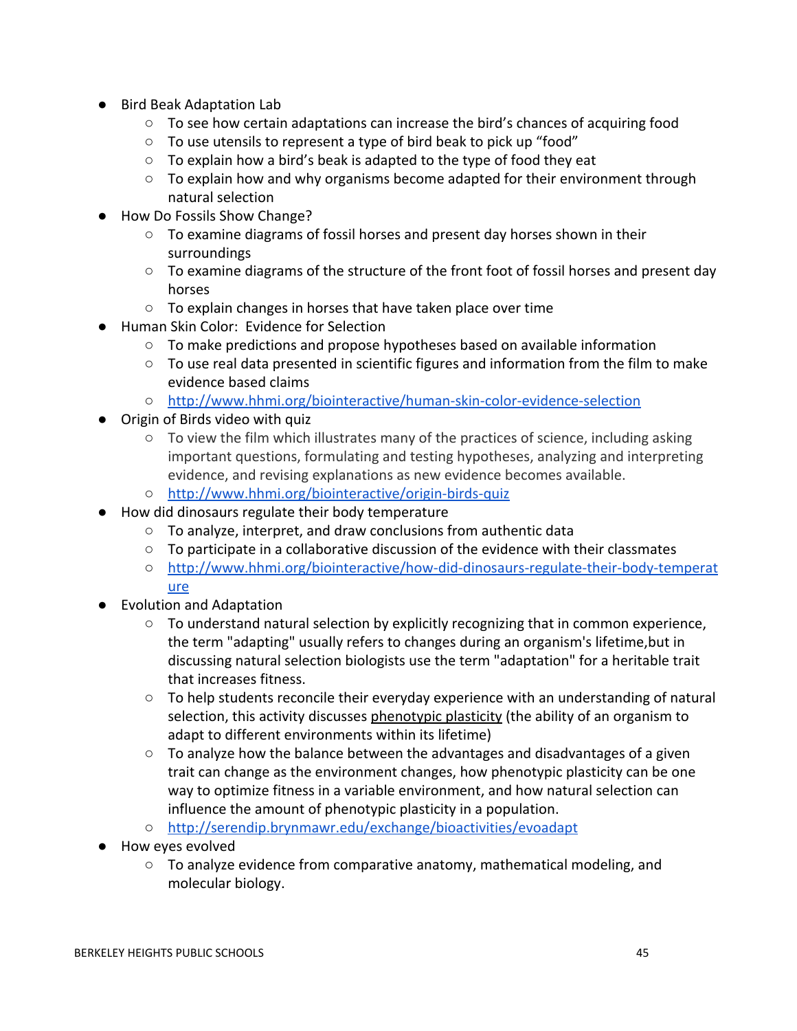- Bird Beak Adaptation Lab
  - To see how certain adaptations can increase the bird's chances of acquiring food
  - To use utensils to represent a type of bird beak to pick up "food"
  - To explain how a bird's beak is adapted to the type of food they eat
  - To explain how and why organisms become adapted for their environment through natural selection
- How Do Fossils Show Change?
  - To examine diagrams of fossil horses and present day horses shown in their surroundings
  - To examine diagrams of the structure of the front foot of fossil horses and present day horses
  - To explain changes in horses that have taken place over time
- Human Skin Color: Evidence for Selection
  - To make predictions and propose hypotheses based on available information
  - To use real data presented in scientific figures and information from the film to make evidence based claims
  - http://www.hhmi.org/biointeractive/human-skin-color-evidence-selection
- Origin of Birds video with quiz
  - To view the film which illustrates many of the practices of science, including asking important questions, formulating and testing hypotheses, analyzing and interpreting evidence, and revising explanations as new evidence becomes available.
  - http://www.hhmi.org/biointeractive/origin-birds-quiz
- How did dinosaurs regulate their body temperature
  - To analyze, interpret, and draw conclusions from authentic data
  - To participate in a collaborative discussion of the evidence with their classmates
  - http://www.hhmi.org/biointeractive/how-did-dinosaurs-regulate-their-body-temperature
- Evolution and Adaptation
  - To understand natural selection by explicitly recognizing that in common experience, the term "adapting" usually refers to changes during an organism's lifetime,but in discussing natural selection biologists use the term "adaptation" for a heritable trait that increases fitness.
  - To help students reconcile their everyday experience with an understanding of natural selection, this activity discusses phenotypic plasticity (the ability of an organism to adapt to different environments within its lifetime)
  - To analyze how the balance between the advantages and disadvantages of a given trait can change as the environment changes, how phenotypic plasticity can be one way to optimize fitness in a variable environment, and how natural selection can influence the amount of phenotypic plasticity in a population.
  - http://serendip.brynmawr.edu/exchange/bioactivities/evoadapt
- How eyes evolved
  - To analyze evidence from comparative anatomy, mathematical modeling, and molecular biology.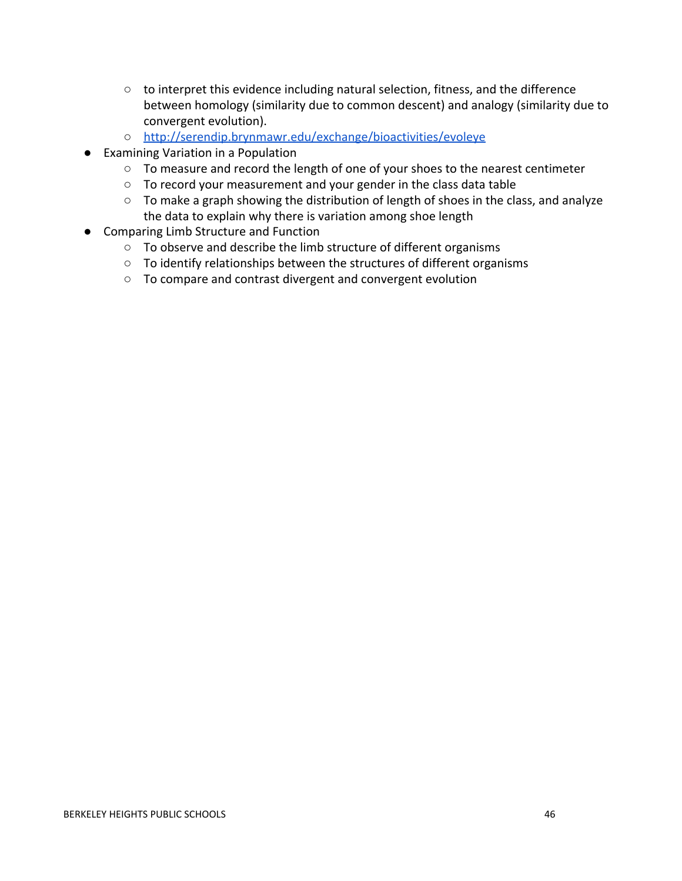- to interpret this evidence including natural selection, fitness, and the difference between homology (similarity due to common descent) and analogy (similarity due to convergent evolution).
    - [http://serendip.brynmawr.edu/exchange/bioactivities/evoleye](http://serendip.brynmawr.edu/exchange/bioactivities/evoleye)
- Examining Variation in a Population
    - To measure and record the length of one of your shoes to the nearest centimeter
    - To record your measurement and your gender in the class data table
    - To make a graph showing the distribution of length of shoes in the class, and analyze the data to explain why there is variation among shoe length
- Comparing Limb Structure and Function
    - To observe and describe the limb structure of different organisms
    - To identify relationships between the structures of different organisms
    - To compare and contrast divergent and convergent evolution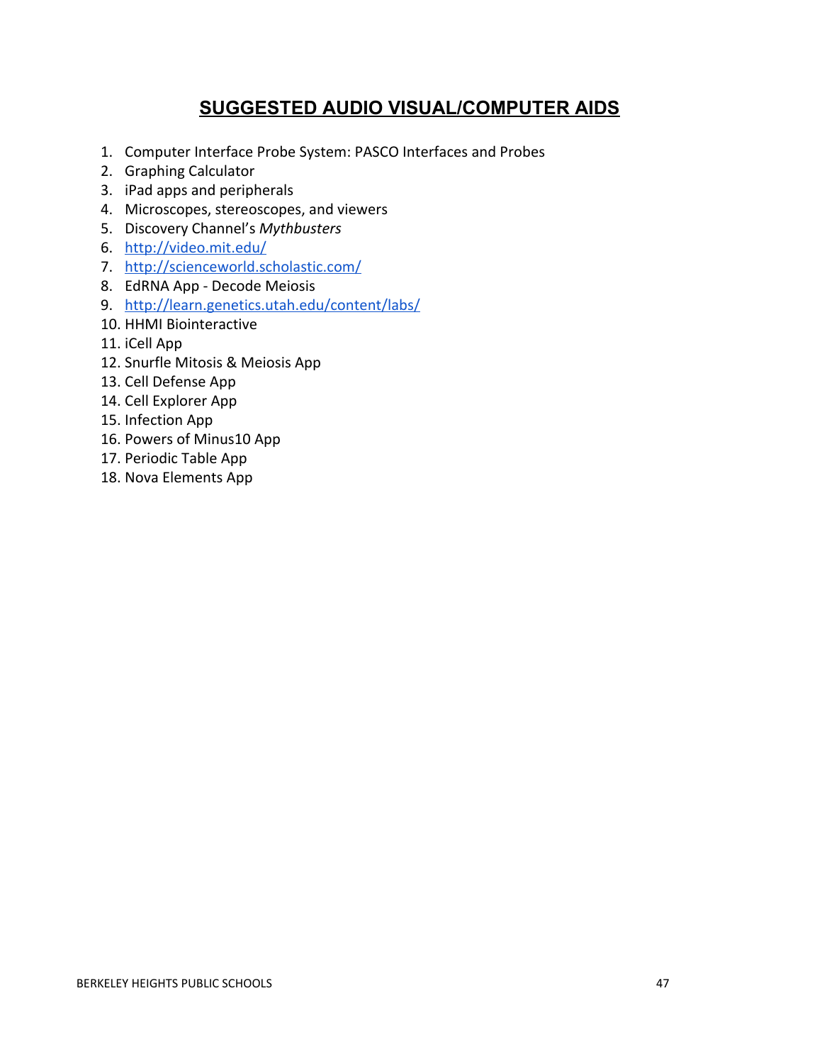# SUGGESTED AUDIO VISUAL/COMPUTER AIDS

1. Computer Interface Probe System: PASCO Interfaces and Probes
2. Graphing Calculator
3. iPad apps and peripherals
4. Microscopes, stereoscopes, and viewers
5. Discovery Channel's *Mythbusters*
6. http://video.mit.edu/
7. http://scienceworld.scholastic.com/
8. EdRNA App - Decode Meiosis
9. http://learn.genetics.utah.edu/content/labs/
10. HHMI Biointeractive
11. iCell App
12. Snurfle Mitosis & Meiosis App
13. Cell Defense App
14. Cell Explorer App
15. Infection App
16. Powers of Minus10 App
17. Periodic Table App
18. Nova Elements App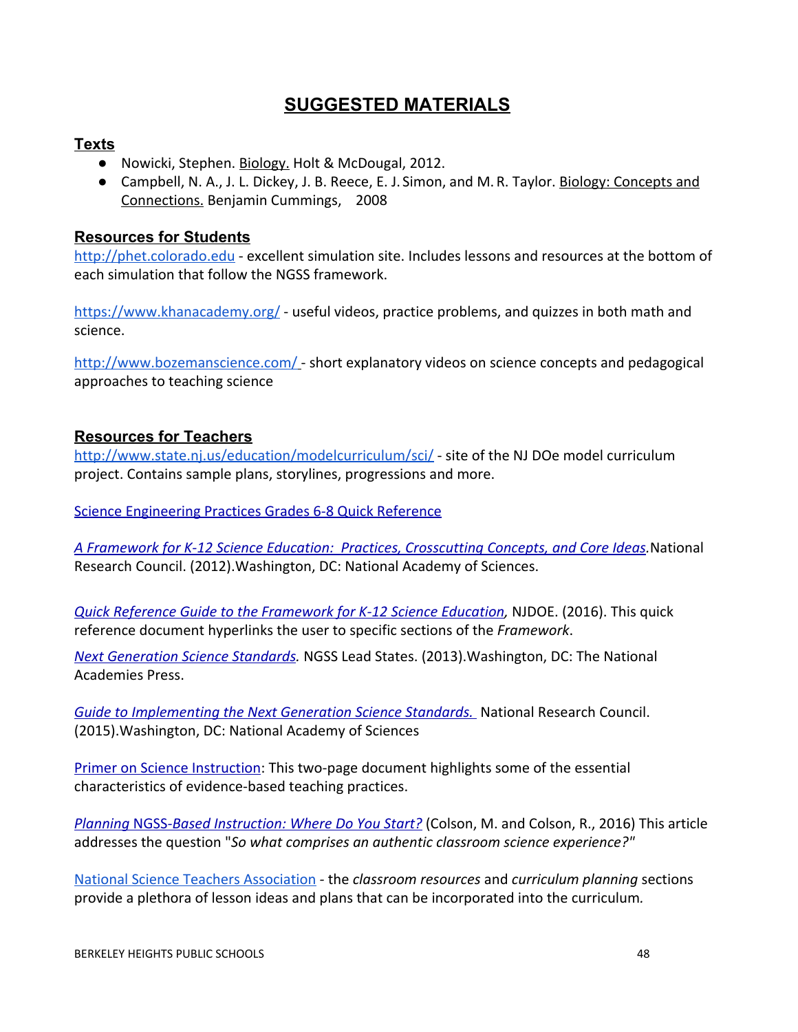# SUGGESTED MATERIALS

## Texts

- Nowicki, Stephen. Biology. Holt & McDougal, 2012.
- Campbell, N. A., J. L. Dickey, J. B. Reece, E. J. Simon, and M. R. Taylor. Biology: Concepts and Connections. Benjamin Cummings, 2008

## Resources for Students

http://phet.colorado.edu - excellent simulation site. Includes lessons and resources at the bottom of each simulation that follow the NGSS framework.

https://www.khanacademy.org/ - useful videos, practice problems, and quizzes in both math and science.

http://www.bozemanscience.com/ - short explanatory videos on science concepts and pedagogical approaches to teaching science

## Resources for Teachers

http://www.state.nj.us/education/modelcurriculum/sci/ - site of the NJ DOe model curriculum project. Contains sample plans, storylines, progressions and more.

Science Engineering Practices Grades 6-8 Quick Reference

*A Framework for K-12 Science Education: Practices, Crosscutting Concepts, and Core Ideas*. National Research Council. (2012). Washington, DC: National Academy of Sciences.

*Quick Reference Guide to the Framework for K-12 Science Education*, NJDOE. (2016). This quick reference document hyperlinks the user to specific sections of the *Framework*.

*Next Generation Science Standards.* NGSS Lead States. (2013). Washington, DC: The National Academies Press.

*Guide to Implementing the Next Generation Science Standards.* National Research Council. (2015). Washington, DC: National Academy of Sciences

Primer on Science Instruction: This two-page document highlights some of the essential characteristics of evidence-based teaching practices.

*Planning NGSS-Based Instruction: Where Do You Start?* (Colson, M. and Colson, R., 2016) This article addresses the question "*So what comprises an authentic classroom science experience?*"

National Science Teachers Association - the *classroom resources* and *curriculum planning* sections provide a plethora of lesson ideas and plans that can be incorporated into the curriculum.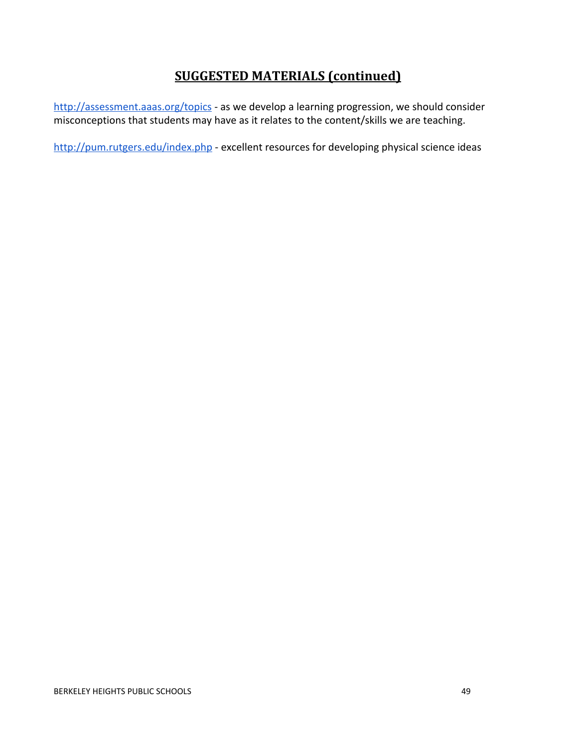## SUGGESTED MATERIALS (continued)

[http://assessment.aaas.org/topics](http://assessment.aaas.org/topics) - as we develop a learning progression, we should consider misconceptions that students may have as it relates to the content/skills we are teaching.

[http://pum.rutgers.edu/index.php](http://pum.rutgers.edu/index.php) - excellent resources for developing physical science ideas